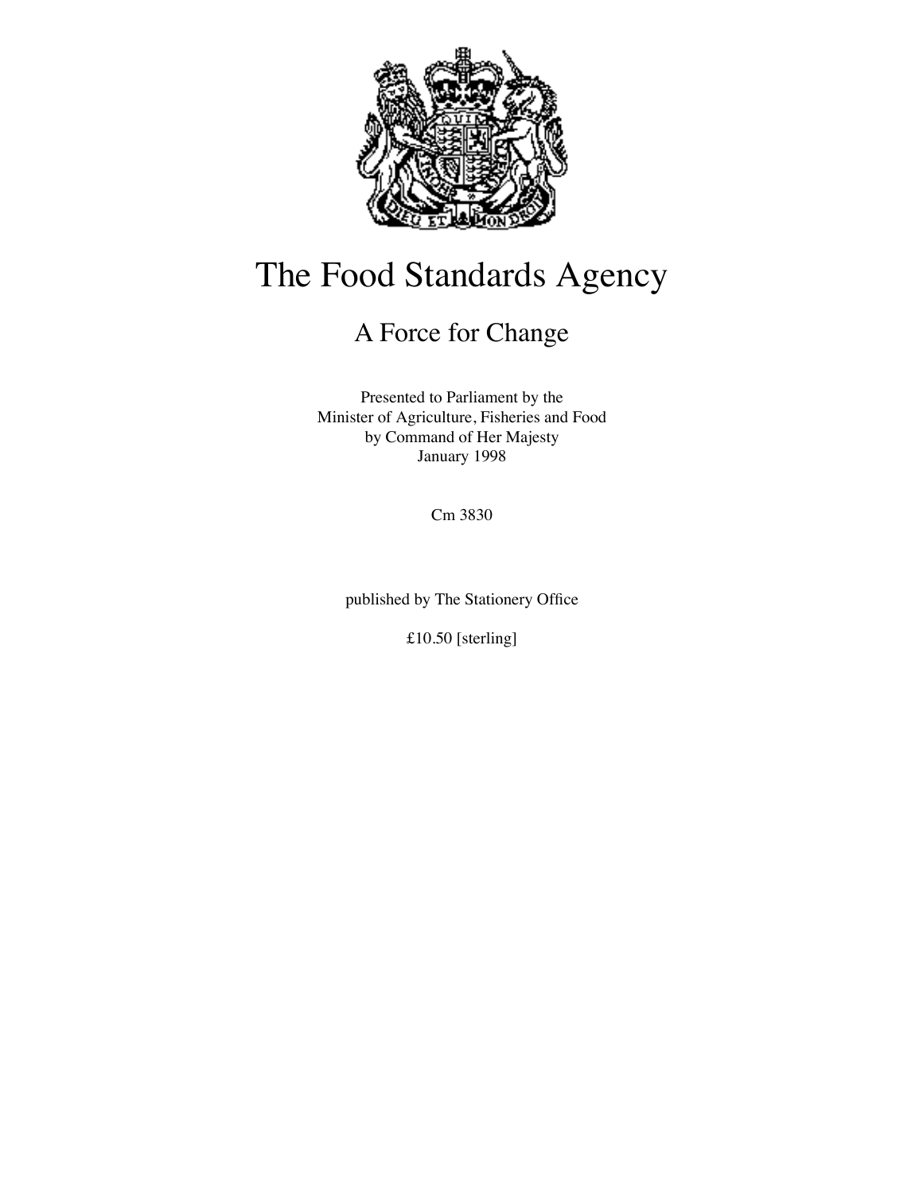# The Food Standards Agency

## A Force for Change

Presented to Parliament by the
Minister of Agriculture, Fisheries and Food
by Command of Her Majesty
January 1998

Cm 3830

published by The Stationery Office

£10.50 [sterling]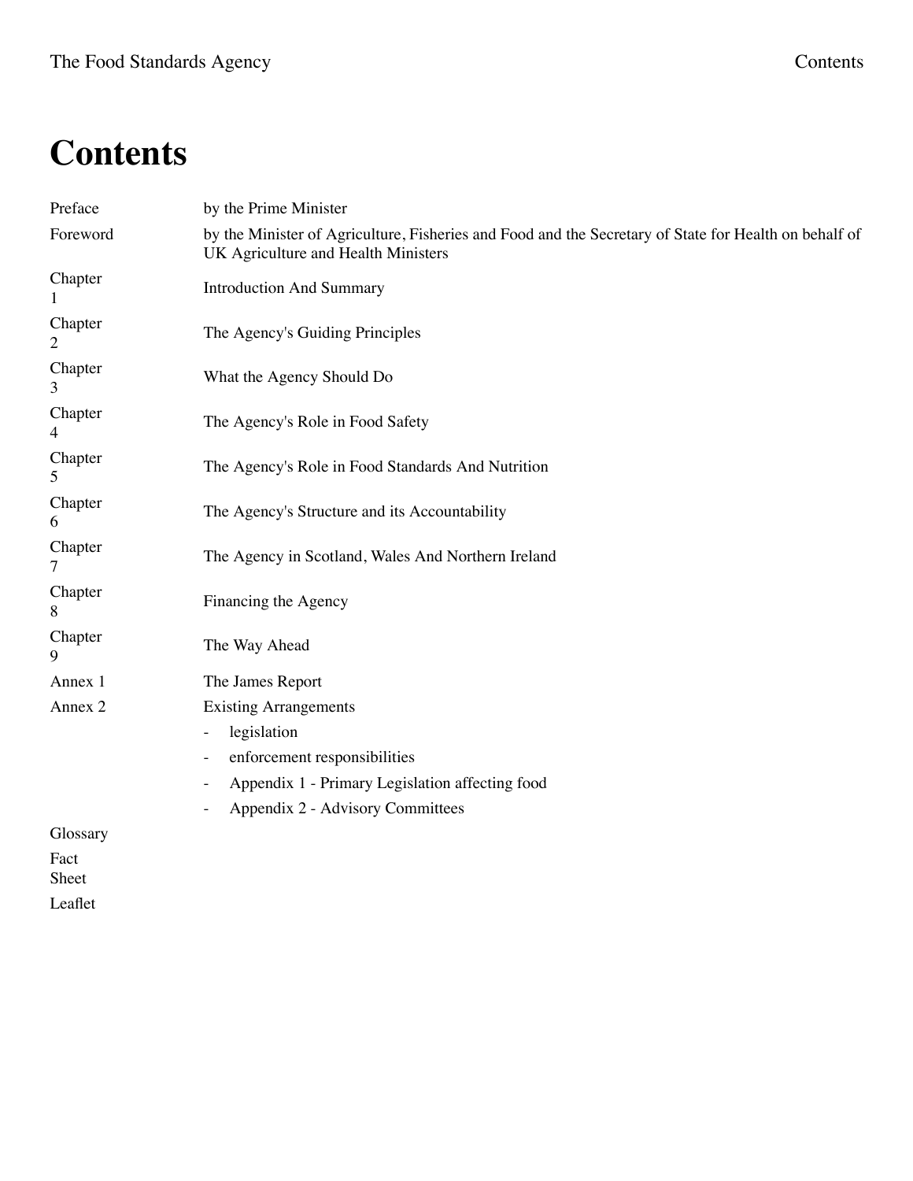# Contents

| | |
|---|---|
| Preface | by the Prime Minister |
| Foreword | by the Minister of Agriculture, Fisheries and Food and the Secretary of State for Health on behalf of UK Agriculture and Health Ministers |
| Chapter 1 | Introduction And Summary |
| Chapter 2 | The Agency's Guiding Principles |
| Chapter 3 | What the Agency Should Do |
| Chapter 4 | The Agency's Role in Food Safety |
| Chapter 5 | The Agency's Role in Food Standards And Nutrition |
| Chapter 6 | The Agency's Structure and its Accountability |
| Chapter 7 | The Agency in Scotland, Wales And Northern Ireland |
| Chapter 8 | Financing the Agency |
| Chapter 9 | The Way Ahead |
| Annex 1 | The James Report |
| Annex 2 | Existing Arrangements<br>- legislation<br>- enforcement responsibilities<br>- Appendix 1 - Primary Legislation affecting food<br>- Appendix 2 - Advisory Committees |
| Glossary | |
| Fact Sheet | |
| Leaflet | |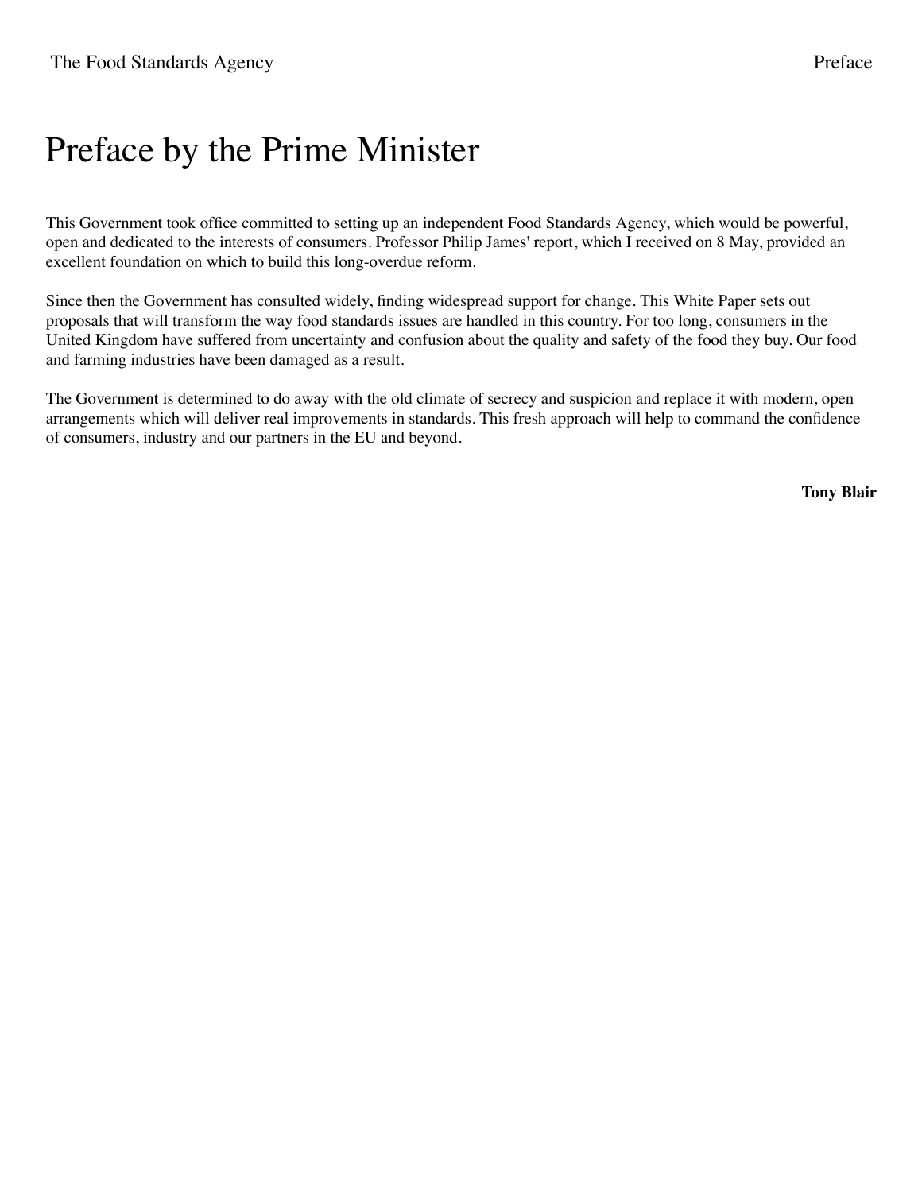# Preface by the Prime Minister

This Government took office committed to setting up an independent Food Standards Agency, which would be powerful, open and dedicated to the interests of consumers. Professor Philip James' report, which I received on 8 May, provided an excellent foundation on which to build this long-overdue reform.

Since then the Government has consulted widely, finding widespread support for change. This White Paper sets out proposals that will transform the way food standards issues are handled in this country. For too long, consumers in the United Kingdom have suffered from uncertainty and confusion about the quality and safety of the food they buy. Our food and farming industries have been damaged as a result.

The Government is determined to do away with the old climate of secrecy and suspicion and replace it with modern, open arrangements which will deliver real improvements in standards. This fresh approach will help to command the confidence of consumers, industry and our partners in the EU and beyond.

**Tony Blair**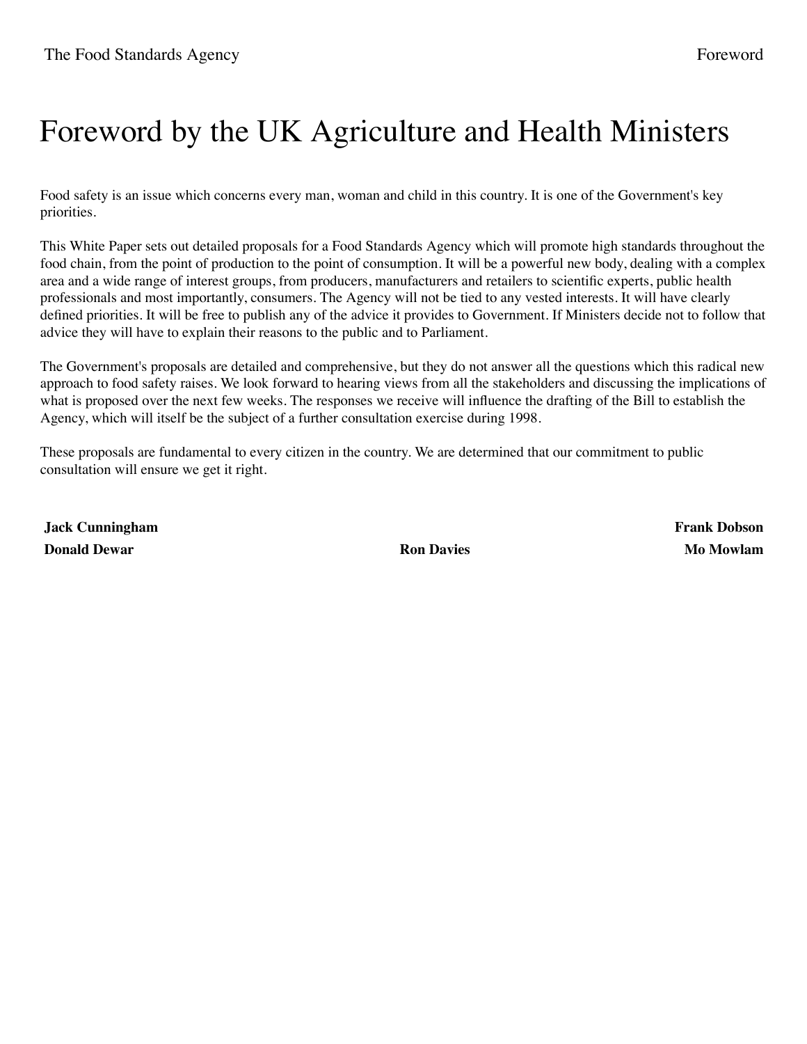# Foreword by the UK Agriculture and Health Ministers

Food safety is an issue which concerns every man, woman and child in this country. It is one of the Government's key priorities.

This White Paper sets out detailed proposals for a Food Standards Agency which will promote high standards throughout the food chain, from the point of production to the point of consumption. It will be a powerful new body, dealing with a complex area and a wide range of interest groups, from producers, manufacturers and retailers to scientific experts, public health professionals and most importantly, consumers. The Agency will not be tied to any vested interests. It will have clearly defined priorities. It will be free to publish any of the advice it provides to Government. If Ministers decide not to follow that advice they will have to explain their reasons to the public and to Parliament.

The Government's proposals are detailed and comprehensive, but they do not answer all the questions which this radical new approach to food safety raises. We look forward to hearing views from all the stakeholders and discussing the implications of what is proposed over the next few weeks. The responses we receive will influence the drafting of the Bill to establish the Agency, which will itself be the subject of a further consultation exercise during 1998.

These proposals are fundamental to every citizen in the country. We are determined that our commitment to public consultation will ensure we get it right.

**Jack Cunningham** **Frank Dobson**

**Donald Dewar** **Ron Davies** **Mo Mowlam**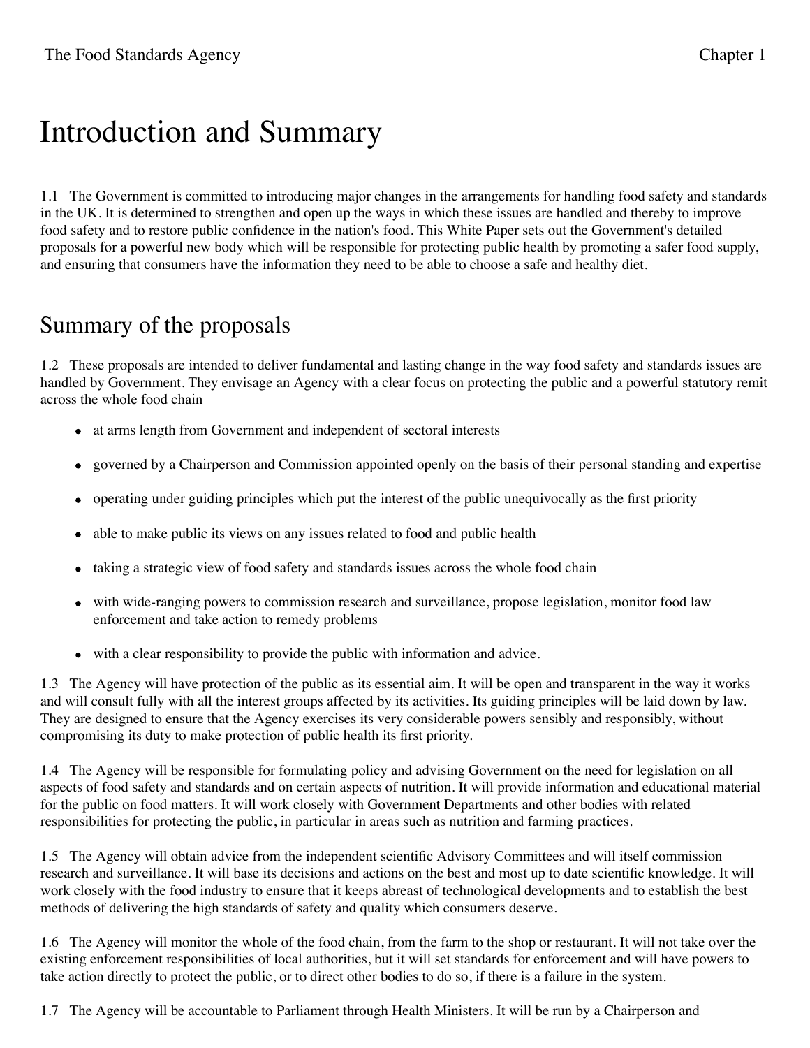# Introduction and Summary

1.1 The Government is committed to introducing major changes in the arrangements for handling food safety and standards in the UK. It is determined to strengthen and open up the ways in which these issues are handled and thereby to improve food safety and to restore public confidence in the nation's food. This White Paper sets out the Government's detailed proposals for a powerful new body which will be responsible for protecting public health by promoting a safer food supply, and ensuring that consumers have the information they need to be able to choose a safe and healthy diet.

## Summary of the proposals

1.2 These proposals are intended to deliver fundamental and lasting change in the way food safety and standards issues are handled by Government. They envisage an Agency with a clear focus on protecting the public and a powerful statutory remit across the whole food chain

- at arms length from Government and independent of sectoral interests
- governed by a Chairperson and Commission appointed openly on the basis of their personal standing and expertise
- operating under guiding principles which put the interest of the public unequivocally as the first priority
- able to make public its views on any issues related to food and public health
- taking a strategic view of food safety and standards issues across the whole food chain
- with wide-ranging powers to commission research and surveillance, propose legislation, monitor food law enforcement and take action to remedy problems
- with a clear responsibility to provide the public with information and advice.

1.3 The Agency will have protection of the public as its essential aim. It will be open and transparent in the way it works and will consult fully with all the interest groups affected by its activities. Its guiding principles will be laid down by law. They are designed to ensure that the Agency exercises its very considerable powers sensibly and responsibly, without compromising its duty to make protection of public health its first priority.

1.4 The Agency will be responsible for formulating policy and advising Government on the need for legislation on all aspects of food safety and standards and on certain aspects of nutrition. It will provide information and educational material for the public on food matters. It will work closely with Government Departments and other bodies with related responsibilities for protecting the public, in particular in areas such as nutrition and farming practices.

1.5 The Agency will obtain advice from the independent scientific Advisory Committees and will itself commission research and surveillance. It will base its decisions and actions on the best and most up to date scientific knowledge. It will work closely with the food industry to ensure that it keeps abreast of technological developments and to establish the best methods of delivering the high standards of safety and quality which consumers deserve.

1.6 The Agency will monitor the whole of the food chain, from the farm to the shop or restaurant. It will not take over the existing enforcement responsibilities of local authorities, but it will set standards for enforcement and will have powers to take action directly to protect the public, or to direct other bodies to do so, if there is a failure in the system.

1.7 The Agency will be accountable to Parliament through Health Ministers. It will be run by a Chairperson and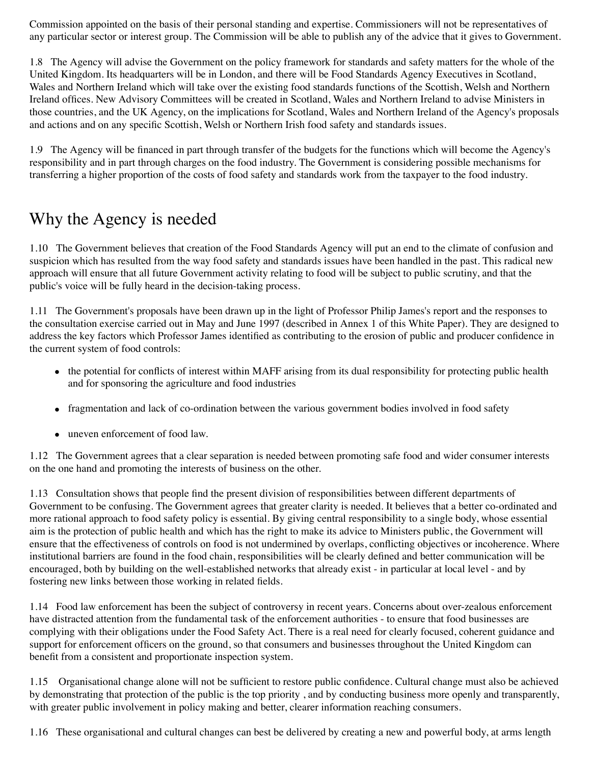Commission appointed on the basis of their personal standing and expertise. Commissioners will not be representatives of any particular sector or interest group. The Commission will be able to publish any of the advice that it gives to Government.

1.8 The Agency will advise the Government on the policy framework for standards and safety matters for the whole of the United Kingdom. Its headquarters will be in London, and there will be Food Standards Agency Executives in Scotland, Wales and Northern Ireland which will take over the existing food standards functions of the Scottish, Welsh and Northern Ireland offices. New Advisory Committees will be created in Scotland, Wales and Northern Ireland to advise Ministers in those countries, and the UK Agency, on the implications for Scotland, Wales and Northern Ireland of the Agency's proposals and actions and on any specific Scottish, Welsh or Northern Irish food safety and standards issues.

1.9 The Agency will be financed in part through transfer of the budgets for the functions which will become the Agency's responsibility and in part through charges on the food industry. The Government is considering possible mechanisms for transferring a higher proportion of the costs of food safety and standards work from the taxpayer to the food industry.

# Why the Agency is needed

1.10 The Government believes that creation of the Food Standards Agency will put an end to the climate of confusion and suspicion which has resulted from the way food safety and standards issues have been handled in the past. This radical new approach will ensure that all future Government activity relating to food will be subject to public scrutiny, and that the public's voice will be fully heard in the decision-taking process.

1.11 The Government's proposals have been drawn up in the light of Professor Philip James's report and the responses to the consultation exercise carried out in May and June 1997 (described in Annex 1 of this White Paper). They are designed to address the key factors which Professor James identified as contributing to the erosion of public and producer confidence in the current system of food controls:

- the potential for conflicts of interest within MAFF arising from its dual responsibility for protecting public health and for sponsoring the agriculture and food industries
- fragmentation and lack of co-ordination between the various government bodies involved in food safety
- uneven enforcement of food law.

1.12 The Government agrees that a clear separation is needed between promoting safe food and wider consumer interests on the one hand and promoting the interests of business on the other.

1.13 Consultation shows that people find the present division of responsibilities between different departments of Government to be confusing. The Government agrees that greater clarity is needed. It believes that a better co-ordinated and more rational approach to food safety policy is essential. By giving central responsibility to a single body, whose essential aim is the protection of public health and which has the right to make its advice to Ministers public, the Government will ensure that the effectiveness of controls on food is not undermined by overlaps, conflicting objectives or incoherence. Where institutional barriers are found in the food chain, responsibilities will be clearly defined and better communication will be encouraged, both by building on the well-established networks that already exist - in particular at local level - and by fostering new links between those working in related fields.

1.14 Food law enforcement has been the subject of controversy in recent years. Concerns about over-zealous enforcement have distracted attention from the fundamental task of the enforcement authorities - to ensure that food businesses are complying with their obligations under the Food Safety Act. There is a real need for clearly focused, coherent guidance and support for enforcement officers on the ground, so that consumers and businesses throughout the United Kingdom can benefit from a consistent and proportionate inspection system.

1.15 Organisational change alone will not be sufficient to restore public confidence. Cultural change must also be achieved by demonstrating that protection of the public is the top priority , and by conducting business more openly and transparently, with greater public involvement in policy making and better, clearer information reaching consumers.

1.16 These organisational and cultural changes can best be delivered by creating a new and powerful body, at arms length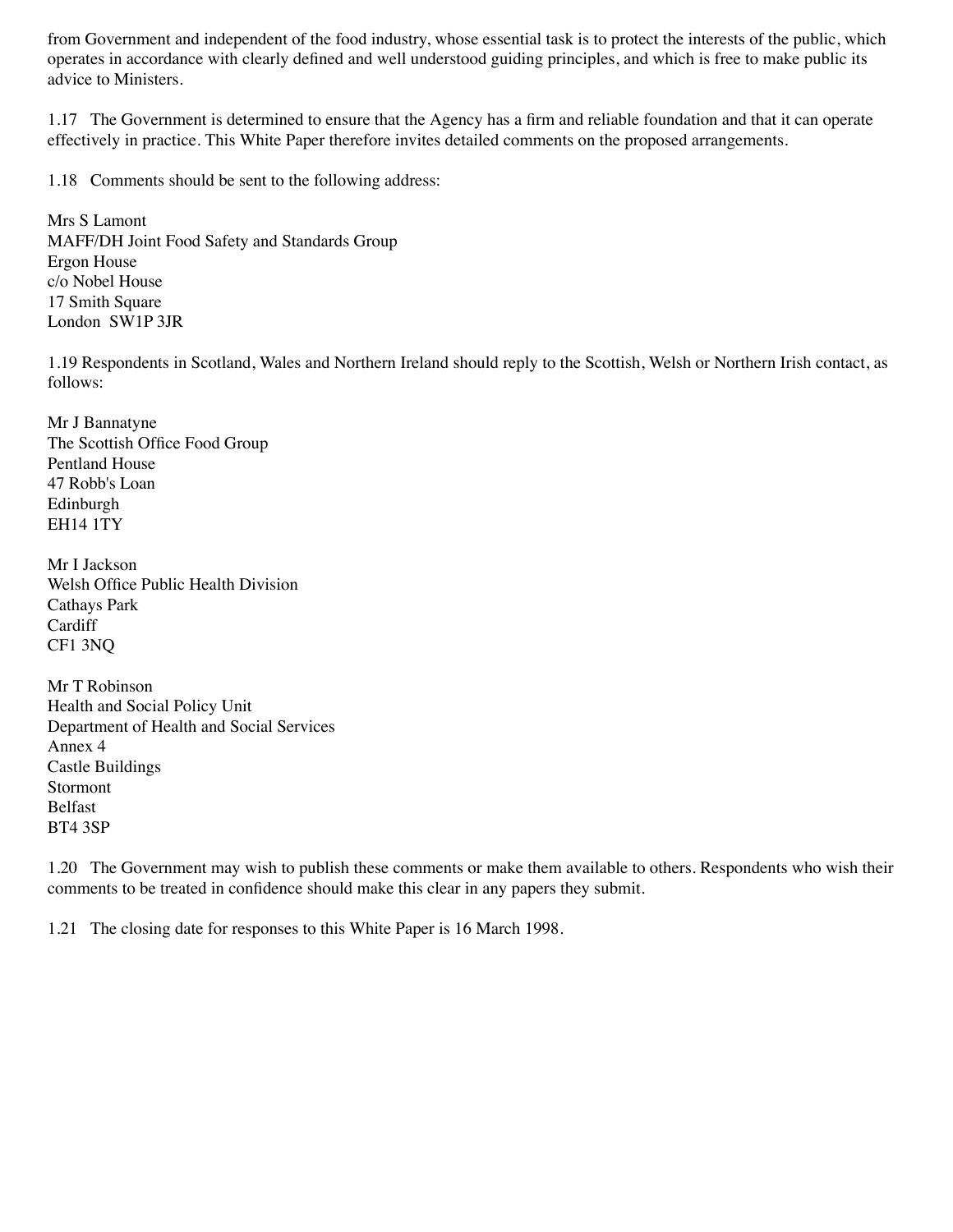from Government and independent of the food industry, whose essential task is to protect the interests of the public, which operates in accordance with clearly defined and well understood guiding principles, and which is free to make public its advice to Ministers.

1.17 The Government is determined to ensure that the Agency has a firm and reliable foundation and that it can operate effectively in practice. This White Paper therefore invites detailed comments on the proposed arrangements.

1.18 Comments should be sent to the following address:

Mrs S Lamont
MAFF/DH Joint Food Safety and Standards Group
Ergon House
c/o Nobel House
17 Smith Square
London SW1P 3JR

1.19 Respondents in Scotland, Wales and Northern Ireland should reply to the Scottish, Welsh or Northern Irish contact, as follows:

Mr J Bannatyne
The Scottish Office Food Group
Pentland House
47 Robb's Loan
Edinburgh
EH14 1TY

Mr I Jackson
Welsh Office Public Health Division
Cathays Park
Cardiff
CF1 3NQ

Mr T Robinson
Health and Social Policy Unit
Department of Health and Social Services
Annex 4
Castle Buildings
Stormont
Belfast
BT4 3SP

1.20 The Government may wish to publish these comments or make them available to others. Respondents who wish their comments to be treated in confidence should make this clear in any papers they submit.

1.21 The closing date for responses to this White Paper is 16 March 1998.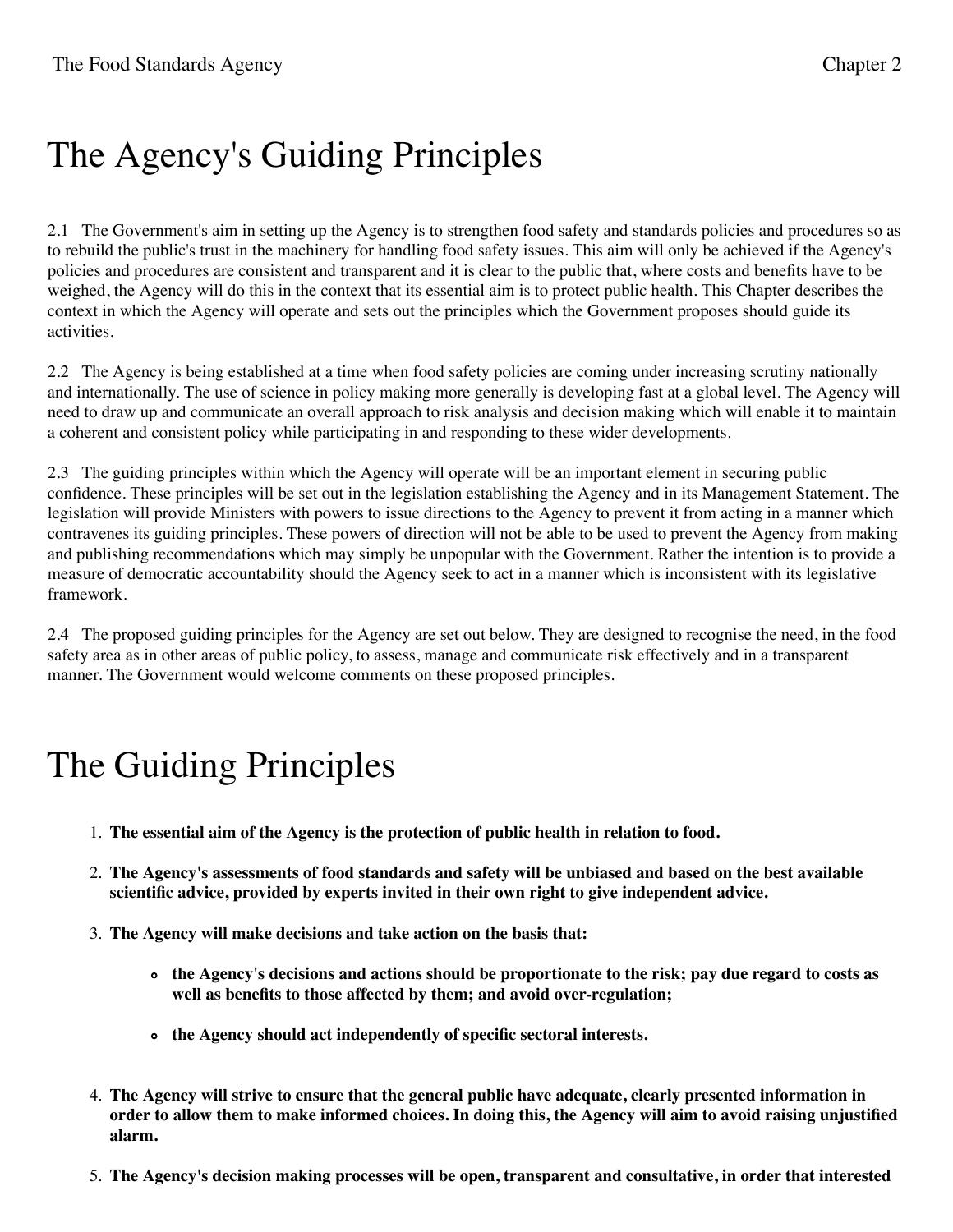# The Agency's Guiding Principles

2.1 The Government's aim in setting up the Agency is to strengthen food safety and standards policies and procedures so as to rebuild the public's trust in the machinery for handling food safety issues. This aim will only be achieved if the Agency's policies and procedures are consistent and transparent and it is clear to the public that, where costs and benefits have to be weighed, the Agency will do this in the context that its essential aim is to protect public health. This Chapter describes the context in which the Agency will operate and sets out the principles which the Government proposes should guide its activities.

2.2 The Agency is being established at a time when food safety policies are coming under increasing scrutiny nationally and internationally. The use of science in policy making more generally is developing fast at a global level. The Agency will need to draw up and communicate an overall approach to risk analysis and decision making which will enable it to maintain a coherent and consistent policy while participating in and responding to these wider developments.

2.3 The guiding principles within which the Agency will operate will be an important element in securing public confidence. These principles will be set out in the legislation establishing the Agency and in its Management Statement. The legislation will provide Ministers with powers to issue directions to the Agency to prevent it from acting in a manner which contravenes its guiding principles. These powers of direction will not be able to be used to prevent the Agency from making and publishing recommendations which may simply be unpopular with the Government. Rather the intention is to provide a measure of democratic accountability should the Agency seek to act in a manner which is inconsistent with its legislative framework.

2.4 The proposed guiding principles for the Agency are set out below. They are designed to recognise the need, in the food safety area as in other areas of public policy, to assess, manage and communicate risk effectively and in a transparent manner. The Government would welcome comments on these proposed principles.

# The Guiding Principles

1. **The essential aim of the Agency is the protection of public health in relation to food.**

2. **The Agency's assessments of food standards and safety will be unbiased and based on the best available scientific advice, provided by experts invited in their own right to give independent advice.**

3. **The Agency will make decisions and take action on the basis that:**

    - **the Agency's decisions and actions should be proportionate to the risk; pay due regard to costs as well as benefits to those affected by them; and avoid over-regulation;**

    - **the Agency should act independently of specific sectoral interests.**

4. **The Agency will strive to ensure that the general public have adequate, clearly presented information in order to allow them to make informed choices. In doing this, the Agency will aim to avoid raising unjustified alarm.**

5. **The Agency's decision making processes will be open, transparent and consultative, in order that interested**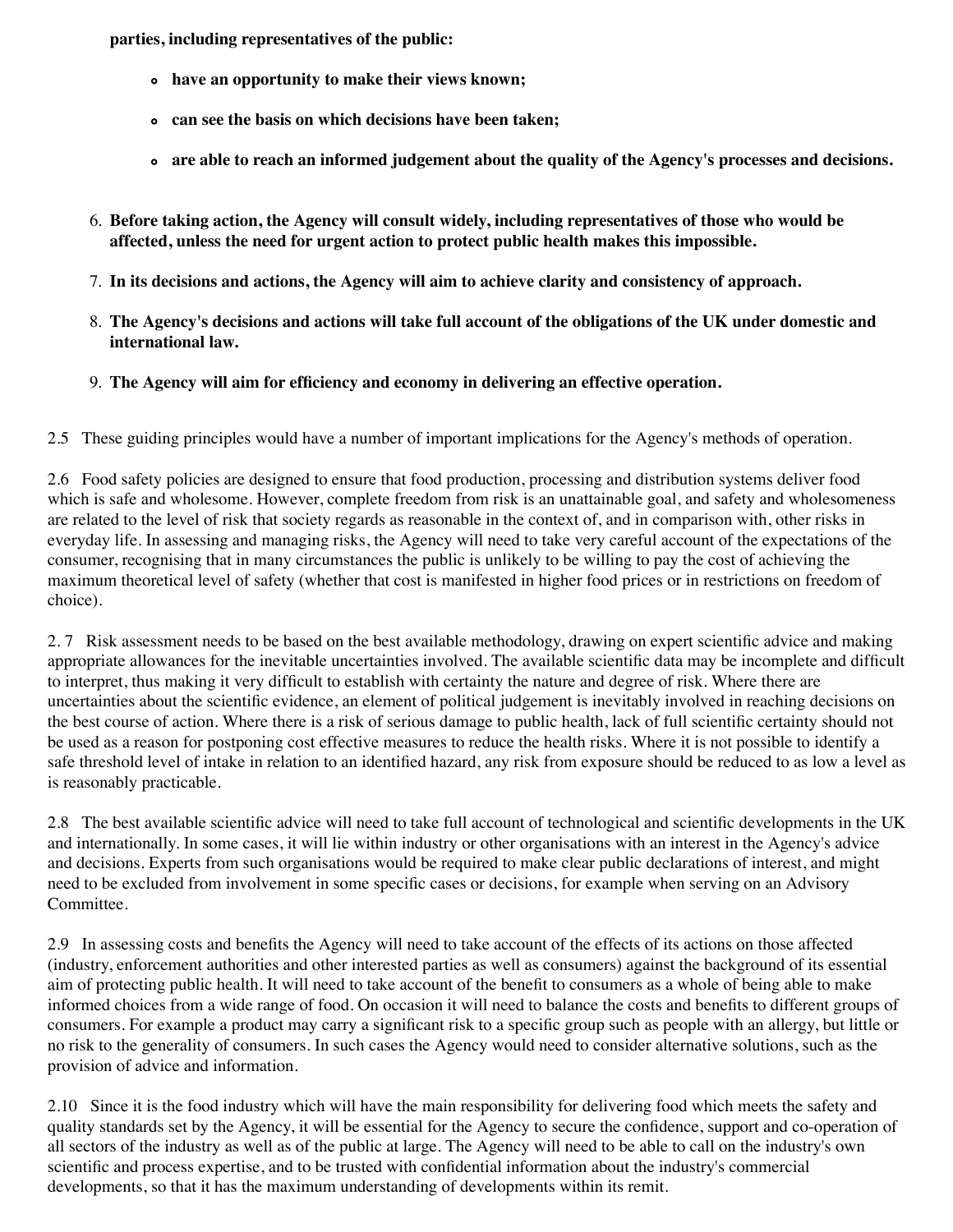**parties, including representatives of the public:**

- **have an opportunity to make their views known;**
- **can see the basis on which decisions have been taken;**
- **are able to reach an informed judgement about the quality of the Agency's processes and decisions.**

6. **Before taking action, the Agency will consult widely, including representatives of those who would be affected, unless the need for urgent action to protect public health makes this impossible.**
7. **In its decisions and actions, the Agency will aim to achieve clarity and consistency of approach.**
8. **The Agency's decisions and actions will take full account of the obligations of the UK under domestic and international law.**
9. **The Agency will aim for efficiency and economy in delivering an effective operation.**

2.5 These guiding principles would have a number of important implications for the Agency's methods of operation.

2.6 Food safety policies are designed to ensure that food production, processing and distribution systems deliver food which is safe and wholesome. However, complete freedom from risk is an unattainable goal, and safety and wholesomeness are related to the level of risk that society regards as reasonable in the context of, and in comparison with, other risks in everyday life. In assessing and managing risks, the Agency will need to take very careful account of the expectations of the consumer, recognising that in many circumstances the public is unlikely to be willing to pay the cost of achieving the maximum theoretical level of safety (whether that cost is manifested in higher food prices or in restrictions on freedom of choice).

2. 7 Risk assessment needs to be based on the best available methodology, drawing on expert scientific advice and making appropriate allowances for the inevitable uncertainties involved. The available scientific data may be incomplete and difficult to interpret, thus making it very difficult to establish with certainty the nature and degree of risk. Where there are uncertainties about the scientific evidence, an element of political judgement is inevitably involved in reaching decisions on the best course of action. Where there is a risk of serious damage to public health, lack of full scientific certainty should not be used as a reason for postponing cost effective measures to reduce the health risks. Where it is not possible to identify a safe threshold level of intake in relation to an identified hazard, any risk from exposure should be reduced to as low a level as is reasonably practicable.

2.8 The best available scientific advice will need to take full account of technological and scientific developments in the UK and internationally. In some cases, it will lie within industry or other organisations with an interest in the Agency's advice and decisions. Experts from such organisations would be required to make clear public declarations of interest, and might need to be excluded from involvement in some specific cases or decisions, for example when serving on an Advisory Committee.

2.9 In assessing costs and benefits the Agency will need to take account of the effects of its actions on those affected (industry, enforcement authorities and other interested parties as well as consumers) against the background of its essential aim of protecting public health. It will need to take account of the benefit to consumers as a whole of being able to make informed choices from a wide range of food. On occasion it will need to balance the costs and benefits to different groups of consumers. For example a product may carry a significant risk to a specific group such as people with an allergy, but little or no risk to the generality of consumers. In such cases the Agency would need to consider alternative solutions, such as the provision of advice and information.

2.10 Since it is the food industry which will have the main responsibility for delivering food which meets the safety and quality standards set by the Agency, it will be essential for the Agency to secure the confidence, support and co-operation of all sectors of the industry as well as of the public at large. The Agency will need to be able to call on the industry's own scientific and process expertise, and to be trusted with confidential information about the industry's commercial developments, so that it has the maximum understanding of developments within its remit.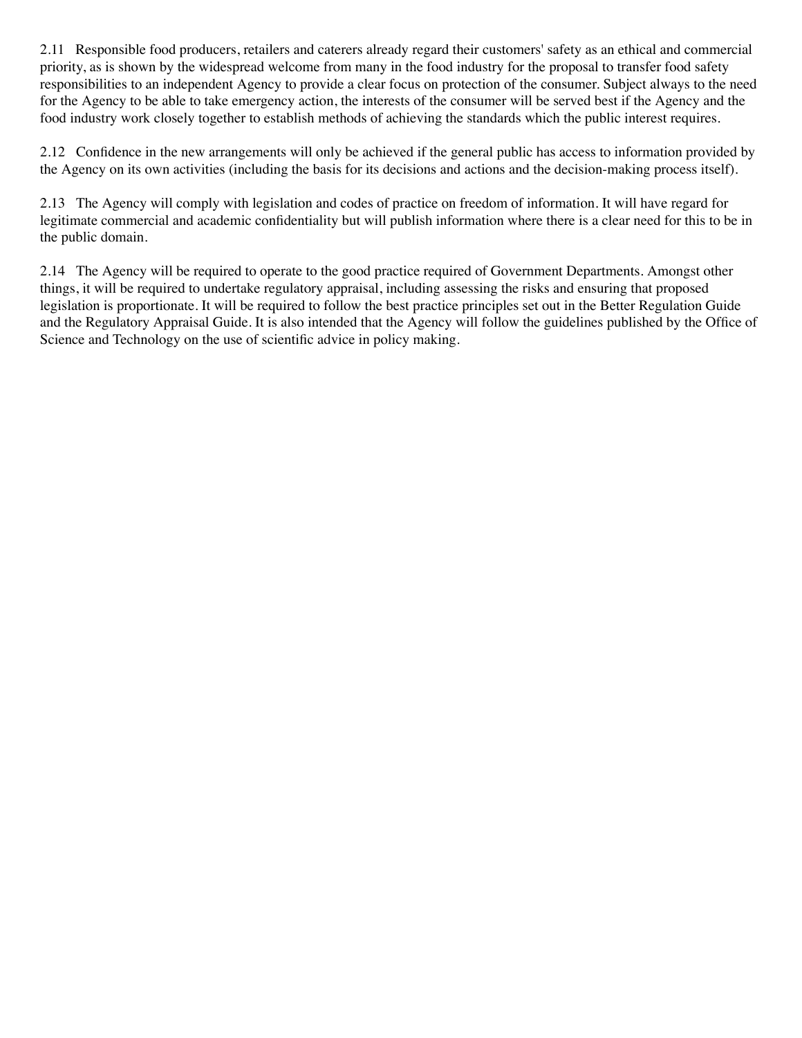2.11 Responsible food producers, retailers and caterers already regard their customers' safety as an ethical and commercial priority, as is shown by the widespread welcome from many in the food industry for the proposal to transfer food safety responsibilities to an independent Agency to provide a clear focus on protection of the consumer. Subject always to the need for the Agency to be able to take emergency action, the interests of the consumer will be served best if the Agency and the food industry work closely together to establish methods of achieving the standards which the public interest requires.

2.12 Confidence in the new arrangements will only be achieved if the general public has access to information provided by the Agency on its own activities (including the basis for its decisions and actions and the decision-making process itself).

2.13 The Agency will comply with legislation and codes of practice on freedom of information. It will have regard for legitimate commercial and academic confidentiality but will publish information where there is a clear need for this to be in the public domain.

2.14 The Agency will be required to operate to the good practice required of Government Departments. Amongst other things, it will be required to undertake regulatory appraisal, including assessing the risks and ensuring that proposed legislation is proportionate. It will be required to follow the best practice principles set out in the Better Regulation Guide and the Regulatory Appraisal Guide. It is also intended that the Agency will follow the guidelines published by the Office of Science and Technology on the use of scientific advice in policy making.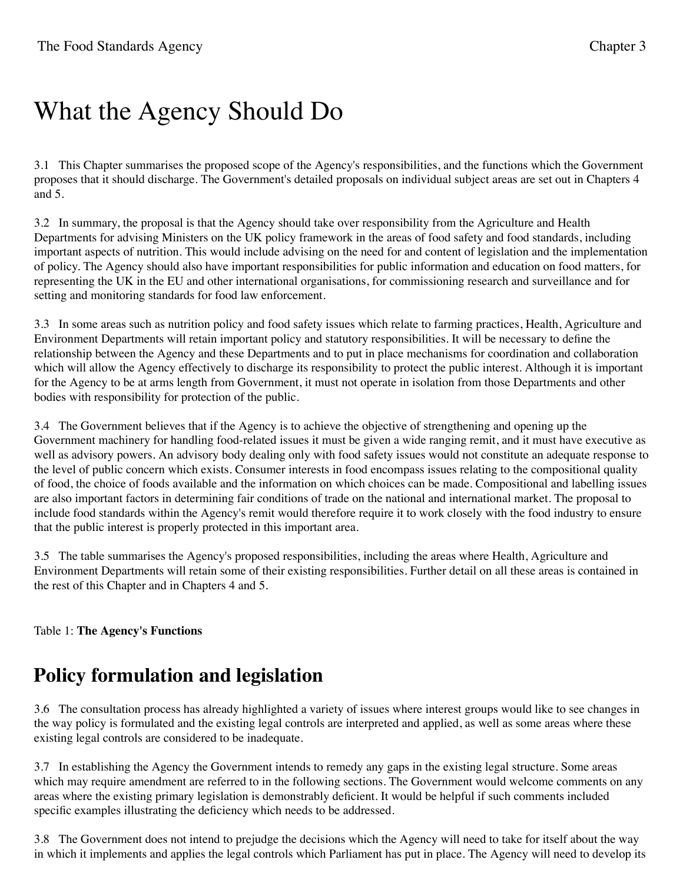# What the Agency Should Do

3.1 This Chapter summarises the proposed scope of the Agency's responsibilities, and the functions which the Government proposes that it should discharge. The Government's detailed proposals on individual subject areas are set out in Chapters 4 and 5.

3.2 In summary, the proposal is that the Agency should take over responsibility from the Agriculture and Health Departments for advising Ministers on the UK policy framework in the areas of food safety and food standards, including important aspects of nutrition. This would include advising on the need for and content of legislation and the implementation of policy. The Agency should also have important responsibilities for public information and education on food matters, for representing the UK in the EU and other international organisations, for commissioning research and surveillance and for setting and monitoring standards for food law enforcement.

3.3 In some areas such as nutrition policy and food safety issues which relate to farming practices, Health, Agriculture and Environment Departments will retain important policy and statutory responsibilities. It will be necessary to define the relationship between the Agency and these Departments and to put in place mechanisms for coordination and collaboration which will allow the Agency effectively to discharge its responsibility to protect the public interest. Although it is important for the Agency to be at arms length from Government, it must not operate in isolation from those Departments and other bodies with responsibility for protection of the public.

3.4 The Government believes that if the Agency is to achieve the objective of strengthening and opening up the Government machinery for handling food-related issues it must be given a wide ranging remit, and it must have executive as well as advisory powers. An advisory body dealing only with food safety issues would not constitute an adequate response to the level of public concern which exists. Consumer interests in food encompass issues relating to the compositional quality of food, the choice of foods available and the information on which choices can be made. Compositional and labelling issues are also important factors in determining fair conditions of trade on the national and international market. The proposal to include food standards within the Agency's remit would therefore require it to work closely with the food industry to ensure that the public interest is properly protected in this important area.

3.5 The table summarises the Agency's proposed responsibilities, including the areas where Health, Agriculture and Environment Departments will retain some of their existing responsibilities. Further detail on all these areas is contained in the rest of this Chapter and in Chapters 4 and 5.

Table 1: **The Agency's Functions**

## Policy formulation and legislation

3.6 The consultation process has already highlighted a variety of issues where interest groups would like to see changes in the way policy is formulated and the existing legal controls are interpreted and applied, as well as some areas where these existing legal controls are considered to be inadequate.

3.7 In establishing the Agency the Government intends to remedy any gaps in the existing legal structure. Some areas which may require amendment are referred to in the following sections. The Government would welcome comments on any areas where the existing primary legislation is demonstrably deficient. It would be helpful if such comments included specific examples illustrating the deficiency which needs to be addressed.

3.8 The Government does not intend to prejudge the decisions which the Agency will need to take for itself about the way in which it implements and applies the legal controls which Parliament has put in place. The Agency will need to develop its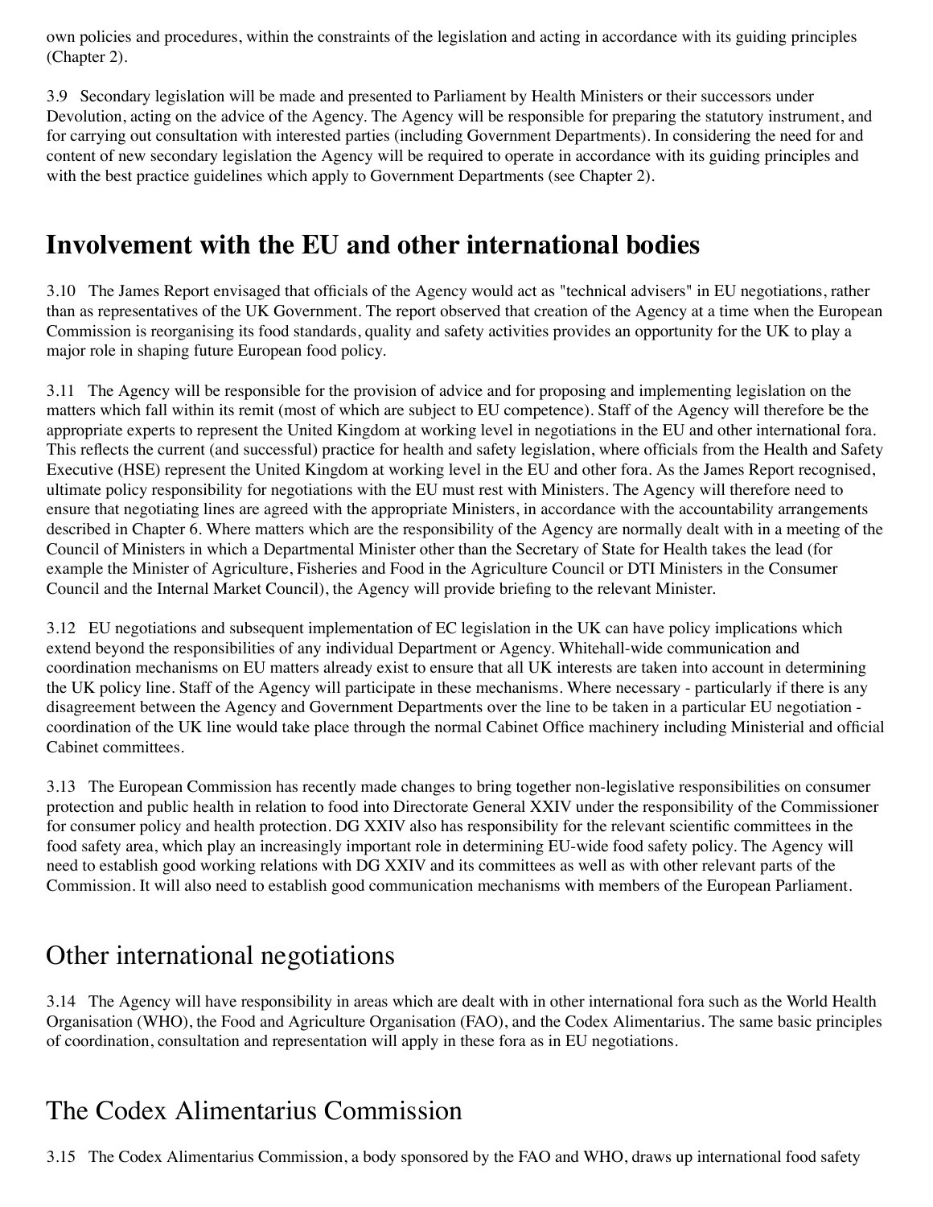own policies and procedures, within the constraints of the legislation and acting in accordance with its guiding principles (Chapter 2).

3.9 Secondary legislation will be made and presented to Parliament by Health Ministers or their successors under Devolution, acting on the advice of the Agency. The Agency will be responsible for preparing the statutory instrument, and for carrying out consultation with interested parties (including Government Departments). In considering the need for and content of new secondary legislation the Agency will be required to operate in accordance with its guiding principles and with the best practice guidelines which apply to Government Departments (see Chapter 2).

## Involvement with the EU and other international bodies

3.10 The James Report envisaged that officials of the Agency would act as "technical advisers" in EU negotiations, rather than as representatives of the UK Government. The report observed that creation of the Agency at a time when the European Commission is reorganising its food standards, quality and safety activities provides an opportunity for the UK to play a major role in shaping future European food policy.

3.11 The Agency will be responsible for the provision of advice and for proposing and implementing legislation on the matters which fall within its remit (most of which are subject to EU competence). Staff of the Agency will therefore be the appropriate experts to represent the United Kingdom at working level in negotiations in the EU and other international fora. This reflects the current (and successful) practice for health and safety legislation, where officials from the Health and Safety Executive (HSE) represent the United Kingdom at working level in the EU and other fora. As the James Report recognised, ultimate policy responsibility for negotiations with the EU must rest with Ministers. The Agency will therefore need to ensure that negotiating lines are agreed with the appropriate Ministers, in accordance with the accountability arrangements described in Chapter 6. Where matters which are the responsibility of the Agency are normally dealt with in a meeting of the Council of Ministers in which a Departmental Minister other than the Secretary of State for Health takes the lead (for example the Minister of Agriculture, Fisheries and Food in the Agriculture Council or DTI Ministers in the Consumer Council and the Internal Market Council), the Agency will provide briefing to the relevant Minister.

3.12 EU negotiations and subsequent implementation of EC legislation in the UK can have policy implications which extend beyond the responsibilities of any individual Department or Agency. Whitehall-wide communication and coordination mechanisms on EU matters already exist to ensure that all UK interests are taken into account in determining the UK policy line. Staff of the Agency will participate in these mechanisms. Where necessary - particularly if there is any disagreement between the Agency and Government Departments over the line to be taken in a particular EU negotiation - coordination of the UK line would take place through the normal Cabinet Office machinery including Ministerial and official Cabinet committees.

3.13 The European Commission has recently made changes to bring together non-legislative responsibilities on consumer protection and public health in relation to food into Directorate General XXIV under the responsibility of the Commissioner for consumer policy and health protection. DG XXIV also has responsibility for the relevant scientific committees in the food safety area, which play an increasingly important role in determining EU-wide food safety policy. The Agency will need to establish good working relations with DG XXIV and its committees as well as with other relevant parts of the Commission. It will also need to establish good communication mechanisms with members of the European Parliament.

### Other international negotiations

3.14 The Agency will have responsibility in areas which are dealt with in other international fora such as the World Health Organisation (WHO), the Food and Agriculture Organisation (FAO), and the Codex Alimentarius. The same basic principles of coordination, consultation and representation will apply in these fora as in EU negotiations.

### The Codex Alimentarius Commission

3.15 The Codex Alimentarius Commission, a body sponsored by the FAO and WHO, draws up international food safety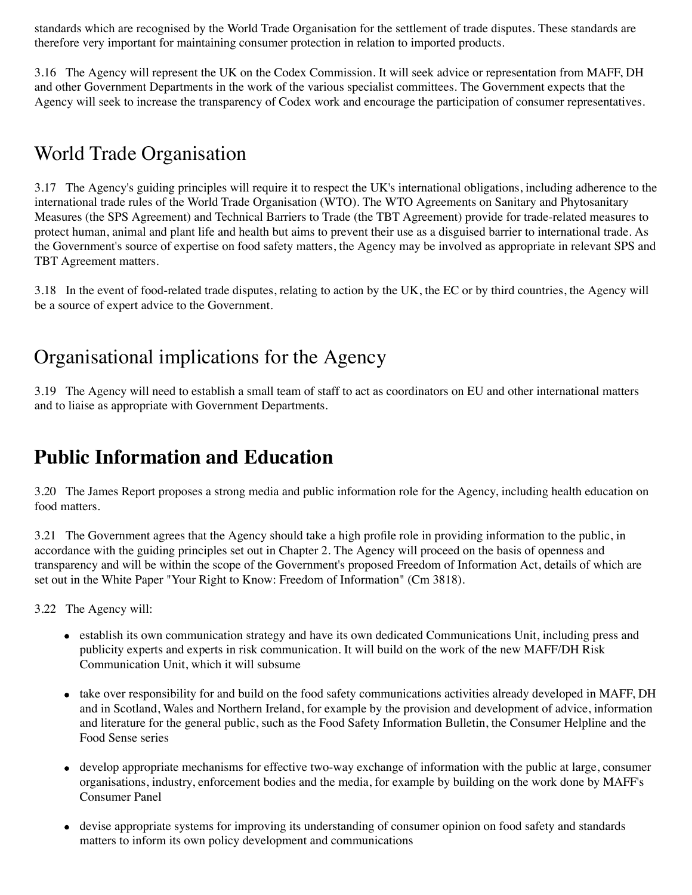standards which are recognised by the World Trade Organisation for the settlement of trade disputes. These standards are therefore very important for maintaining consumer protection in relation to imported products.

3.16 The Agency will represent the UK on the Codex Commission. It will seek advice or representation from MAFF, DH and other Government Departments in the work of the various specialist committees. The Government expects that the Agency will seek to increase the transparency of Codex work and encourage the participation of consumer representatives.

## World Trade Organisation

3.17 The Agency's guiding principles will require it to respect the UK's international obligations, including adherence to the international trade rules of the World Trade Organisation (WTO). The WTO Agreements on Sanitary and Phytosanitary Measures (the SPS Agreement) and Technical Barriers to Trade (the TBT Agreement) provide for trade-related measures to protect human, animal and plant life and health but aims to prevent their use as a disguised barrier to international trade. As the Government's source of expertise on food safety matters, the Agency may be involved as appropriate in relevant SPS and TBT Agreement matters.

3.18 In the event of food-related trade disputes, relating to action by the UK, the EC or by third countries, the Agency will be a source of expert advice to the Government.

## Organisational implications for the Agency

3.19 The Agency will need to establish a small team of staff to act as coordinators on EU and other international matters and to liaise as appropriate with Government Departments.

# Public Information and Education

3.20 The James Report proposes a strong media and public information role for the Agency, including health education on food matters.

3.21 The Government agrees that the Agency should take a high profile role in providing information to the public, in accordance with the guiding principles set out in Chapter 2. The Agency will proceed on the basis of openness and transparency and will be within the scope of the Government's proposed Freedom of Information Act, details of which are set out in the White Paper "Your Right to Know: Freedom of Information" (Cm 3818).

3.22 The Agency will:

- establish its own communication strategy and have its own dedicated Communications Unit, including press and publicity experts and experts in risk communication. It will build on the work of the new MAFF/DH Risk Communication Unit, which it will subsume
- take over responsibility for and build on the food safety communications activities already developed in MAFF, DH and in Scotland, Wales and Northern Ireland, for example by the provision and development of advice, information and literature for the general public, such as the Food Safety Information Bulletin, the Consumer Helpline and the Food Sense series
- develop appropriate mechanisms for effective two-way exchange of information with the public at large, consumer organisations, industry, enforcement bodies and the media, for example by building on the work done by MAFF's Consumer Panel
- devise appropriate systems for improving its understanding of consumer opinion on food safety and standards matters to inform its own policy development and communications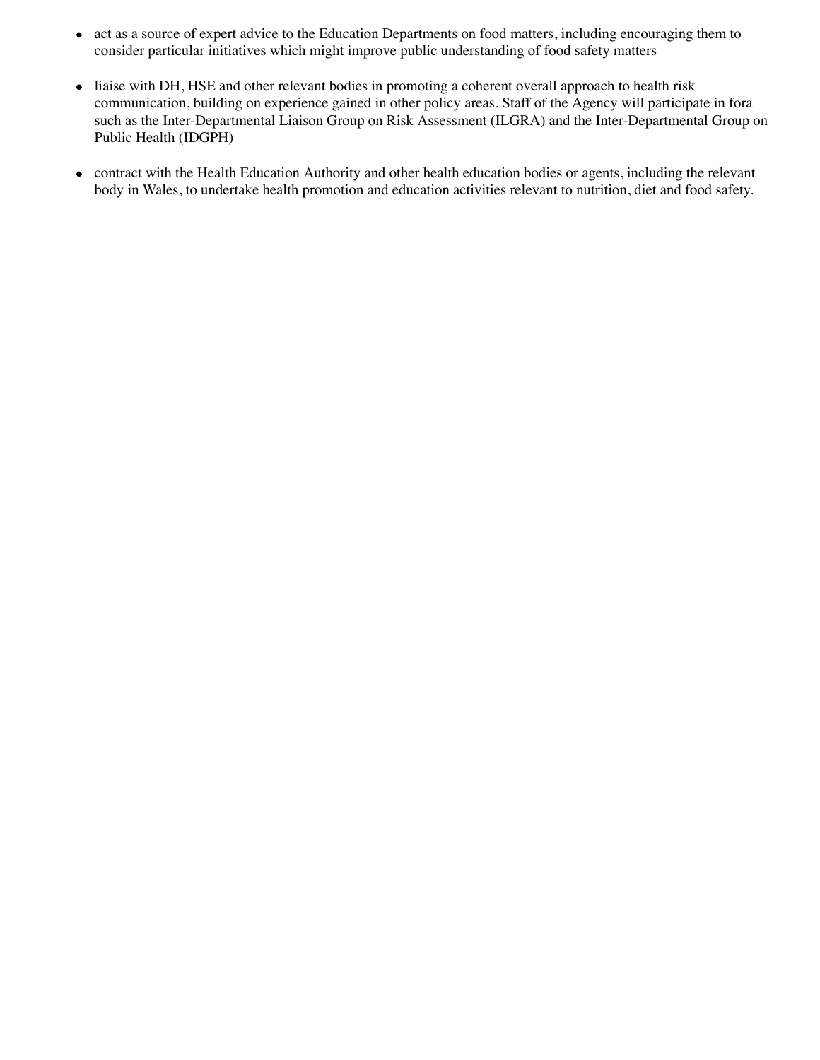- act as a source of expert advice to the Education Departments on food matters, including encouraging them to consider particular initiatives which might improve public understanding of food safety matters

- liaise with DH, HSE and other relevant bodies in promoting a coherent overall approach to health risk communication, building on experience gained in other policy areas. Staff of the Agency will participate in fora such as the Inter-Departmental Liaison Group on Risk Assessment (ILGRA) and the Inter-Departmental Group on Public Health (IDGPH)

- contract with the Health Education Authority and other health education bodies or agents, including the relevant body in Wales, to undertake health promotion and education activities relevant to nutrition, diet and food safety.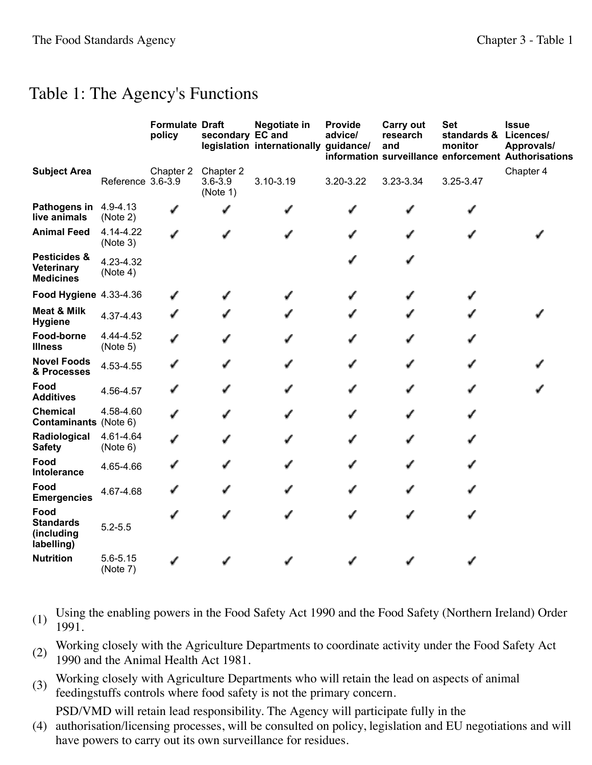# Table 1: The Agency's Functions

| Subject Area | Reference | Formulate policy | Draft secondary legislation | Negotiate in EC and internationally | Provide advice/ guidance/ information | Carry out research and surveillance | Set standards & monitor enforcement | Issue Licences/ Approvals/ Authorisations |
|---|---|---|---|---|---|---|---|---|
| | | Chapter 2 3.6-3.9 | Chapter 2 3.6-3.9 (Note 1) | 3.10-3.19 | 3.20-3.22 | 3.23-3.34 | 3.25-3.47 | Chapter 4 |
| **Pathogens in live animals** | 4.9-4.13 (Note 2) | ✓ | ✓ | ✓ | ✓ | ✓ | ✓ | |
| **Animal Feed** | 4.14-4.22 (Note 3) | ✓ | ✓ | ✓ | ✓ | ✓ | ✓ | ✓ |
| **Pesticides & Veterinary Medicines** | 4.23-4.32 (Note 4) | | | | ✓ | ✓ | | |
| **Food Hygiene** | 4.33-4.36 | ✓ | ✓ | ✓ | ✓ | ✓ | ✓ | |
| **Meat & Milk Hygiene** | 4.37-4.43 | ✓ | ✓ | ✓ | ✓ | ✓ | ✓ | ✓ |
| **Food-borne Illness** | 4.44-4.52 (Note 5) | ✓ | ✓ | ✓ | ✓ | ✓ | ✓ | |
| **Novel Foods & Processes** | 4.53-4.55 | ✓ | ✓ | ✓ | ✓ | ✓ | ✓ | ✓ |
| **Food Additives** | 4.56-4.57 | ✓ | ✓ | ✓ | ✓ | ✓ | ✓ | ✓ |
| **Chemical Contaminants** | 4.58-4.60 (Note 6) | ✓ | ✓ | ✓ | ✓ | ✓ | ✓ | |
| **Radiological Safety** | 4.61-4.64 (Note 6) | ✓ | ✓ | ✓ | ✓ | ✓ | ✓ | |
| **Food Intolerance** | 4.65-4.66 | ✓ | ✓ | ✓ | ✓ | ✓ | ✓ | |
| **Food Emergencies** | 4.67-4.68 | ✓ | ✓ | ✓ | ✓ | ✓ | ✓ | |
| **Food Standards (including labelling)** | 5.2-5.5 | ✓ | ✓ | ✓ | ✓ | ✓ | ✓ | |
| **Nutrition** | 5.6-5.15 (Note 7) | ✓ | ✓ | ✓ | ✓ | ✓ | ✓ | |

(1) Using the enabling powers in the Food Safety Act 1990 and the Food Safety (Northern Ireland) Order 1991.

(2) Working closely with the Agriculture Departments to coordinate activity under the Food Safety Act 1990 and the Animal Health Act 1981.

(3) Working closely with Agriculture Departments who will retain the lead on aspects of animal feedingstuffs controls where food safety is not the primary concern.

(4) PSD/VMD will retain lead responsibility. The Agency will participate fully in the authorisation/licensing processes, will be consulted on policy, legislation and EU negotiations and will have powers to carry out its own surveillance for residues.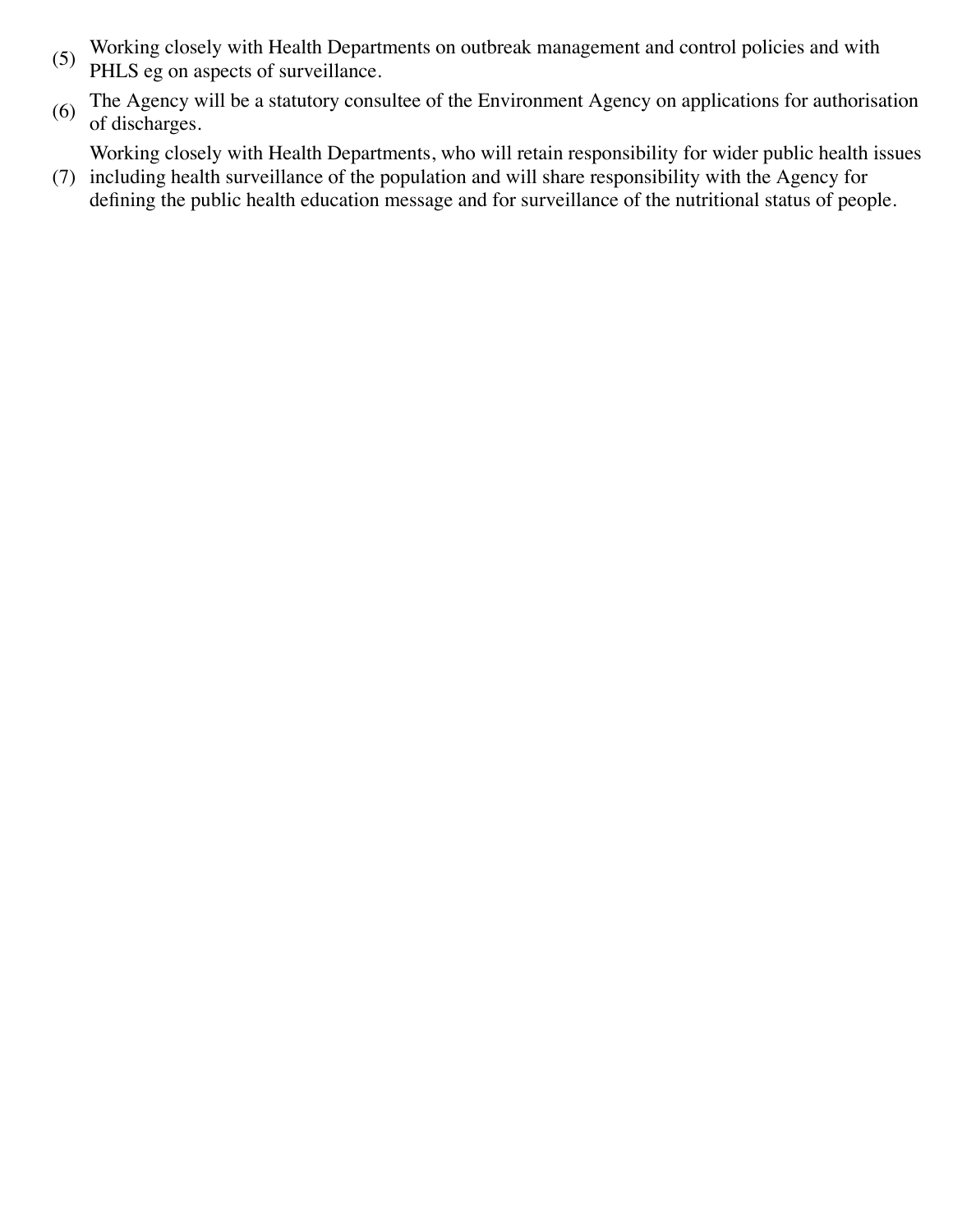(5) Working closely with Health Departments on outbreak management and control policies and with PHLS eg on aspects of surveillance.

(6) The Agency will be a statutory consultee of the Environment Agency on applications for authorisation of discharges.

(7) Working closely with Health Departments, who will retain responsibility for wider public health issues including health surveillance of the population and will share responsibility with the Agency for defining the public health education message and for surveillance of the nutritional status of people.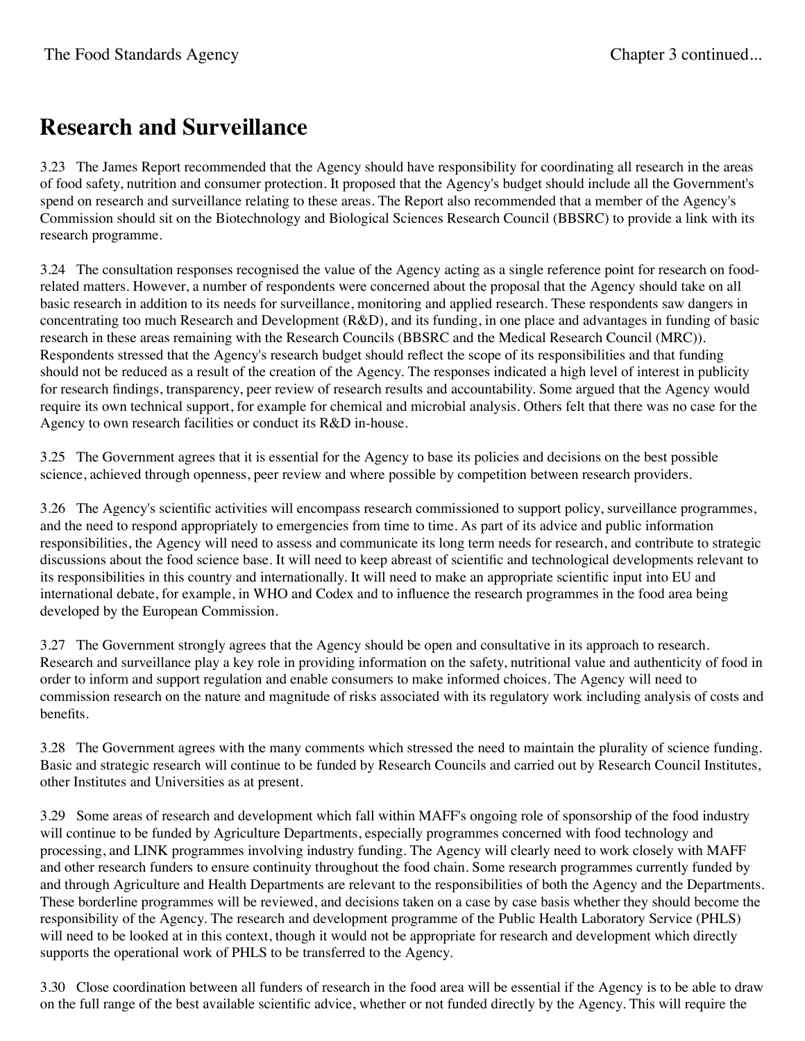## Research and Surveillance

3.23 The James Report recommended that the Agency should have responsibility for coordinating all research in the areas of food safety, nutrition and consumer protection. It proposed that the Agency's budget should include all the Government's spend on research and surveillance relating to these areas. The Report also recommended that a member of the Agency's Commission should sit on the Biotechnology and Biological Sciences Research Council (BBSRC) to provide a link with its research programme.

3.24 The consultation responses recognised the value of the Agency acting as a single reference point for research on food-related matters. However, a number of respondents were concerned about the proposal that the Agency should take on all basic research in addition to its needs for surveillance, monitoring and applied research. These respondents saw dangers in concentrating too much Research and Development (R&D), and its funding, in one place and advantages in funding of basic research in these areas remaining with the Research Councils (BBSRC and the Medical Research Council (MRC)). Respondents stressed that the Agency's research budget should reflect the scope of its responsibilities and that funding should not be reduced as a result of the creation of the Agency. The responses indicated a high level of interest in publicity for research findings, transparency, peer review of research results and accountability. Some argued that the Agency would require its own technical support, for example for chemical and microbial analysis. Others felt that there was no case for the Agency to own research facilities or conduct its R&D in-house.

3.25 The Government agrees that it is essential for the Agency to base its policies and decisions on the best possible science, achieved through openness, peer review and where possible by competition between research providers.

3.26 The Agency's scientific activities will encompass research commissioned to support policy, surveillance programmes, and the need to respond appropriately to emergencies from time to time. As part of its advice and public information responsibilities, the Agency will need to assess and communicate its long term needs for research, and contribute to strategic discussions about the food science base. It will need to keep abreast of scientific and technological developments relevant to its responsibilities in this country and internationally. It will need to make an appropriate scientific input into EU and international debate, for example, in WHO and Codex and to influence the research programmes in the food area being developed by the European Commission.

3.27 The Government strongly agrees that the Agency should be open and consultative in its approach to research. Research and surveillance play a key role in providing information on the safety, nutritional value and authenticity of food in order to inform and support regulation and enable consumers to make informed choices. The Agency will need to commission research on the nature and magnitude of risks associated with its regulatory work including analysis of costs and benefits.

3.28 The Government agrees with the many comments which stressed the need to maintain the plurality of science funding. Basic and strategic research will continue to be funded by Research Councils and carried out by Research Council Institutes, other Institutes and Universities as at present.

3.29 Some areas of research and development which fall within MAFF's ongoing role of sponsorship of the food industry will continue to be funded by Agriculture Departments, especially programmes concerned with food technology and processing, and LINK programmes involving industry funding. The Agency will clearly need to work closely with MAFF and other research funders to ensure continuity throughout the food chain. Some research programmes currently funded by and through Agriculture and Health Departments are relevant to the responsibilities of both the Agency and the Departments. These borderline programmes will be reviewed, and decisions taken on a case by case basis whether they should become the responsibility of the Agency. The research and development programme of the Public Health Laboratory Service (PHLS) will need to be looked at in this context, though it would not be appropriate for research and development which directly supports the operational work of PHLS to be transferred to the Agency.

3.30 Close coordination between all funders of research in the food area will be essential if the Agency is to be able to draw on the full range of the best available scientific advice, whether or not funded directly by the Agency. This will require the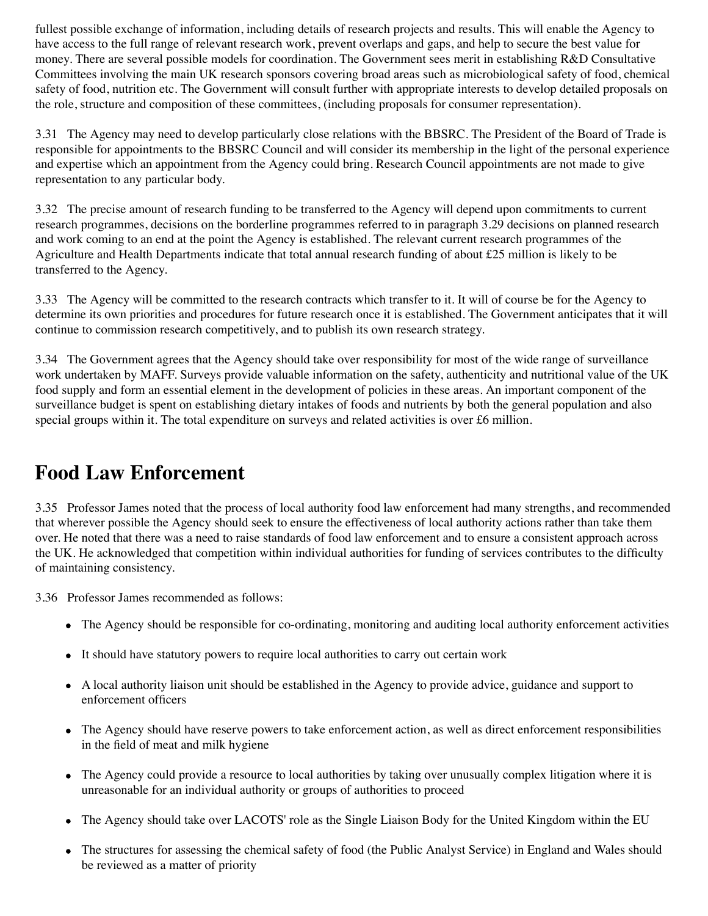fullest possible exchange of information, including details of research projects and results. This will enable the Agency to have access to the full range of relevant research work, prevent overlaps and gaps, and help to secure the best value for money. There are several possible models for coordination. The Government sees merit in establishing R&D Consultative Committees involving the main UK research sponsors covering broad areas such as microbiological safety of food, chemical safety of food, nutrition etc. The Government will consult further with appropriate interests to develop detailed proposals on the role, structure and composition of these committees, (including proposals for consumer representation).

3.31 The Agency may need to develop particularly close relations with the BBSRC. The President of the Board of Trade is responsible for appointments to the BBSRC Council and will consider its membership in the light of the personal experience and expertise which an appointment from the Agency could bring. Research Council appointments are not made to give representation to any particular body.

3.32 The precise amount of research funding to be transferred to the Agency will depend upon commitments to current research programmes, decisions on the borderline programmes referred to in paragraph 3.29 decisions on planned research and work coming to an end at the point the Agency is established. The relevant current research programmes of the Agriculture and Health Departments indicate that total annual research funding of about £25 million is likely to be transferred to the Agency.

3.33 The Agency will be committed to the research contracts which transfer to it. It will of course be for the Agency to determine its own priorities and procedures for future research once it is established. The Government anticipates that it will continue to commission research competitively, and to publish its own research strategy.

3.34 The Government agrees that the Agency should take over responsibility for most of the wide range of surveillance work undertaken by MAFF. Surveys provide valuable information on the safety, authenticity and nutritional value of the UK food supply and form an essential element in the development of policies in these areas. An important component of the surveillance budget is spent on establishing dietary intakes of foods and nutrients by both the general population and also special groups within it. The total expenditure on surveys and related activities is over £6 million.

# Food Law Enforcement

3.35 Professor James noted that the process of local authority food law enforcement had many strengths, and recommended that wherever possible the Agency should seek to ensure the effectiveness of local authority actions rather than take them over. He noted that there was a need to raise standards of food law enforcement and to ensure a consistent approach across the UK. He acknowledged that competition within individual authorities for funding of services contributes to the difficulty of maintaining consistency.

3.36 Professor James recommended as follows:

- The Agency should be responsible for co-ordinating, monitoring and auditing local authority enforcement activities
- It should have statutory powers to require local authorities to carry out certain work
- A local authority liaison unit should be established in the Agency to provide advice, guidance and support to enforcement officers
- The Agency should have reserve powers to take enforcement action, as well as direct enforcement responsibilities in the field of meat and milk hygiene
- The Agency could provide a resource to local authorities by taking over unusually complex litigation where it is unreasonable for an individual authority or groups of authorities to proceed
- The Agency should take over LACOTS' role as the Single Liaison Body for the United Kingdom within the EU
- The structures for assessing the chemical safety of food (the Public Analyst Service) in England and Wales should be reviewed as a matter of priority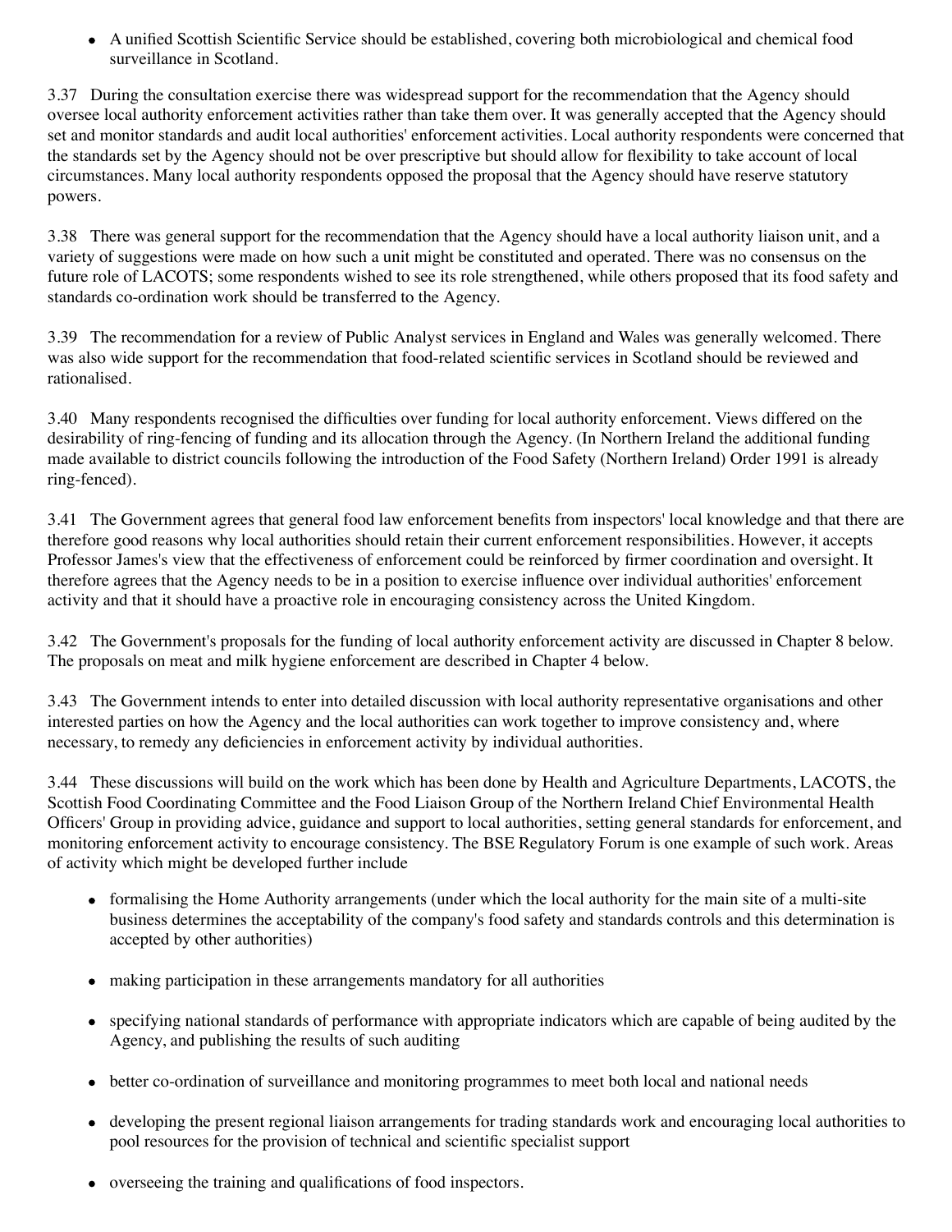- A unified Scottish Scientific Service should be established, covering both microbiological and chemical food surveillance in Scotland.

3.37 During the consultation exercise there was widespread support for the recommendation that the Agency should oversee local authority enforcement activities rather than take them over. It was generally accepted that the Agency should set and monitor standards and audit local authorities' enforcement activities. Local authority respondents were concerned that the standards set by the Agency should not be over prescriptive but should allow for flexibility to take account of local circumstances. Many local authority respondents opposed the proposal that the Agency should have reserve statutory powers.

3.38 There was general support for the recommendation that the Agency should have a local authority liaison unit, and a variety of suggestions were made on how such a unit might be constituted and operated. There was no consensus on the future role of LACOTS; some respondents wished to see its role strengthened, while others proposed that its food safety and standards co-ordination work should be transferred to the Agency.

3.39 The recommendation for a review of Public Analyst services in England and Wales was generally welcomed. There was also wide support for the recommendation that food-related scientific services in Scotland should be reviewed and rationalised.

3.40 Many respondents recognised the difficulties over funding for local authority enforcement. Views differed on the desirability of ring-fencing of funding and its allocation through the Agency. (In Northern Ireland the additional funding made available to district councils following the introduction of the Food Safety (Northern Ireland) Order 1991 is already ring-fenced).

3.41 The Government agrees that general food law enforcement benefits from inspectors' local knowledge and that there are therefore good reasons why local authorities should retain their current enforcement responsibilities. However, it accepts Professor James's view that the effectiveness of enforcement could be reinforced by firmer coordination and oversight. It therefore agrees that the Agency needs to be in a position to exercise influence over individual authorities' enforcement activity and that it should have a proactive role in encouraging consistency across the United Kingdom.

3.42 The Government's proposals for the funding of local authority enforcement activity are discussed in Chapter 8 below. The proposals on meat and milk hygiene enforcement are described in Chapter 4 below.

3.43 The Government intends to enter into detailed discussion with local authority representative organisations and other interested parties on how the Agency and the local authorities can work together to improve consistency and, where necessary, to remedy any deficiencies in enforcement activity by individual authorities.

3.44 These discussions will build on the work which has been done by Health and Agriculture Departments, LACOTS, the Scottish Food Coordinating Committee and the Food Liaison Group of the Northern Ireland Chief Environmental Health Officers' Group in providing advice, guidance and support to local authorities, setting general standards for enforcement, and monitoring enforcement activity to encourage consistency. The BSE Regulatory Forum is one example of such work. Areas of activity which might be developed further include

- formalising the Home Authority arrangements (under which the local authority for the main site of a multi-site business determines the acceptability of the company's food safety and standards controls and this determination is accepted by other authorities)
- making participation in these arrangements mandatory for all authorities
- specifying national standards of performance with appropriate indicators which are capable of being audited by the Agency, and publishing the results of such auditing
- better co-ordination of surveillance and monitoring programmes to meet both local and national needs
- developing the present regional liaison arrangements for trading standards work and encouraging local authorities to pool resources for the provision of technical and scientific specialist support
- overseeing the training and qualifications of food inspectors.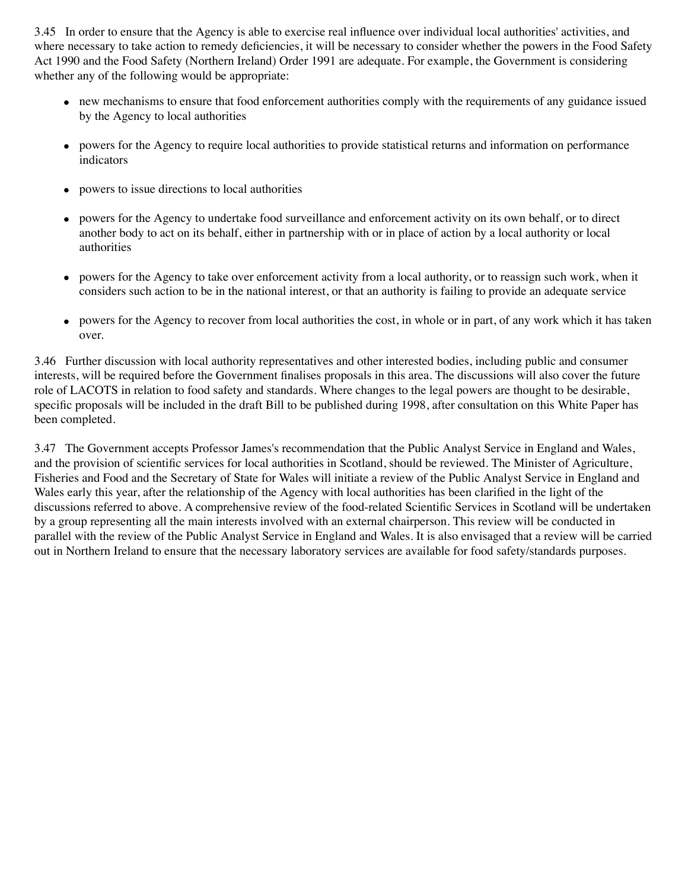3.45 In order to ensure that the Agency is able to exercise real influence over individual local authorities' activities, and where necessary to take action to remedy deficiencies, it will be necessary to consider whether the powers in the Food Safety Act 1990 and the Food Safety (Northern Ireland) Order 1991 are adequate. For example, the Government is considering whether any of the following would be appropriate:

- new mechanisms to ensure that food enforcement authorities comply with the requirements of any guidance issued by the Agency to local authorities
- powers for the Agency to require local authorities to provide statistical returns and information on performance indicators
- powers to issue directions to local authorities
- powers for the Agency to undertake food surveillance and enforcement activity on its own behalf, or to direct another body to act on its behalf, either in partnership with or in place of action by a local authority or local authorities
- powers for the Agency to take over enforcement activity from a local authority, or to reassign such work, when it considers such action to be in the national interest, or that an authority is failing to provide an adequate service
- powers for the Agency to recover from local authorities the cost, in whole or in part, of any work which it has taken over.

3.46 Further discussion with local authority representatives and other interested bodies, including public and consumer interests, will be required before the Government finalises proposals in this area. The discussions will also cover the future role of LACOTS in relation to food safety and standards. Where changes to the legal powers are thought to be desirable, specific proposals will be included in the draft Bill to be published during 1998, after consultation on this White Paper has been completed.

3.47 The Government accepts Professor James's recommendation that the Public Analyst Service in England and Wales, and the provision of scientific services for local authorities in Scotland, should be reviewed. The Minister of Agriculture, Fisheries and Food and the Secretary of State for Wales will initiate a review of the Public Analyst Service in England and Wales early this year, after the relationship of the Agency with local authorities has been clarified in the light of the discussions referred to above. A comprehensive review of the food-related Scientific Services in Scotland will be undertaken by a group representing all the main interests involved with an external chairperson. This review will be conducted in parallel with the review of the Public Analyst Service in England and Wales. It is also envisaged that a review will be carried out in Northern Ireland to ensure that the necessary laboratory services are available for food safety/standards purposes.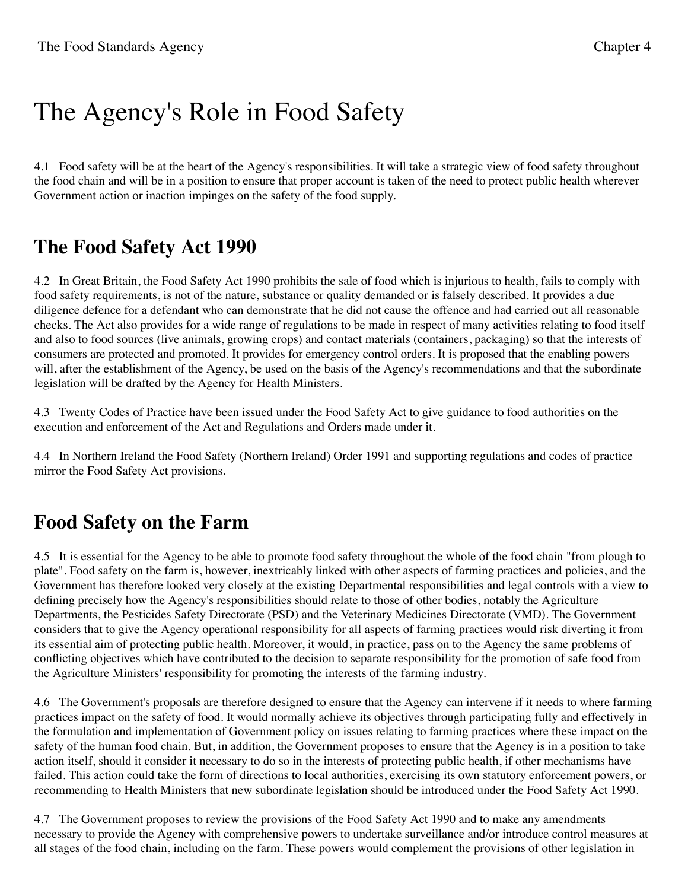# The Agency's Role in Food Safety

4.1 Food safety will be at the heart of the Agency's responsibilities. It will take a strategic view of food safety throughout the food chain and will be in a position to ensure that proper account is taken of the need to protect public health wherever Government action or inaction impinges on the safety of the food supply.

## The Food Safety Act 1990

4.2 In Great Britain, the Food Safety Act 1990 prohibits the sale of food which is injurious to health, fails to comply with food safety requirements, is not of the nature, substance or quality demanded or is falsely described. It provides a due diligence defence for a defendant who can demonstrate that he did not cause the offence and had carried out all reasonable checks. The Act also provides for a wide range of regulations to be made in respect of many activities relating to food itself and also to food sources (live animals, growing crops) and contact materials (containers, packaging) so that the interests of consumers are protected and promoted. It provides for emergency control orders. It is proposed that the enabling powers will, after the establishment of the Agency, be used on the basis of the Agency's recommendations and that the subordinate legislation will be drafted by the Agency for Health Ministers.

4.3 Twenty Codes of Practice have been issued under the Food Safety Act to give guidance to food authorities on the execution and enforcement of the Act and Regulations and Orders made under it.

4.4 In Northern Ireland the Food Safety (Northern Ireland) Order 1991 and supporting regulations and codes of practice mirror the Food Safety Act provisions.

## Food Safety on the Farm

4.5 It is essential for the Agency to be able to promote food safety throughout the whole of the food chain "from plough to plate". Food safety on the farm is, however, inextricably linked with other aspects of farming practices and policies, and the Government has therefore looked very closely at the existing Departmental responsibilities and legal controls with a view to defining precisely how the Agency's responsibilities should relate to those of other bodies, notably the Agriculture Departments, the Pesticides Safety Directorate (PSD) and the Veterinary Medicines Directorate (VMD). The Government considers that to give the Agency operational responsibility for all aspects of farming practices would risk diverting it from its essential aim of protecting public health. Moreover, it would, in practice, pass on to the Agency the same problems of conflicting objectives which have contributed to the decision to separate responsibility for the promotion of safe food from the Agriculture Ministers' responsibility for promoting the interests of the farming industry.

4.6 The Government's proposals are therefore designed to ensure that the Agency can intervene if it needs to where farming practices impact on the safety of food. It would normally achieve its objectives through participating fully and effectively in the formulation and implementation of Government policy on issues relating to farming practices where these impact on the safety of the human food chain. But, in addition, the Government proposes to ensure that the Agency is in a position to take action itself, should it consider it necessary to do so in the interests of protecting public health, if other mechanisms have failed. This action could take the form of directions to local authorities, exercising its own statutory enforcement powers, or recommending to Health Ministers that new subordinate legislation should be introduced under the Food Safety Act 1990.

4.7 The Government proposes to review the provisions of the Food Safety Act 1990 and to make any amendments necessary to provide the Agency with comprehensive powers to undertake surveillance and/or introduce control measures at all stages of the food chain, including on the farm. These powers would complement the provisions of other legislation in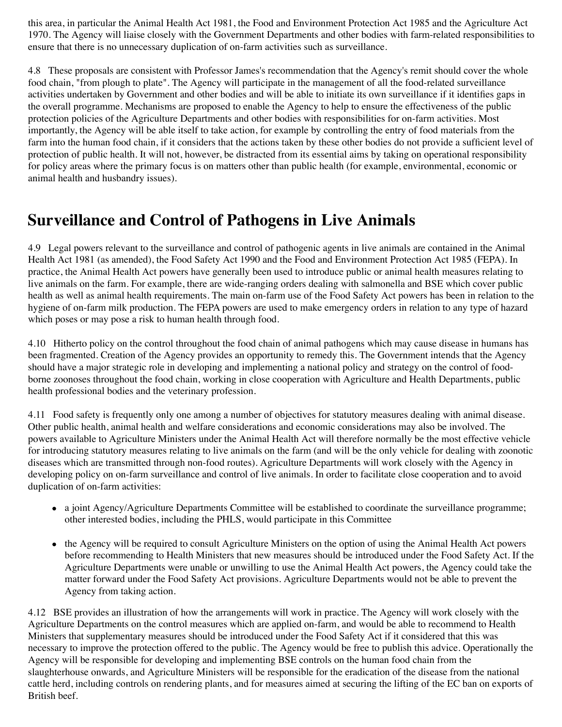this area, in particular the Animal Health Act 1981, the Food and Environment Protection Act 1985 and the Agriculture Act 1970. The Agency will liaise closely with the Government Departments and other bodies with farm-related responsibilities to ensure that there is no unnecessary duplication of on-farm activities such as surveillance.

4.8 These proposals are consistent with Professor James's recommendation that the Agency's remit should cover the whole food chain, "from plough to plate". The Agency will participate in the management of all the food-related surveillance activities undertaken by Government and other bodies and will be able to initiate its own surveillance if it identifies gaps in the overall programme. Mechanisms are proposed to enable the Agency to help to ensure the effectiveness of the public protection policies of the Agriculture Departments and other bodies with responsibilities for on-farm activities. Most importantly, the Agency will be able itself to take action, for example by controlling the entry of food materials from the farm into the human food chain, if it considers that the actions taken by these other bodies do not provide a sufficient level of protection of public health. It will not, however, be distracted from its essential aims by taking on operational responsibility for policy areas where the primary focus is on matters other than public health (for example, environmental, economic or animal health and husbandry issues).

## Surveillance and Control of Pathogens in Live Animals

4.9 Legal powers relevant to the surveillance and control of pathogenic agents in live animals are contained in the Animal Health Act 1981 (as amended), the Food Safety Act 1990 and the Food and Environment Protection Act 1985 (FEPA). In practice, the Animal Health Act powers have generally been used to introduce public or animal health measures relating to live animals on the farm. For example, there are wide-ranging orders dealing with salmonella and BSE which cover public health as well as animal health requirements. The main on-farm use of the Food Safety Act powers has been in relation to the hygiene of on-farm milk production. The FEPA powers are used to make emergency orders in relation to any type of hazard which poses or may pose a risk to human health through food.

4.10 Hitherto policy on the control throughout the food chain of animal pathogens which may cause disease in humans has been fragmented. Creation of the Agency provides an opportunity to remedy this. The Government intends that the Agency should have a major strategic role in developing and implementing a national policy and strategy on the control of food-borne zoonoses throughout the food chain, working in close cooperation with Agriculture and Health Departments, public health professional bodies and the veterinary profession.

4.11 Food safety is frequently only one among a number of objectives for statutory measures dealing with animal disease. Other public health, animal health and welfare considerations and economic considerations may also be involved. The powers available to Agriculture Ministers under the Animal Health Act will therefore normally be the most effective vehicle for introducing statutory measures relating to live animals on the farm (and will be the only vehicle for dealing with zoonotic diseases which are transmitted through non-food routes). Agriculture Departments will work closely with the Agency in developing policy on on-farm surveillance and control of live animals. In order to facilitate close cooperation and to avoid duplication of on-farm activities:

- a joint Agency/Agriculture Departments Committee will be established to coordinate the surveillance programme; other interested bodies, including the PHLS, would participate in this Committee
- the Agency will be required to consult Agriculture Ministers on the option of using the Animal Health Act powers before recommending to Health Ministers that new measures should be introduced under the Food Safety Act. If the Agriculture Departments were unable or unwilling to use the Animal Health Act powers, the Agency could take the matter forward under the Food Safety Act provisions. Agriculture Departments would not be able to prevent the Agency from taking action.

4.12 BSE provides an illustration of how the arrangements will work in practice. The Agency will work closely with the Agriculture Departments on the control measures which are applied on-farm, and would be able to recommend to Health Ministers that supplementary measures should be introduced under the Food Safety Act if it considered that this was necessary to improve the protection offered to the public. The Agency would be free to publish this advice. Operationally the Agency will be responsible for developing and implementing BSE controls on the human food chain from the slaughterhouse onwards, and Agriculture Ministers will be responsible for the eradication of the disease from the national cattle herd, including controls on rendering plants, and for measures aimed at securing the lifting of the EC ban on exports of British beef.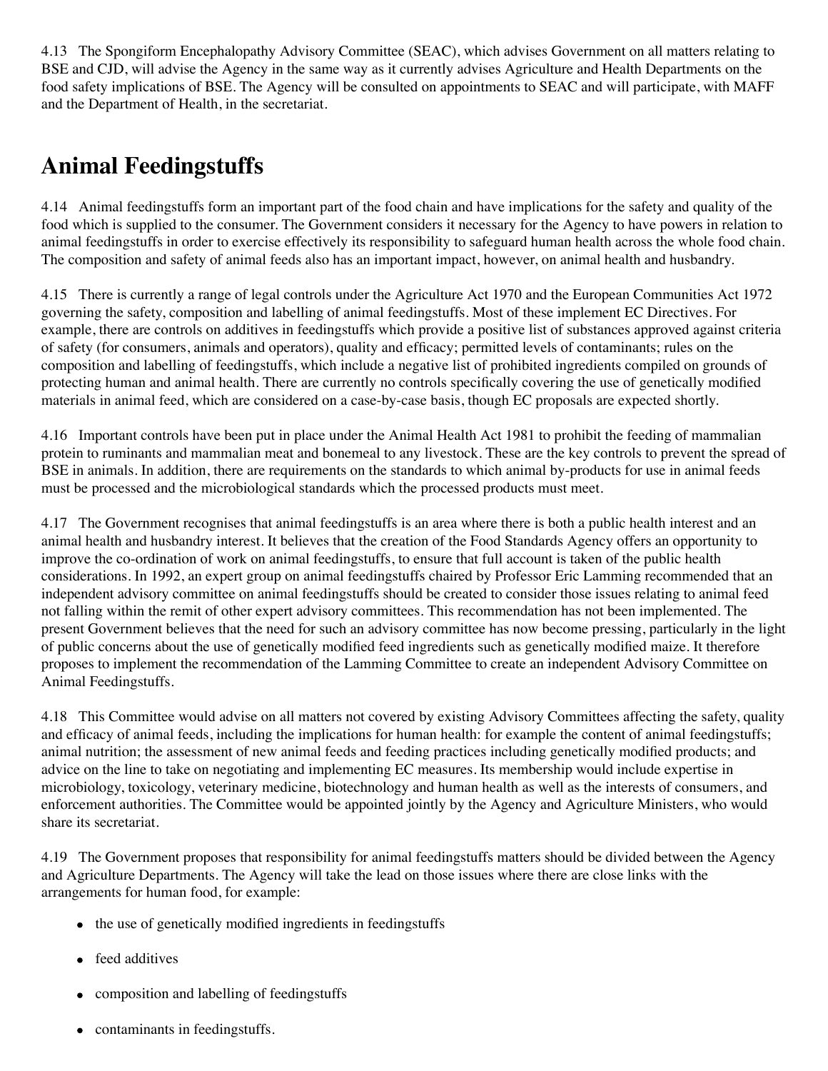4.13 The Spongiform Encephalopathy Advisory Committee (SEAC), which advises Government on all matters relating to BSE and CJD, will advise the Agency in the same way as it currently advises Agriculture and Health Departments on the food safety implications of BSE. The Agency will be consulted on appointments to SEAC and will participate, with MAFF and the Department of Health, in the secretariat.

# Animal Feedingstuffs

4.14 Animal feedingstuffs form an important part of the food chain and have implications for the safety and quality of the food which is supplied to the consumer. The Government considers it necessary for the Agency to have powers in relation to animal feedingstuffs in order to exercise effectively its responsibility to safeguard human health across the whole food chain. The composition and safety of animal feeds also has an important impact, however, on animal health and husbandry.

4.15 There is currently a range of legal controls under the Agriculture Act 1970 and the European Communities Act 1972 governing the safety, composition and labelling of animal feedingstuffs. Most of these implement EC Directives. For example, there are controls on additives in feedingstuffs which provide a positive list of substances approved against criteria of safety (for consumers, animals and operators), quality and efficacy; permitted levels of contaminants; rules on the composition and labelling of feedingstuffs, which include a negative list of prohibited ingredients compiled on grounds of protecting human and animal health. There are currently no controls specifically covering the use of genetically modified materials in animal feed, which are considered on a case-by-case basis, though EC proposals are expected shortly.

4.16 Important controls have been put in place under the Animal Health Act 1981 to prohibit the feeding of mammalian protein to ruminants and mammalian meat and bonemeal to any livestock. These are the key controls to prevent the spread of BSE in animals. In addition, there are requirements on the standards to which animal by-products for use in animal feeds must be processed and the microbiological standards which the processed products must meet.

4.17 The Government recognises that animal feedingstuffs is an area where there is both a public health interest and an animal health and husbandry interest. It believes that the creation of the Food Standards Agency offers an opportunity to improve the co-ordination of work on animal feedingstuffs, to ensure that full account is taken of the public health considerations. In 1992, an expert group on animal feedingstuffs chaired by Professor Eric Lamming recommended that an independent advisory committee on animal feedingstuffs should be created to consider those issues relating to animal feed not falling within the remit of other expert advisory committees. This recommendation has not been implemented. The present Government believes that the need for such an advisory committee has now become pressing, particularly in the light of public concerns about the use of genetically modified feed ingredients such as genetically modified maize. It therefore proposes to implement the recommendation of the Lamming Committee to create an independent Advisory Committee on Animal Feedingstuffs.

4.18 This Committee would advise on all matters not covered by existing Advisory Committees affecting the safety, quality and efficacy of animal feeds, including the implications for human health: for example the content of animal feedingstuffs; animal nutrition; the assessment of new animal feeds and feeding practices including genetically modified products; and advice on the line to take on negotiating and implementing EC measures. Its membership would include expertise in microbiology, toxicology, veterinary medicine, biotechnology and human health as well as the interests of consumers, and enforcement authorities. The Committee would be appointed jointly by the Agency and Agriculture Ministers, who would share its secretariat.

4.19 The Government proposes that responsibility for animal feedingstuffs matters should be divided between the Agency and Agriculture Departments. The Agency will take the lead on those issues where there are close links with the arrangements for human food, for example:

- the use of genetically modified ingredients in feedingstuffs
- feed additives
- composition and labelling of feedingstuffs
- contaminants in feedingstuffs.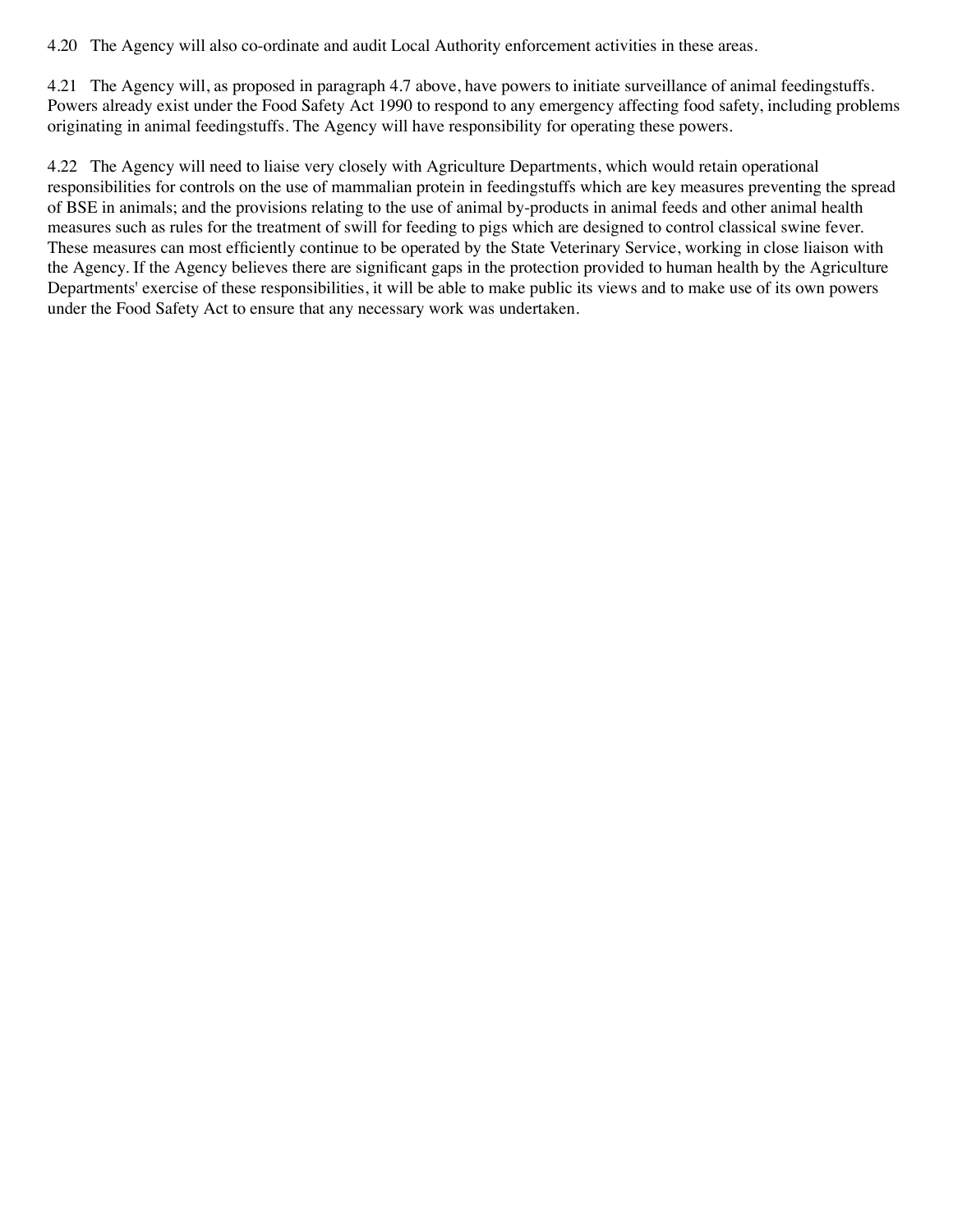4.20 The Agency will also co-ordinate and audit Local Authority enforcement activities in these areas.

4.21 The Agency will, as proposed in paragraph 4.7 above, have powers to initiate surveillance of animal feedingstuffs. Powers already exist under the Food Safety Act 1990 to respond to any emergency affecting food safety, including problems originating in animal feedingstuffs. The Agency will have responsibility for operating these powers.

4.22 The Agency will need to liaise very closely with Agriculture Departments, which would retain operational responsibilities for controls on the use of mammalian protein in feedingstuffs which are key measures preventing the spread of BSE in animals; and the provisions relating to the use of animal by-products in animal feeds and other animal health measures such as rules for the treatment of swill for feeding to pigs which are designed to control classical swine fever. These measures can most efficiently continue to be operated by the State Veterinary Service, working in close liaison with the Agency. If the Agency believes there are significant gaps in the protection provided to human health by the Agriculture Departments' exercise of these responsibilities, it will be able to make public its views and to make use of its own powers under the Food Safety Act to ensure that any necessary work was undertaken.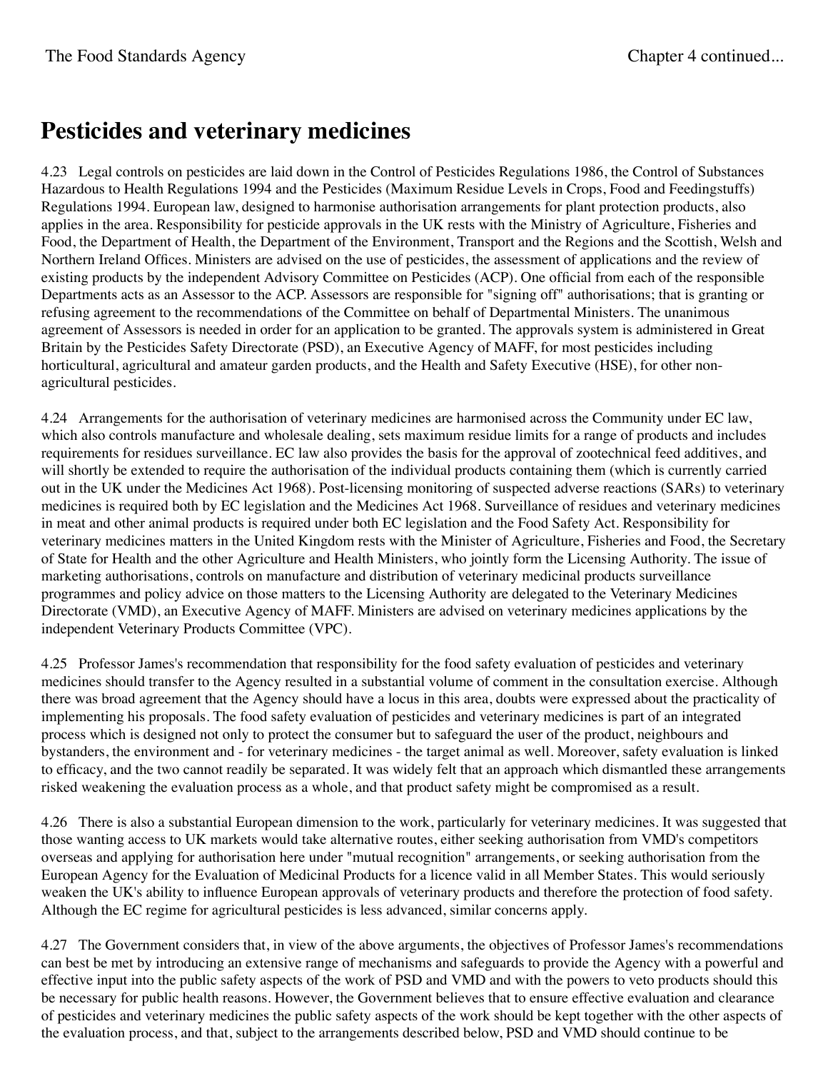## Pesticides and veterinary medicines

4.23 Legal controls on pesticides are laid down in the Control of Pesticides Regulations 1986, the Control of Substances Hazardous to Health Regulations 1994 and the Pesticides (Maximum Residue Levels in Crops, Food and Feedingstuffs) Regulations 1994. European law, designed to harmonise authorisation arrangements for plant protection products, also applies in the area. Responsibility for pesticide approvals in the UK rests with the Ministry of Agriculture, Fisheries and Food, the Department of Health, the Department of the Environment, Transport and the Regions and the Scottish, Welsh and Northern Ireland Offices. Ministers are advised on the use of pesticides, the assessment of applications and the review of existing products by the independent Advisory Committee on Pesticides (ACP). One official from each of the responsible Departments acts as an Assessor to the ACP. Assessors are responsible for "signing off" authorisations; that is granting or refusing agreement to the recommendations of the Committee on behalf of Departmental Ministers. The unanimous agreement of Assessors is needed in order for an application to be granted. The approvals system is administered in Great Britain by the Pesticides Safety Directorate (PSD), an Executive Agency of MAFF, for most pesticides including horticultural, agricultural and amateur garden products, and the Health and Safety Executive (HSE), for other non-agricultural pesticides.

4.24 Arrangements for the authorisation of veterinary medicines are harmonised across the Community under EC law, which also controls manufacture and wholesale dealing, sets maximum residue limits for a range of products and includes requirements for residues surveillance. EC law also provides the basis for the approval of zootechnical feed additives, and will shortly be extended to require the authorisation of the individual products containing them (which is currently carried out in the UK under the Medicines Act 1968). Post-licensing monitoring of suspected adverse reactions (SARs) to veterinary medicines is required both by EC legislation and the Medicines Act 1968. Surveillance of residues and veterinary medicines in meat and other animal products is required under both EC legislation and the Food Safety Act. Responsibility for veterinary medicines matters in the United Kingdom rests with the Minister of Agriculture, Fisheries and Food, the Secretary of State for Health and the other Agriculture and Health Ministers, who jointly form the Licensing Authority. The issue of marketing authorisations, controls on manufacture and distribution of veterinary medicinal products surveillance programmes and policy advice on those matters to the Licensing Authority are delegated to the Veterinary Medicines Directorate (VMD), an Executive Agency of MAFF. Ministers are advised on veterinary medicines applications by the independent Veterinary Products Committee (VPC).

4.25 Professor James's recommendation that responsibility for the food safety evaluation of pesticides and veterinary medicines should transfer to the Agency resulted in a substantial volume of comment in the consultation exercise. Although there was broad agreement that the Agency should have a locus in this area, doubts were expressed about the practicality of implementing his proposals. The food safety evaluation of pesticides and veterinary medicines is part of an integrated process which is designed not only to protect the consumer but to safeguard the user of the product, neighbours and bystanders, the environment and - for veterinary medicines - the target animal as well. Moreover, safety evaluation is linked to efficacy, and the two cannot readily be separated. It was widely felt that an approach which dismantled these arrangements risked weakening the evaluation process as a whole, and that product safety might be compromised as a result.

4.26 There is also a substantial European dimension to the work, particularly for veterinary medicines. It was suggested that those wanting access to UK markets would take alternative routes, either seeking authorisation from VMD's competitors overseas and applying for authorisation here under "mutual recognition" arrangements, or seeking authorisation from the European Agency for the Evaluation of Medicinal Products for a licence valid in all Member States. This would seriously weaken the UK's ability to influence European approvals of veterinary products and therefore the protection of food safety. Although the EC regime for agricultural pesticides is less advanced, similar concerns apply.

4.27 The Government considers that, in view of the above arguments, the objectives of Professor James's recommendations can best be met by introducing an extensive range of mechanisms and safeguards to provide the Agency with a powerful and effective input into the public safety aspects of the work of PSD and VMD and with the powers to veto products should this be necessary for public health reasons. However, the Government believes that to ensure effective evaluation and clearance of pesticides and veterinary medicines the public safety aspects of the work should be kept together with the other aspects of the evaluation process, and that, subject to the arrangements described below, PSD and VMD should continue to be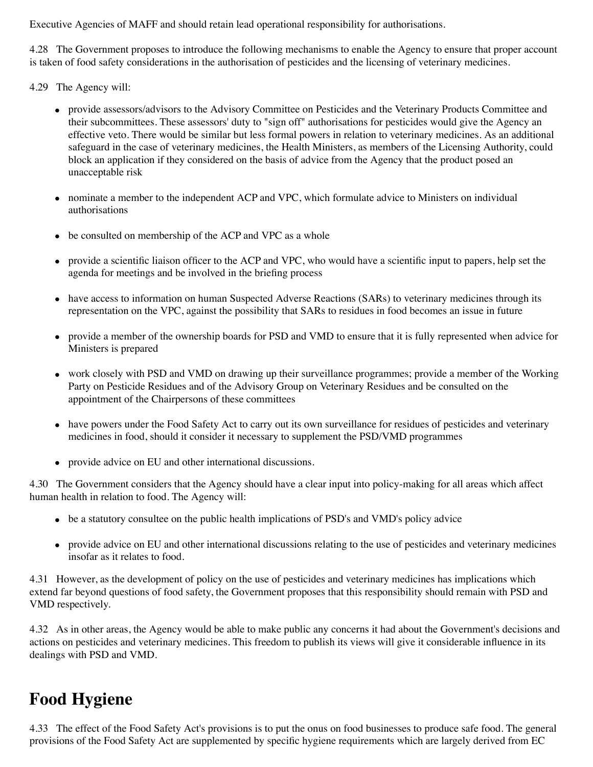Executive Agencies of MAFF and should retain lead operational responsibility for authorisations.

4.28 The Government proposes to introduce the following mechanisms to enable the Agency to ensure that proper account is taken of food safety considerations in the authorisation of pesticides and the licensing of veterinary medicines.

4.29 The Agency will:

- provide assessors/advisors to the Advisory Committee on Pesticides and the Veterinary Products Committee and their subcommittees. These assessors' duty to "sign off" authorisations for pesticides would give the Agency an effective veto. There would be similar but less formal powers in relation to veterinary medicines. As an additional safeguard in the case of veterinary medicines, the Health Ministers, as members of the Licensing Authority, could block an application if they considered on the basis of advice from the Agency that the product posed an unacceptable risk
- nominate a member to the independent ACP and VPC, which formulate advice to Ministers on individual authorisations
- be consulted on membership of the ACP and VPC as a whole
- provide a scientific liaison officer to the ACP and VPC, who would have a scientific input to papers, help set the agenda for meetings and be involved in the briefing process
- have access to information on human Suspected Adverse Reactions (SARs) to veterinary medicines through its representation on the VPC, against the possibility that SARs to residues in food becomes an issue in future
- provide a member of the ownership boards for PSD and VMD to ensure that it is fully represented when advice for Ministers is prepared
- work closely with PSD and VMD on drawing up their surveillance programmes; provide a member of the Working Party on Pesticide Residues and of the Advisory Group on Veterinary Residues and be consulted on the appointment of the Chairpersons of these committees
- have powers under the Food Safety Act to carry out its own surveillance for residues of pesticides and veterinary medicines in food, should it consider it necessary to supplement the PSD/VMD programmes
- provide advice on EU and other international discussions.

4.30 The Government considers that the Agency should have a clear input into policy-making for all areas which affect human health in relation to food. The Agency will:

- be a statutory consultee on the public health implications of PSD's and VMD's policy advice
- provide advice on EU and other international discussions relating to the use of pesticides and veterinary medicines insofar as it relates to food.

4.31 However, as the development of policy on the use of pesticides and veterinary medicines has implications which extend far beyond questions of food safety, the Government proposes that this responsibility should remain with PSD and VMD respectively.

4.32 As in other areas, the Agency would be able to make public any concerns it had about the Government's decisions and actions on pesticides and veterinary medicines. This freedom to publish its views will give it considerable influence in its dealings with PSD and VMD.

# Food Hygiene

4.33 The effect of the Food Safety Act's provisions is to put the onus on food businesses to produce safe food. The general provisions of the Food Safety Act are supplemented by specific hygiene requirements which are largely derived from EC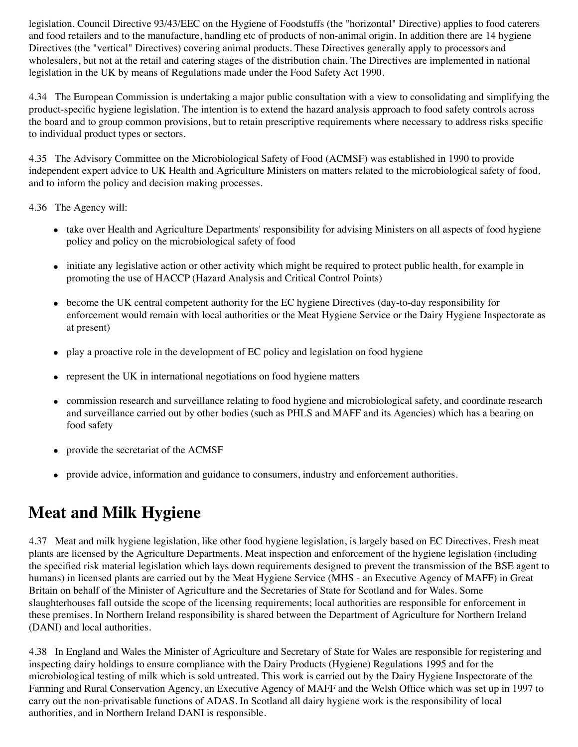legislation. Council Directive 93/43/EEC on the Hygiene of Foodstuffs (the "horizontal" Directive) applies to food caterers and food retailers and to the manufacture, handling etc of products of non-animal origin. In addition there are 14 hygiene Directives (the "vertical" Directives) covering animal products. These Directives generally apply to processors and wholesalers, but not at the retail and catering stages of the distribution chain. The Directives are implemented in national legislation in the UK by means of Regulations made under the Food Safety Act 1990.

4.34 The European Commission is undertaking a major public consultation with a view to consolidating and simplifying the product-specific hygiene legislation. The intention is to extend the hazard analysis approach to food safety controls across the board and to group common provisions, but to retain prescriptive requirements where necessary to address risks specific to individual product types or sectors.

4.35 The Advisory Committee on the Microbiological Safety of Food (ACMSF) was established in 1990 to provide independent expert advice to UK Health and Agriculture Ministers on matters related to the microbiological safety of food, and to inform the policy and decision making processes.

4.36 The Agency will:

- take over Health and Agriculture Departments' responsibility for advising Ministers on all aspects of food hygiene policy and policy on the microbiological safety of food
- initiate any legislative action or other activity which might be required to protect public health, for example in promoting the use of HACCP (Hazard Analysis and Critical Control Points)
- become the UK central competent authority for the EC hygiene Directives (day-to-day responsibility for enforcement would remain with local authorities or the Meat Hygiene Service or the Dairy Hygiene Inspectorate as at present)
- play a proactive role in the development of EC policy and legislation on food hygiene
- represent the UK in international negotiations on food hygiene matters
- commission research and surveillance relating to food hygiene and microbiological safety, and coordinate research and surveillance carried out by other bodies (such as PHLS and MAFF and its Agencies) which has a bearing on food safety
- provide the secretariat of the ACMSF
- provide advice, information and guidance to consumers, industry and enforcement authorities.

# Meat and Milk Hygiene

4.37 Meat and milk hygiene legislation, like other food hygiene legislation, is largely based on EC Directives. Fresh meat plants are licensed by the Agriculture Departments. Meat inspection and enforcement of the hygiene legislation (including the specified risk material legislation which lays down requirements designed to prevent the transmission of the BSE agent to humans) in licensed plants are carried out by the Meat Hygiene Service (MHS - an Executive Agency of MAFF) in Great Britain on behalf of the Minister of Agriculture and the Secretaries of State for Scotland and for Wales. Some slaughterhouses fall outside the scope of the licensing requirements; local authorities are responsible for enforcement in these premises. In Northern Ireland responsibility is shared between the Department of Agriculture for Northern Ireland (DANI) and local authorities.

4.38 In England and Wales the Minister of Agriculture and Secretary of State for Wales are responsible for registering and inspecting dairy holdings to ensure compliance with the Dairy Products (Hygiene) Regulations 1995 and for the microbiological testing of milk which is sold untreated. This work is carried out by the Dairy Hygiene Inspectorate of the Farming and Rural Conservation Agency, an Executive Agency of MAFF and the Welsh Office which was set up in 1997 to carry out the non-privatisable functions of ADAS. In Scotland all dairy hygiene work is the responsibility of local authorities, and in Northern Ireland DANI is responsible.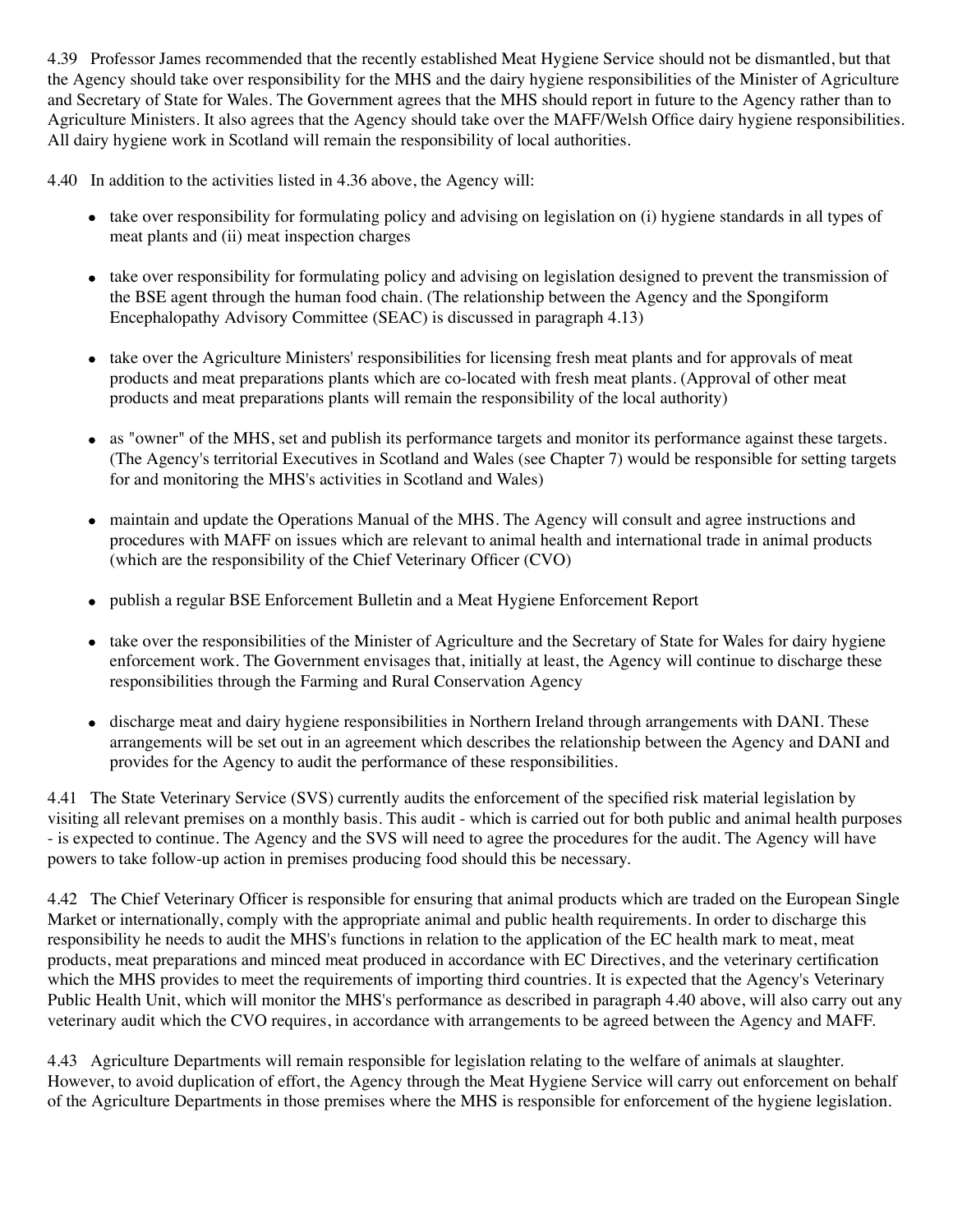4.39 Professor James recommended that the recently established Meat Hygiene Service should not be dismantled, but that the Agency should take over responsibility for the MHS and the dairy hygiene responsibilities of the Minister of Agriculture and Secretary of State for Wales. The Government agrees that the MHS should report in future to the Agency rather than to Agriculture Ministers. It also agrees that the Agency should take over the MAFF/Welsh Office dairy hygiene responsibilities. All dairy hygiene work in Scotland will remain the responsibility of local authorities.

4.40 In addition to the activities listed in 4.36 above, the Agency will:

- take over responsibility for formulating policy and advising on legislation on (i) hygiene standards in all types of meat plants and (ii) meat inspection charges
- take over responsibility for formulating policy and advising on legislation designed to prevent the transmission of the BSE agent through the human food chain. (The relationship between the Agency and the Spongiform Encephalopathy Advisory Committee (SEAC) is discussed in paragraph 4.13)
- take over the Agriculture Ministers' responsibilities for licensing fresh meat plants and for approvals of meat products and meat preparations plants which are co-located with fresh meat plants. (Approval of other meat products and meat preparations plants will remain the responsibility of the local authority)
- as "owner" of the MHS, set and publish its performance targets and monitor its performance against these targets. (The Agency's territorial Executives in Scotland and Wales (see Chapter 7) would be responsible for setting targets for and monitoring the MHS's activities in Scotland and Wales)
- maintain and update the Operations Manual of the MHS. The Agency will consult and agree instructions and procedures with MAFF on issues which are relevant to animal health and international trade in animal products (which are the responsibility of the Chief Veterinary Officer (CVO)
- publish a regular BSE Enforcement Bulletin and a Meat Hygiene Enforcement Report
- take over the responsibilities of the Minister of Agriculture and the Secretary of State for Wales for dairy hygiene enforcement work. The Government envisages that, initially at least, the Agency will continue to discharge these responsibilities through the Farming and Rural Conservation Agency
- discharge meat and dairy hygiene responsibilities in Northern Ireland through arrangements with DANI. These arrangements will be set out in an agreement which describes the relationship between the Agency and DANI and provides for the Agency to audit the performance of these responsibilities.

4.41 The State Veterinary Service (SVS) currently audits the enforcement of the specified risk material legislation by visiting all relevant premises on a monthly basis. This audit - which is carried out for both public and animal health purposes - is expected to continue. The Agency and the SVS will need to agree the procedures for the audit. The Agency will have powers to take follow-up action in premises producing food should this be necessary.

4.42 The Chief Veterinary Officer is responsible for ensuring that animal products which are traded on the European Single Market or internationally, comply with the appropriate animal and public health requirements. In order to discharge this responsibility he needs to audit the MHS's functions in relation to the application of the EC health mark to meat, meat products, meat preparations and minced meat produced in accordance with EC Directives, and the veterinary certification which the MHS provides to meet the requirements of importing third countries. It is expected that the Agency's Veterinary Public Health Unit, which will monitor the MHS's performance as described in paragraph 4.40 above, will also carry out any veterinary audit which the CVO requires, in accordance with arrangements to be agreed between the Agency and MAFF.

4.43 Agriculture Departments will remain responsible for legislation relating to the welfare of animals at slaughter. However, to avoid duplication of effort, the Agency through the Meat Hygiene Service will carry out enforcement on behalf of the Agriculture Departments in those premises where the MHS is responsible for enforcement of the hygiene legislation.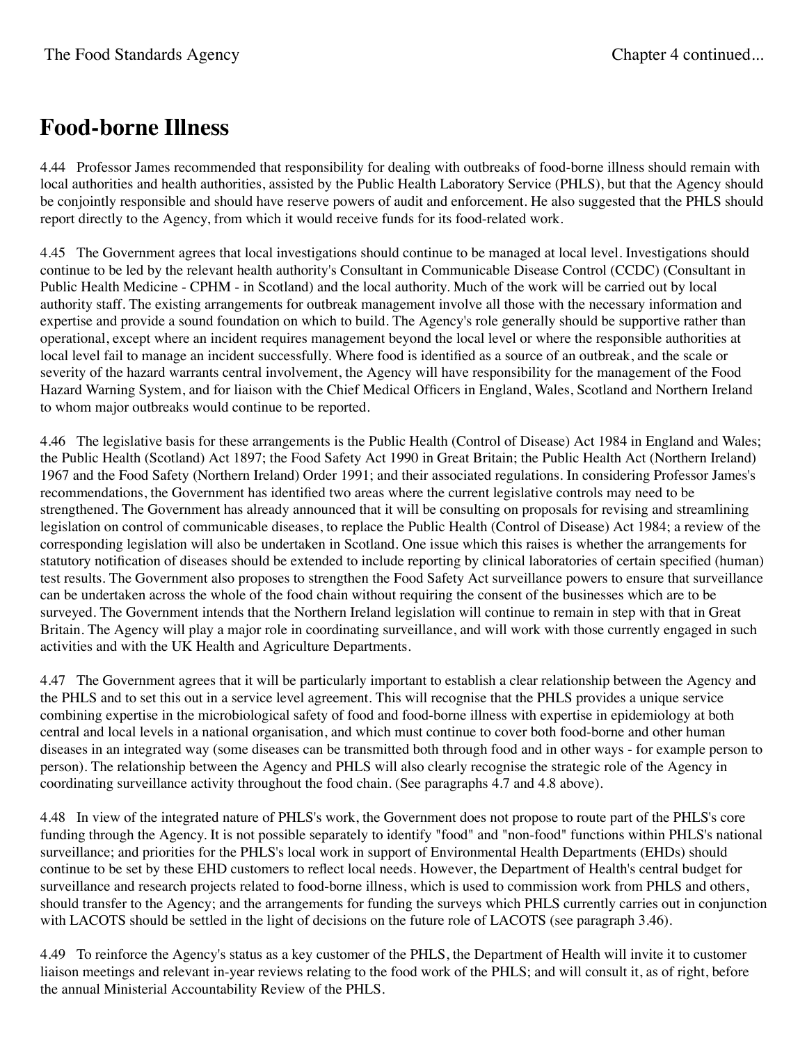# Food-borne Illness

4.44 Professor James recommended that responsibility for dealing with outbreaks of food-borne illness should remain with local authorities and health authorities, assisted by the Public Health Laboratory Service (PHLS), but that the Agency should be conjointly responsible and should have reserve powers of audit and enforcement. He also suggested that the PHLS should report directly to the Agency, from which it would receive funds for its food-related work.

4.45 The Government agrees that local investigations should continue to be managed at local level. Investigations should continue to be led by the relevant health authority's Consultant in Communicable Disease Control (CCDC) (Consultant in Public Health Medicine - CPHM - in Scotland) and the local authority. Much of the work will be carried out by local authority staff. The existing arrangements for outbreak management involve all those with the necessary information and expertise and provide a sound foundation on which to build. The Agency's role generally should be supportive rather than operational, except where an incident requires management beyond the local level or where the responsible authorities at local level fail to manage an incident successfully. Where food is identified as a source of an outbreak, and the scale or severity of the hazard warrants central involvement, the Agency will have responsibility for the management of the Food Hazard Warning System, and for liaison with the Chief Medical Officers in England, Wales, Scotland and Northern Ireland to whom major outbreaks would continue to be reported.

4.46 The legislative basis for these arrangements is the Public Health (Control of Disease) Act 1984 in England and Wales; the Public Health (Scotland) Act 1897; the Food Safety Act 1990 in Great Britain; the Public Health Act (Northern Ireland) 1967 and the Food Safety (Northern Ireland) Order 1991; and their associated regulations. In considering Professor James's recommendations, the Government has identified two areas where the current legislative controls may need to be strengthened. The Government has already announced that it will be consulting on proposals for revising and streamlining legislation on control of communicable diseases, to replace the Public Health (Control of Disease) Act 1984; a review of the corresponding legislation will also be undertaken in Scotland. One issue which this raises is whether the arrangements for statutory notification of diseases should be extended to include reporting by clinical laboratories of certain specified (human) test results. The Government also proposes to strengthen the Food Safety Act surveillance powers to ensure that surveillance can be undertaken across the whole of the food chain without requiring the consent of the businesses which are to be surveyed. The Government intends that the Northern Ireland legislation will continue to remain in step with that in Great Britain. The Agency will play a major role in coordinating surveillance, and will work with those currently engaged in such activities and with the UK Health and Agriculture Departments.

4.47 The Government agrees that it will be particularly important to establish a clear relationship between the Agency and the PHLS and to set this out in a service level agreement. This will recognise that the PHLS provides a unique service combining expertise in the microbiological safety of food and food-borne illness with expertise in epidemiology at both central and local levels in a national organisation, and which must continue to cover both food-borne and other human diseases in an integrated way (some diseases can be transmitted both through food and in other ways - for example person to person). The relationship between the Agency and PHLS will also clearly recognise the strategic role of the Agency in coordinating surveillance activity throughout the food chain. (See paragraphs 4.7 and 4.8 above).

4.48 In view of the integrated nature of PHLS's work, the Government does not propose to route part of the PHLS's core funding through the Agency. It is not possible separately to identify "food" and "non-food" functions within PHLS's national surveillance; and priorities for the PHLS's local work in support of Environmental Health Departments (EHDs) should continue to be set by these EHD customers to reflect local needs. However, the Department of Health's central budget for surveillance and research projects related to food-borne illness, which is used to commission work from PHLS and others, should transfer to the Agency; and the arrangements for funding the surveys which PHLS currently carries out in conjunction with LACOTS should be settled in the light of decisions on the future role of LACOTS (see paragraph 3.46).

4.49 To reinforce the Agency's status as a key customer of the PHLS, the Department of Health will invite it to customer liaison meetings and relevant in-year reviews relating to the food work of the PHLS; and will consult it, as of right, before the annual Ministerial Accountability Review of the PHLS.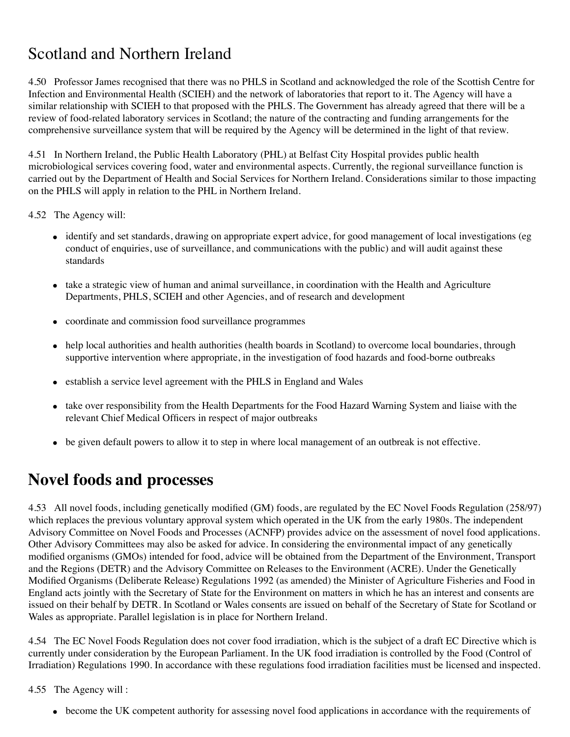## Scotland and Northern Ireland

4.50 Professor James recognised that there was no PHLS in Scotland and acknowledged the role of the Scottish Centre for Infection and Environmental Health (SCIEH) and the network of laboratories that report to it. The Agency will have a similar relationship with SCIEH to that proposed with the PHLS. The Government has already agreed that there will be a review of food-related laboratory services in Scotland; the nature of the contracting and funding arrangements for the comprehensive surveillance system that will be required by the Agency will be determined in the light of that review.

4.51 In Northern Ireland, the Public Health Laboratory (PHL) at Belfast City Hospital provides public health microbiological services covering food, water and environmental aspects. Currently, the regional surveillance function is carried out by the Department of Health and Social Services for Northern Ireland. Considerations similar to those impacting on the PHLS will apply in relation to the PHL in Northern Ireland.

4.52 The Agency will:

- identify and set standards, drawing on appropriate expert advice, for good management of local investigations (eg conduct of enquiries, use of surveillance, and communications with the public) and will audit against these standards
- take a strategic view of human and animal surveillance, in coordination with the Health and Agriculture Departments, PHLS, SCIEH and other Agencies, and of research and development
- coordinate and commission food surveillance programmes
- help local authorities and health authorities (health boards in Scotland) to overcome local boundaries, through supportive intervention where appropriate, in the investigation of food hazards and food-borne outbreaks
- establish a service level agreement with the PHLS in England and Wales
- take over responsibility from the Health Departments for the Food Hazard Warning System and liaise with the relevant Chief Medical Officers in respect of major outbreaks
- be given default powers to allow it to step in where local management of an outbreak is not effective.

# Novel foods and processes

4.53 All novel foods, including genetically modified (GM) foods, are regulated by the EC Novel Foods Regulation (258/97) which replaces the previous voluntary approval system which operated in the UK from the early 1980s. The independent Advisory Committee on Novel Foods and Processes (ACNFP) provides advice on the assessment of novel food applications. Other Advisory Committees may also be asked for advice. In considering the environmental impact of any genetically modified organisms (GMOs) intended for food, advice will be obtained from the Department of the Environment, Transport and the Regions (DETR) and the Advisory Committee on Releases to the Environment (ACRE). Under the Genetically Modified Organisms (Deliberate Release) Regulations 1992 (as amended) the Minister of Agriculture Fisheries and Food in England acts jointly with the Secretary of State for the Environment on matters in which he has an interest and consents are issued on their behalf by DETR. In Scotland or Wales consents are issued on behalf of the Secretary of State for Scotland or Wales as appropriate. Parallel legislation is in place for Northern Ireland.

4.54 The EC Novel Foods Regulation does not cover food irradiation, which is the subject of a draft EC Directive which is currently under consideration by the European Parliament. In the UK food irradiation is controlled by the Food (Control of Irradiation) Regulations 1990. In accordance with these regulations food irradiation facilities must be licensed and inspected.

4.55 The Agency will :

- become the UK competent authority for assessing novel food applications in accordance with the requirements of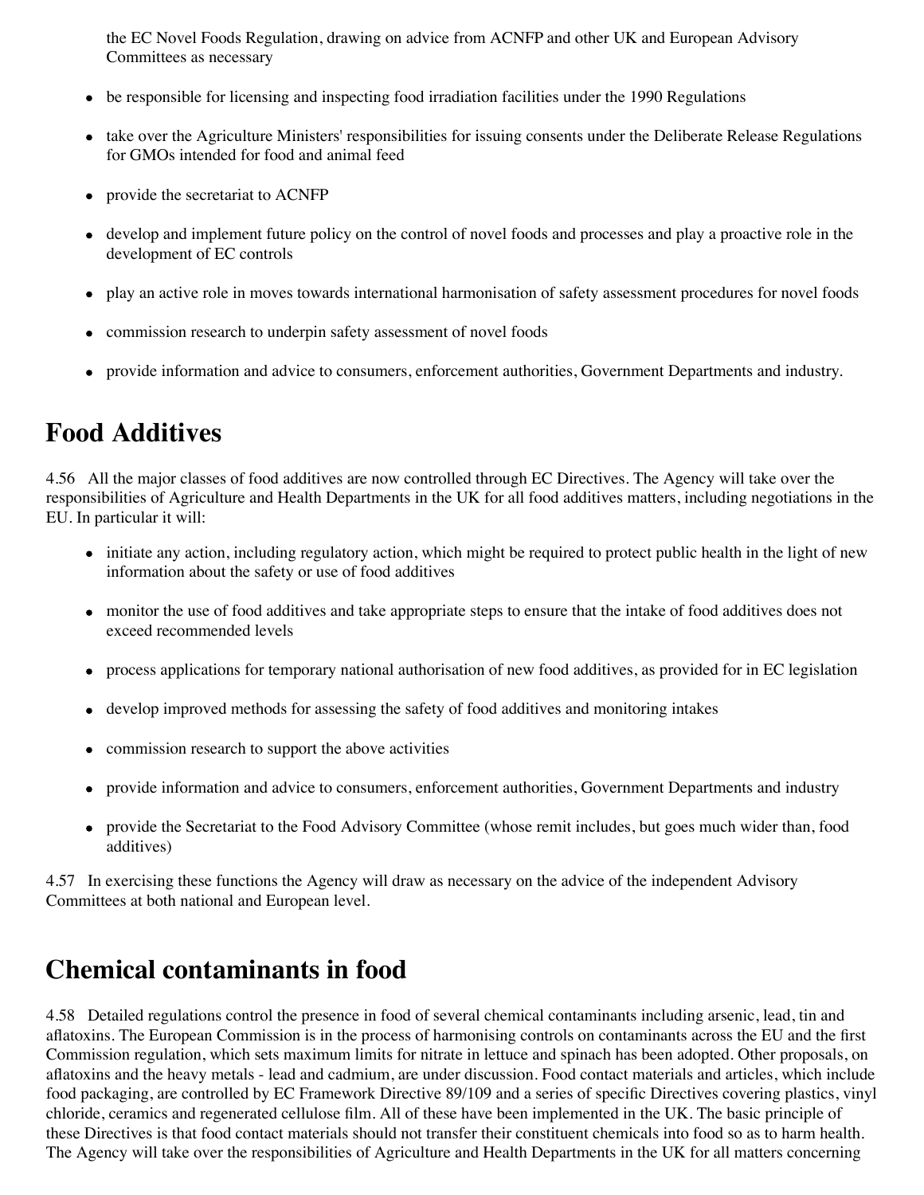the EC Novel Foods Regulation, drawing on advice from ACNFP and other UK and European Advisory Committees as necessary

- be responsible for licensing and inspecting food irradiation facilities under the 1990 Regulations
- take over the Agriculture Ministers' responsibilities for issuing consents under the Deliberate Release Regulations for GMOs intended for food and animal feed
- provide the secretariat to ACNFP
- develop and implement future policy on the control of novel foods and processes and play a proactive role in the development of EC controls
- play an active role in moves towards international harmonisation of safety assessment procedures for novel foods
- commission research to underpin safety assessment of novel foods
- provide information and advice to consumers, enforcement authorities, Government Departments and industry.

## Food Additives

4.56 All the major classes of food additives are now controlled through EC Directives. The Agency will take over the responsibilities of Agriculture and Health Departments in the UK for all food additives matters, including negotiations in the EU. In particular it will:

- initiate any action, including regulatory action, which might be required to protect public health in the light of new information about the safety or use of food additives
- monitor the use of food additives and take appropriate steps to ensure that the intake of food additives does not exceed recommended levels
- process applications for temporary national authorisation of new food additives, as provided for in EC legislation
- develop improved methods for assessing the safety of food additives and monitoring intakes
- commission research to support the above activities
- provide information and advice to consumers, enforcement authorities, Government Departments and industry
- provide the Secretariat to the Food Advisory Committee (whose remit includes, but goes much wider than, food additives)

4.57 In exercising these functions the Agency will draw as necessary on the advice of the independent Advisory Committees at both national and European level.

## Chemical contaminants in food

4.58 Detailed regulations control the presence in food of several chemical contaminants including arsenic, lead, tin and aflatoxins. The European Commission is in the process of harmonising controls on contaminants across the EU and the first Commission regulation, which sets maximum limits for nitrate in lettuce and spinach has been adopted. Other proposals, on aflatoxins and the heavy metals - lead and cadmium, are under discussion. Food contact materials and articles, which include food packaging, are controlled by EC Framework Directive 89/109 and a series of specific Directives covering plastics, vinyl chloride, ceramics and regenerated cellulose film. All of these have been implemented in the UK. The basic principle of these Directives is that food contact materials should not transfer their constituent chemicals into food so as to harm health. The Agency will take over the responsibilities of Agriculture and Health Departments in the UK for all matters concerning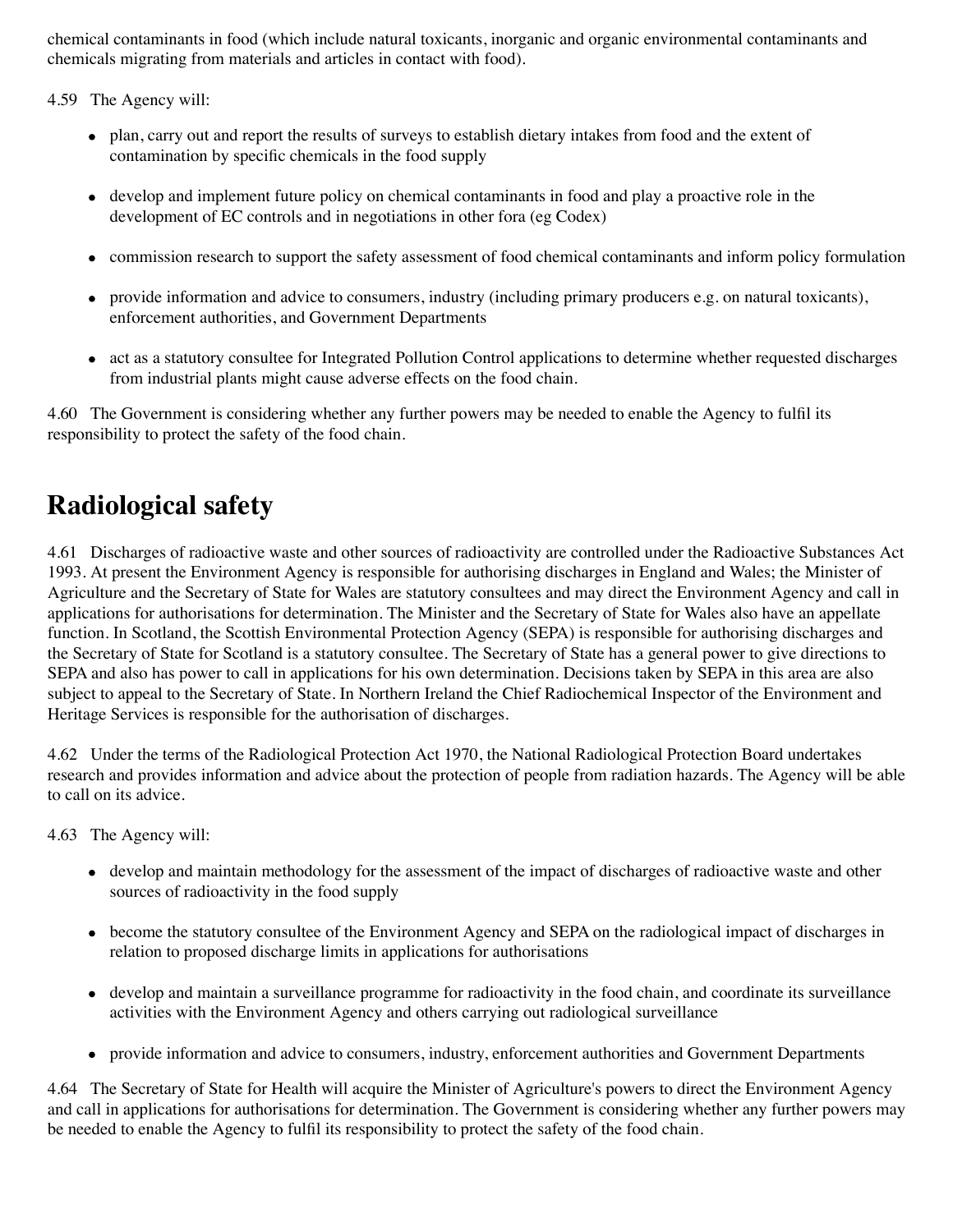chemical contaminants in food (which include natural toxicants, inorganic and organic environmental contaminants and chemicals migrating from materials and articles in contact with food).

4.59 The Agency will:

- plan, carry out and report the results of surveys to establish dietary intakes from food and the extent of contamination by specific chemicals in the food supply
- develop and implement future policy on chemical contaminants in food and play a proactive role in the development of EC controls and in negotiations in other fora (eg Codex)
- commission research to support the safety assessment of food chemical contaminants and inform policy formulation
- provide information and advice to consumers, industry (including primary producers e.g. on natural toxicants), enforcement authorities, and Government Departments
- act as a statutory consultee for Integrated Pollution Control applications to determine whether requested discharges from industrial plants might cause adverse effects on the food chain.

4.60 The Government is considering whether any further powers may be needed to enable the Agency to fulfil its responsibility to protect the safety of the food chain.

## Radiological safety

4.61 Discharges of radioactive waste and other sources of radioactivity are controlled under the Radioactive Substances Act 1993. At present the Environment Agency is responsible for authorising discharges in England and Wales; the Minister of Agriculture and the Secretary of State for Wales are statutory consultees and may direct the Environment Agency and call in applications for authorisations for determination. The Minister and the Secretary of State for Wales also have an appellate function. In Scotland, the Scottish Environmental Protection Agency (SEPA) is responsible for authorising discharges and the Secretary of State for Scotland is a statutory consultee. The Secretary of State has a general power to give directions to SEPA and also has power to call in applications for his own determination. Decisions taken by SEPA in this area are also subject to appeal to the Secretary of State. In Northern Ireland the Chief Radiochemical Inspector of the Environment and Heritage Services is responsible for the authorisation of discharges.

4.62 Under the terms of the Radiological Protection Act 1970, the National Radiological Protection Board undertakes research and provides information and advice about the protection of people from radiation hazards. The Agency will be able to call on its advice.

4.63 The Agency will:

- develop and maintain methodology for the assessment of the impact of discharges of radioactive waste and other sources of radioactivity in the food supply
- become the statutory consultee of the Environment Agency and SEPA on the radiological impact of discharges in relation to proposed discharge limits in applications for authorisations
- develop and maintain a surveillance programme for radioactivity in the food chain, and coordinate its surveillance activities with the Environment Agency and others carrying out radiological surveillance
- provide information and advice to consumers, industry, enforcement authorities and Government Departments

4.64 The Secretary of State for Health will acquire the Minister of Agriculture's powers to direct the Environment Agency and call in applications for authorisations for determination. The Government is considering whether any further powers may be needed to enable the Agency to fulfil its responsibility to protect the safety of the food chain.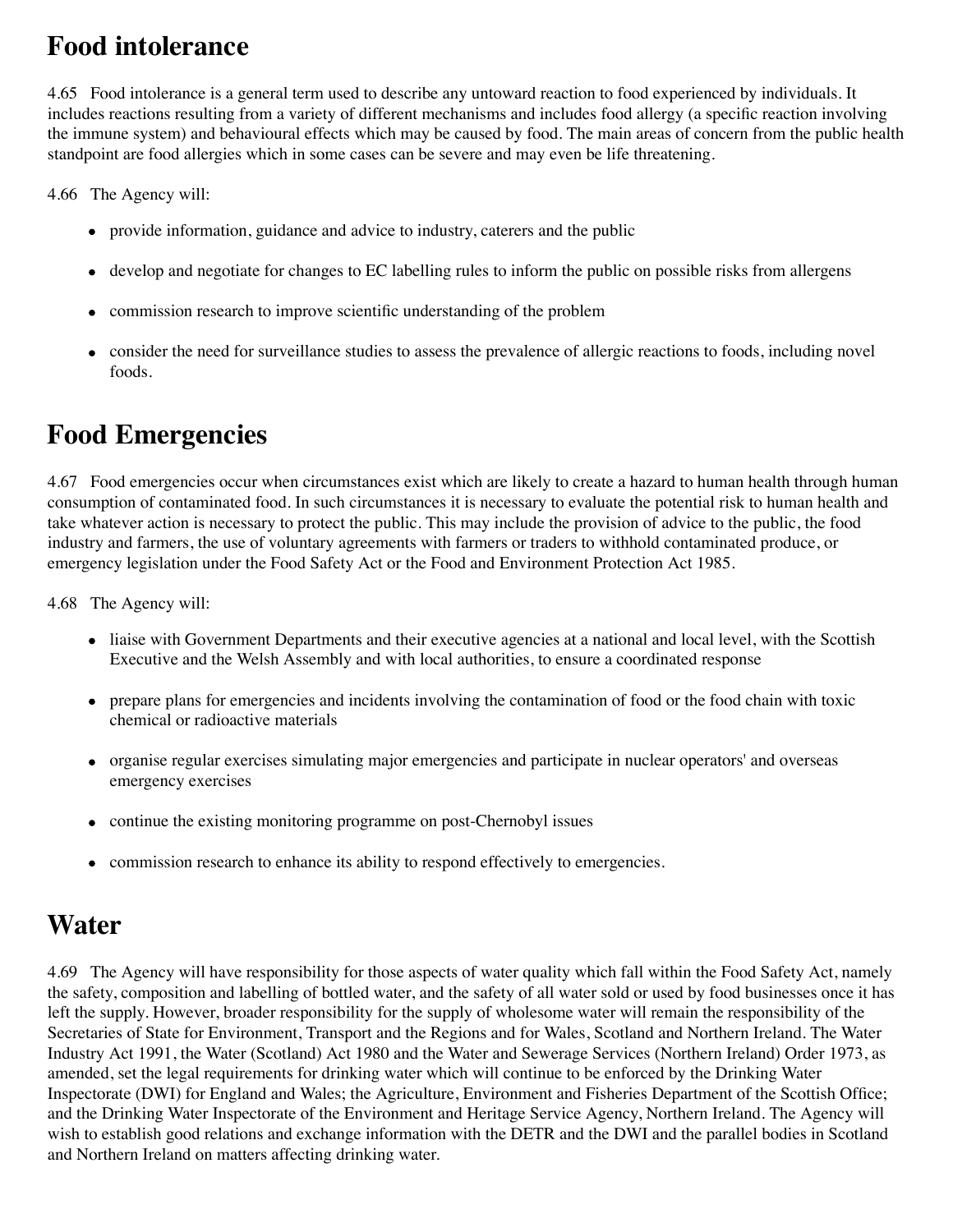## Food intolerance

4.65 Food intolerance is a general term used to describe any untoward reaction to food experienced by individuals. It includes reactions resulting from a variety of different mechanisms and includes food allergy (a specific reaction involving the immune system) and behavioural effects which may be caused by food. The main areas of concern from the public health standpoint are food allergies which in some cases can be severe and may even be life threatening.

4.66 The Agency will:

- provide information, guidance and advice to industry, caterers and the public
- develop and negotiate for changes to EC labelling rules to inform the public on possible risks from allergens
- commission research to improve scientific understanding of the problem
- consider the need for surveillance studies to assess the prevalence of allergic reactions to foods, including novel foods.

## Food Emergencies

4.67 Food emergencies occur when circumstances exist which are likely to create a hazard to human health through human consumption of contaminated food. In such circumstances it is necessary to evaluate the potential risk to human health and take whatever action is necessary to protect the public. This may include the provision of advice to the public, the food industry and farmers, the use of voluntary agreements with farmers or traders to withhold contaminated produce, or emergency legislation under the Food Safety Act or the Food and Environment Protection Act 1985.

4.68 The Agency will:

- liaise with Government Departments and their executive agencies at a national and local level, with the Scottish Executive and the Welsh Assembly and with local authorities, to ensure a coordinated response
- prepare plans for emergencies and incidents involving the contamination of food or the food chain with toxic chemical or radioactive materials
- organise regular exercises simulating major emergencies and participate in nuclear operators' and overseas emergency exercises
- continue the existing monitoring programme on post-Chernobyl issues
- commission research to enhance its ability to respond effectively to emergencies.

## Water

4.69 The Agency will have responsibility for those aspects of water quality which fall within the Food Safety Act, namely the safety, composition and labelling of bottled water, and the safety of all water sold or used by food businesses once it has left the supply. However, broader responsibility for the supply of wholesome water will remain the responsibility of the Secretaries of State for Environment, Transport and the Regions and for Wales, Scotland and Northern Ireland. The Water Industry Act 1991, the Water (Scotland) Act 1980 and the Water and Sewerage Services (Northern Ireland) Order 1973, as amended, set the legal requirements for drinking water which will continue to be enforced by the Drinking Water Inspectorate (DWI) for England and Wales; the Agriculture, Environment and Fisheries Department of the Scottish Office; and the Drinking Water Inspectorate of the Environment and Heritage Service Agency, Northern Ireland. The Agency will wish to establish good relations and exchange information with the DETR and the DWI and the parallel bodies in Scotland and Northern Ireland on matters affecting drinking water.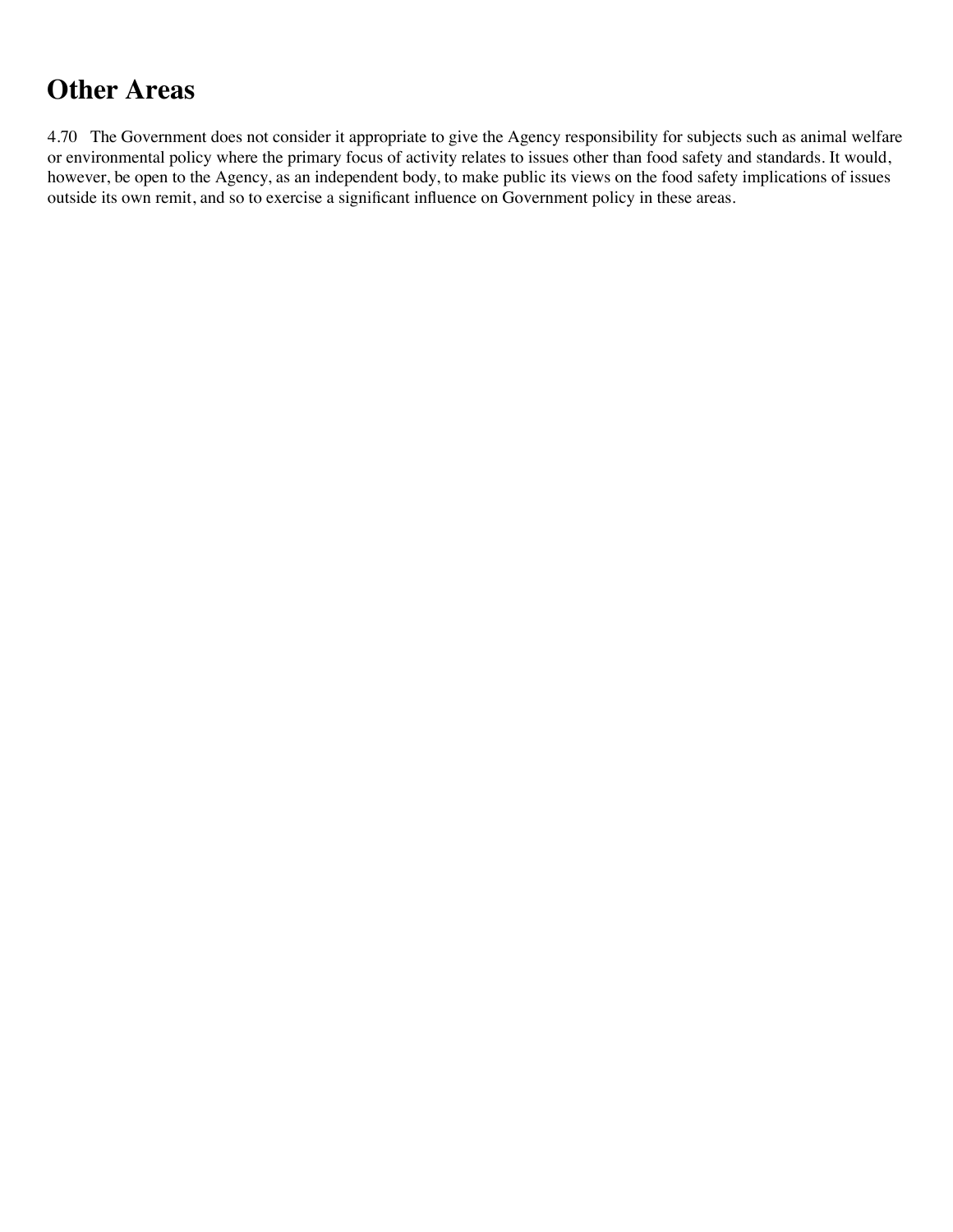# Other Areas

4.70 The Government does not consider it appropriate to give the Agency responsibility for subjects such as animal welfare or environmental policy where the primary focus of activity relates to issues other than food safety and standards. It would, however, be open to the Agency, as an independent body, to make public its views on the food safety implications of issues outside its own remit, and so to exercise a significant influence on Government policy in these areas.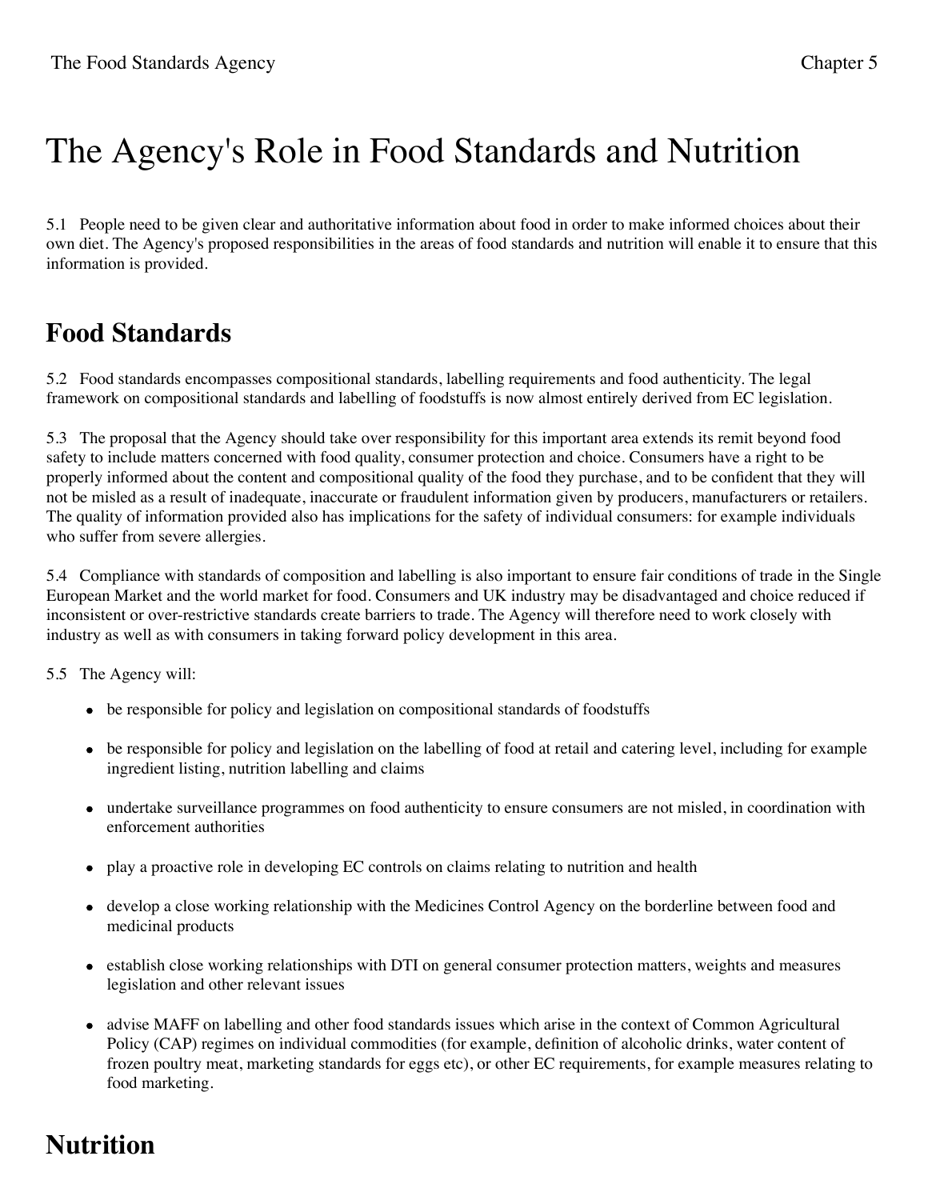# The Agency's Role in Food Standards and Nutrition

5.1 People need to be given clear and authoritative information about food in order to make informed choices about their own diet. The Agency's proposed responsibilities in the areas of food standards and nutrition will enable it to ensure that this information is provided.

## Food Standards

5.2 Food standards encompasses compositional standards, labelling requirements and food authenticity. The legal framework on compositional standards and labelling of foodstuffs is now almost entirely derived from EC legislation.

5.3 The proposal that the Agency should take over responsibility for this important area extends its remit beyond food safety to include matters concerned with food quality, consumer protection and choice. Consumers have a right to be properly informed about the content and compositional quality of the food they purchase, and to be confident that they will not be misled as a result of inadequate, inaccurate or fraudulent information given by producers, manufacturers or retailers. The quality of information provided also has implications for the safety of individual consumers: for example individuals who suffer from severe allergies.

5.4 Compliance with standards of composition and labelling is also important to ensure fair conditions of trade in the Single European Market and the world market for food. Consumers and UK industry may be disadvantaged and choice reduced if inconsistent or over-restrictive standards create barriers to trade. The Agency will therefore need to work closely with industry as well as with consumers in taking forward policy development in this area.

5.5 The Agency will:

- be responsible for policy and legislation on compositional standards of foodstuffs
- be responsible for policy and legislation on the labelling of food at retail and catering level, including for example ingredient listing, nutrition labelling and claims
- undertake surveillance programmes on food authenticity to ensure consumers are not misled, in coordination with enforcement authorities
- play a proactive role in developing EC controls on claims relating to nutrition and health
- develop a close working relationship with the Medicines Control Agency on the borderline between food and medicinal products
- establish close working relationships with DTI on general consumer protection matters, weights and measures legislation and other relevant issues
- advise MAFF on labelling and other food standards issues which arise in the context of Common Agricultural Policy (CAP) regimes on individual commodities (for example, definition of alcoholic drinks, water content of frozen poultry meat, marketing standards for eggs etc), or other EC requirements, for example measures relating to food marketing.

## Nutrition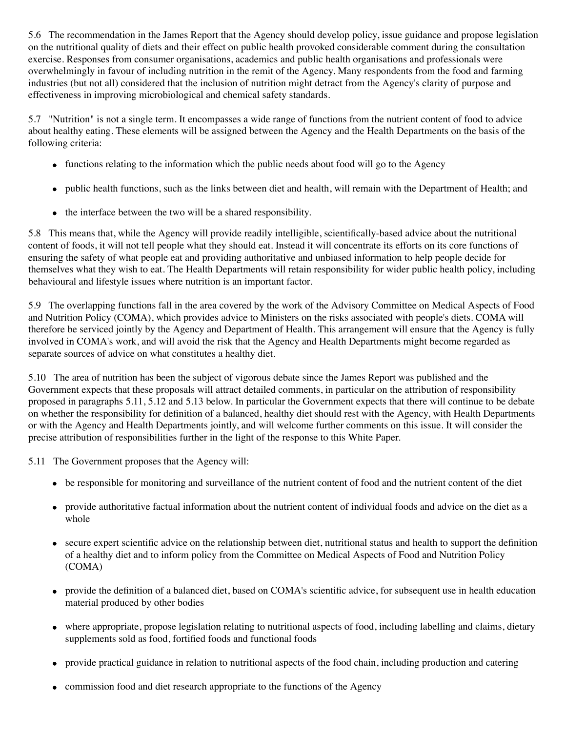5.6 The recommendation in the James Report that the Agency should develop policy, issue guidance and propose legislation on the nutritional quality of diets and their effect on public health provoked considerable comment during the consultation exercise. Responses from consumer organisations, academics and public health organisations and professionals were overwhelmingly in favour of including nutrition in the remit of the Agency. Many respondents from the food and farming industries (but not all) considered that the inclusion of nutrition might detract from the Agency's clarity of purpose and effectiveness in improving microbiological and chemical safety standards.

5.7 "Nutrition" is not a single term. It encompasses a wide range of functions from the nutrient content of food to advice about healthy eating. These elements will be assigned between the Agency and the Health Departments on the basis of the following criteria:

- functions relating to the information which the public needs about food will go to the Agency
- public health functions, such as the links between diet and health, will remain with the Department of Health; and
- the interface between the two will be a shared responsibility.

5.8 This means that, while the Agency will provide readily intelligible, scientifically-based advice about the nutritional content of foods, it will not tell people what they should eat. Instead it will concentrate its efforts on its core functions of ensuring the safety of what people eat and providing authoritative and unbiased information to help people decide for themselves what they wish to eat. The Health Departments will retain responsibility for wider public health policy, including behavioural and lifestyle issues where nutrition is an important factor.

5.9 The overlapping functions fall in the area covered by the work of the Advisory Committee on Medical Aspects of Food and Nutrition Policy (COMA), which provides advice to Ministers on the risks associated with people's diets. COMA will therefore be serviced jointly by the Agency and Department of Health. This arrangement will ensure that the Agency is fully involved in COMA's work, and will avoid the risk that the Agency and Health Departments might become regarded as separate sources of advice on what constitutes a healthy diet.

5.10 The area of nutrition has been the subject of vigorous debate since the James Report was published and the Government expects that these proposals will attract detailed comments, in particular on the attribution of responsibility proposed in paragraphs 5.11, 5.12 and 5.13 below. In particular the Government expects that there will continue to be debate on whether the responsibility for definition of a balanced, healthy diet should rest with the Agency, with Health Departments or with the Agency and Health Departments jointly, and will welcome further comments on this issue. It will consider the precise attribution of responsibilities further in the light of the response to this White Paper.

5.11 The Government proposes that the Agency will:

- be responsible for monitoring and surveillance of the nutrient content of food and the nutrient content of the diet
- provide authoritative factual information about the nutrient content of individual foods and advice on the diet as a whole
- secure expert scientific advice on the relationship between diet, nutritional status and health to support the definition of a healthy diet and to inform policy from the Committee on Medical Aspects of Food and Nutrition Policy (COMA)
- provide the definition of a balanced diet, based on COMA's scientific advice, for subsequent use in health education material produced by other bodies
- where appropriate, propose legislation relating to nutritional aspects of food, including labelling and claims, dietary supplements sold as food, fortified foods and functional foods
- provide practical guidance in relation to nutritional aspects of the food chain, including production and catering
- commission food and diet research appropriate to the functions of the Agency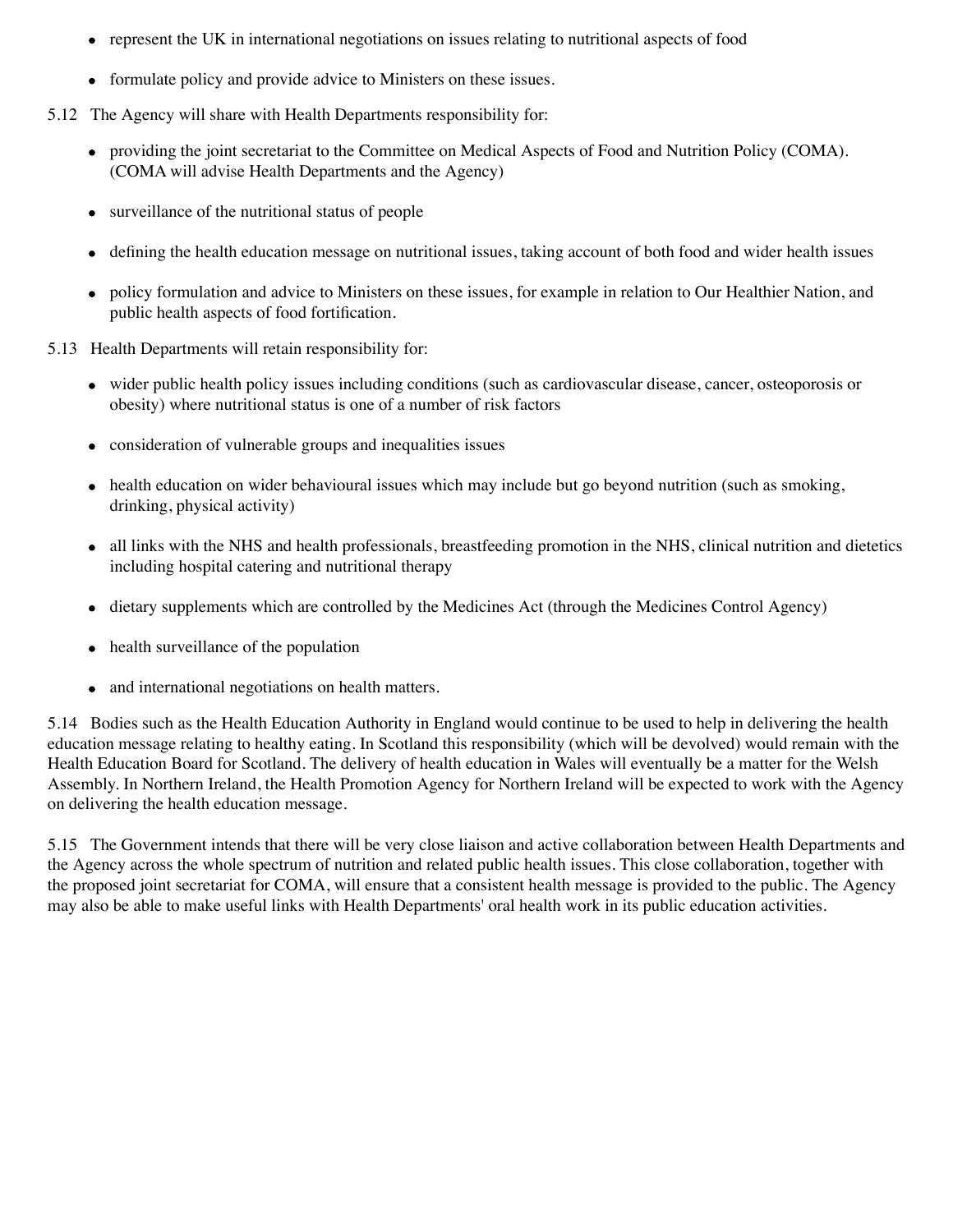- represent the UK in international negotiations on issues relating to nutritional aspects of food
- formulate policy and provide advice to Ministers on these issues.

5.12 The Agency will share with Health Departments responsibility for:

- providing the joint secretariat to the Committee on Medical Aspects of Food and Nutrition Policy (COMA). (COMA will advise Health Departments and the Agency)
- surveillance of the nutritional status of people
- defining the health education message on nutritional issues, taking account of both food and wider health issues
- policy formulation and advice to Ministers on these issues, for example in relation to Our Healthier Nation, and public health aspects of food fortification.

5.13 Health Departments will retain responsibility for:

- wider public health policy issues including conditions (such as cardiovascular disease, cancer, osteoporosis or obesity) where nutritional status is one of a number of risk factors
- consideration of vulnerable groups and inequalities issues
- health education on wider behavioural issues which may include but go beyond nutrition (such as smoking, drinking, physical activity)
- all links with the NHS and health professionals, breastfeeding promotion in the NHS, clinical nutrition and dietetics including hospital catering and nutritional therapy
- dietary supplements which are controlled by the Medicines Act (through the Medicines Control Agency)
- health surveillance of the population
- and international negotiations on health matters.

5.14 Bodies such as the Health Education Authority in England would continue to be used to help in delivering the health education message relating to healthy eating. In Scotland this responsibility (which will be devolved) would remain with the Health Education Board for Scotland. The delivery of health education in Wales will eventually be a matter for the Welsh Assembly. In Northern Ireland, the Health Promotion Agency for Northern Ireland will be expected to work with the Agency on delivering the health education message.

5.15 The Government intends that there will be very close liaison and active collaboration between Health Departments and the Agency across the whole spectrum of nutrition and related public health issues. This close collaboration, together with the proposed joint secretariat for COMA, will ensure that a consistent health message is provided to the public. The Agency may also be able to make useful links with Health Departments' oral health work in its public education activities.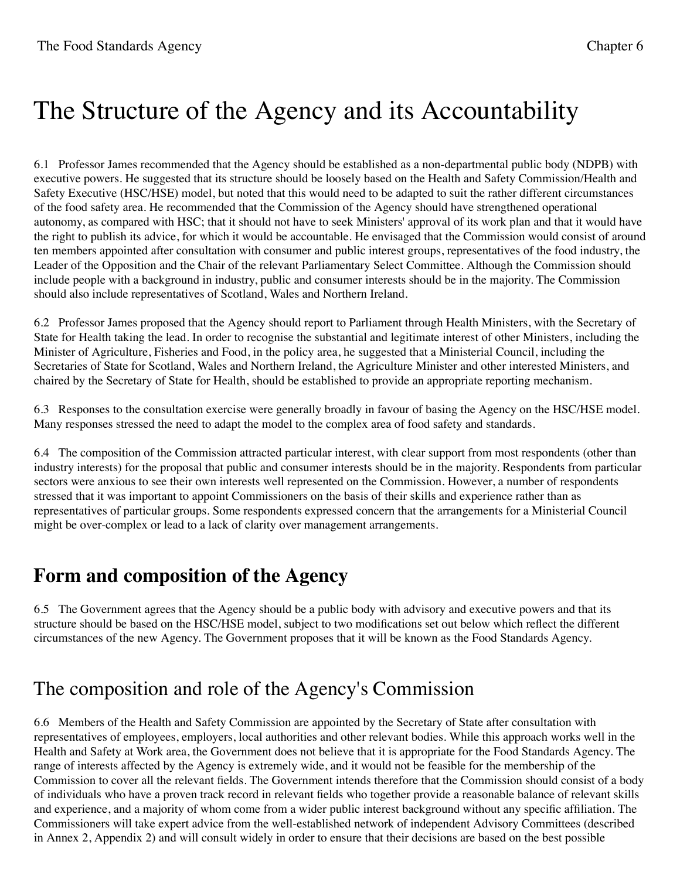# The Structure of the Agency and its Accountability

6.1 Professor James recommended that the Agency should be established as a non-departmental public body (NDPB) with executive powers. He suggested that its structure should be loosely based on the Health and Safety Commission/Health and Safety Executive (HSC/HSE) model, but noted that this would need to be adapted to suit the rather different circumstances of the food safety area. He recommended that the Commission of the Agency should have strengthened operational autonomy, as compared with HSC; that it should not have to seek Ministers' approval of its work plan and that it would have the right to publish its advice, for which it would be accountable. He envisaged that the Commission would consist of around ten members appointed after consultation with consumer and public interest groups, representatives of the food industry, the Leader of the Opposition and the Chair of the relevant Parliamentary Select Committee. Although the Commission should include people with a background in industry, public and consumer interests should be in the majority. The Commission should also include representatives of Scotland, Wales and Northern Ireland.

6.2 Professor James proposed that the Agency should report to Parliament through Health Ministers, with the Secretary of State for Health taking the lead. In order to recognise the substantial and legitimate interest of other Ministers, including the Minister of Agriculture, Fisheries and Food, in the policy area, he suggested that a Ministerial Council, including the Secretaries of State for Scotland, Wales and Northern Ireland, the Agriculture Minister and other interested Ministers, and chaired by the Secretary of State for Health, should be established to provide an appropriate reporting mechanism.

6.3 Responses to the consultation exercise were generally broadly in favour of basing the Agency on the HSC/HSE model. Many responses stressed the need to adapt the model to the complex area of food safety and standards.

6.4 The composition of the Commission attracted particular interest, with clear support from most respondents (other than industry interests) for the proposal that public and consumer interests should be in the majority. Respondents from particular sectors were anxious to see their own interests well represented on the Commission. However, a number of respondents stressed that it was important to appoint Commissioners on the basis of their skills and experience rather than as representatives of particular groups. Some respondents expressed concern that the arrangements for a Ministerial Council might be over-complex or lead to a lack of clarity over management arrangements.

## Form and composition of the Agency

6.5 The Government agrees that the Agency should be a public body with advisory and executive powers and that its structure should be based on the HSC/HSE model, subject to two modifications set out below which reflect the different circumstances of the new Agency. The Government proposes that it will be known as the Food Standards Agency.

## The composition and role of the Agency's Commission

6.6 Members of the Health and Safety Commission are appointed by the Secretary of State after consultation with representatives of employees, employers, local authorities and other relevant bodies. While this approach works well in the Health and Safety at Work area, the Government does not believe that it is appropriate for the Food Standards Agency. The range of interests affected by the Agency is extremely wide, and it would not be feasible for the membership of the Commission to cover all the relevant fields. The Government intends therefore that the Commission should consist of a body of individuals who have a proven track record in relevant fields who together provide a reasonable balance of relevant skills and experience, and a majority of whom come from a wider public interest background without any specific affiliation. The Commissioners will take expert advice from the well-established network of independent Advisory Committees (described in Annex 2, Appendix 2) and will consult widely in order to ensure that their decisions are based on the best possible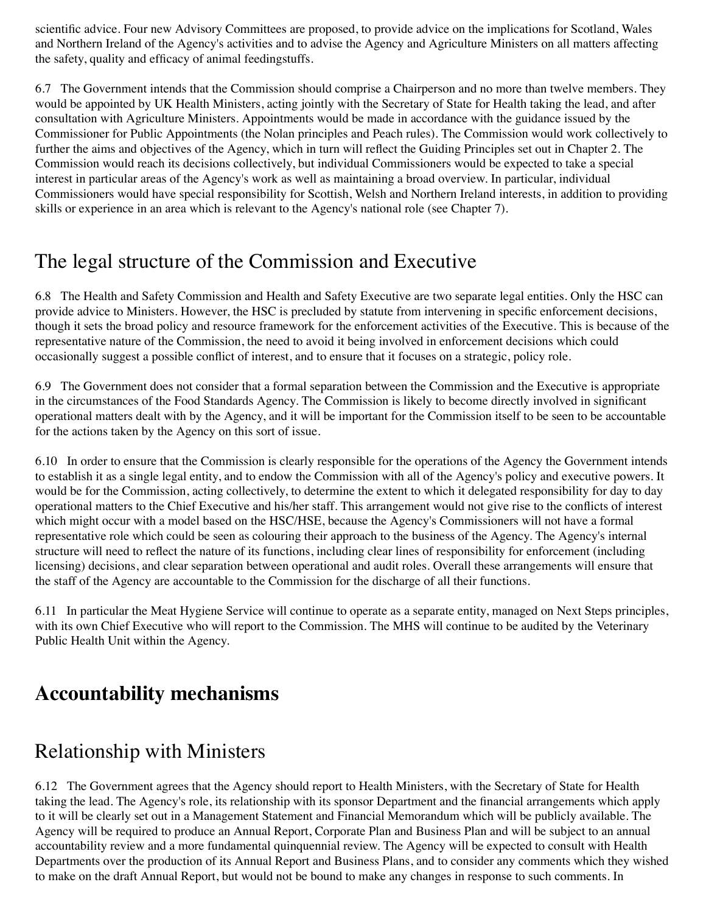scientific advice. Four new Advisory Committees are proposed, to provide advice on the implications for Scotland, Wales and Northern Ireland of the Agency's activities and to advise the Agency and Agriculture Ministers on all matters affecting the safety, quality and efficacy of animal feedingstuffs.

6.7 The Government intends that the Commission should comprise a Chairperson and no more than twelve members. They would be appointed by UK Health Ministers, acting jointly with the Secretary of State for Health taking the lead, and after consultation with Agriculture Ministers. Appointments would be made in accordance with the guidance issued by the Commissioner for Public Appointments (the Nolan principles and Peach rules). The Commission would work collectively to further the aims and objectives of the Agency, which in turn will reflect the Guiding Principles set out in Chapter 2. The Commission would reach its decisions collectively, but individual Commissioners would be expected to take a special interest in particular areas of the Agency's work as well as maintaining a broad overview. In particular, individual Commissioners would have special responsibility for Scottish, Welsh and Northern Ireland interests, in addition to providing skills or experience in an area which is relevant to the Agency's national role (see Chapter 7).

## The legal structure of the Commission and Executive

6.8 The Health and Safety Commission and Health and Safety Executive are two separate legal entities. Only the HSC can provide advice to Ministers. However, the HSC is precluded by statute from intervening in specific enforcement decisions, though it sets the broad policy and resource framework for the enforcement activities of the Executive. This is because of the representative nature of the Commission, the need to avoid it being involved in enforcement decisions which could occasionally suggest a possible conflict of interest, and to ensure that it focuses on a strategic, policy role.

6.9 The Government does not consider that a formal separation between the Commission and the Executive is appropriate in the circumstances of the Food Standards Agency. The Commission is likely to become directly involved in significant operational matters dealt with by the Agency, and it will be important for the Commission itself to be seen to be accountable for the actions taken by the Agency on this sort of issue.

6.10 In order to ensure that the Commission is clearly responsible for the operations of the Agency the Government intends to establish it as a single legal entity, and to endow the Commission with all of the Agency's policy and executive powers. It would be for the Commission, acting collectively, to determine the extent to which it delegated responsibility for day to day operational matters to the Chief Executive and his/her staff. This arrangement would not give rise to the conflicts of interest which might occur with a model based on the HSC/HSE, because the Agency's Commissioners will not have a formal representative role which could be seen as colouring their approach to the business of the Agency. The Agency's internal structure will need to reflect the nature of its functions, including clear lines of responsibility for enforcement (including licensing) decisions, and clear separation between operational and audit roles. Overall these arrangements will ensure that the staff of the Agency are accountable to the Commission for the discharge of all their functions.

6.11 In particular the Meat Hygiene Service will continue to operate as a separate entity, managed on Next Steps principles, with its own Chief Executive who will report to the Commission. The MHS will continue to be audited by the Veterinary Public Health Unit within the Agency.

# Accountability mechanisms

## Relationship with Ministers

6.12 The Government agrees that the Agency should report to Health Ministers, with the Secretary of State for Health taking the lead. The Agency's role, its relationship with its sponsor Department and the financial arrangements which apply to it will be clearly set out in a Management Statement and Financial Memorandum which will be publicly available. The Agency will be required to produce an Annual Report, Corporate Plan and Business Plan and will be subject to an annual accountability review and a more fundamental quinquennial review. The Agency will be expected to consult with Health Departments over the production of its Annual Report and Business Plans, and to consider any comments which they wished to make on the draft Annual Report, but would not be bound to make any changes in response to such comments. In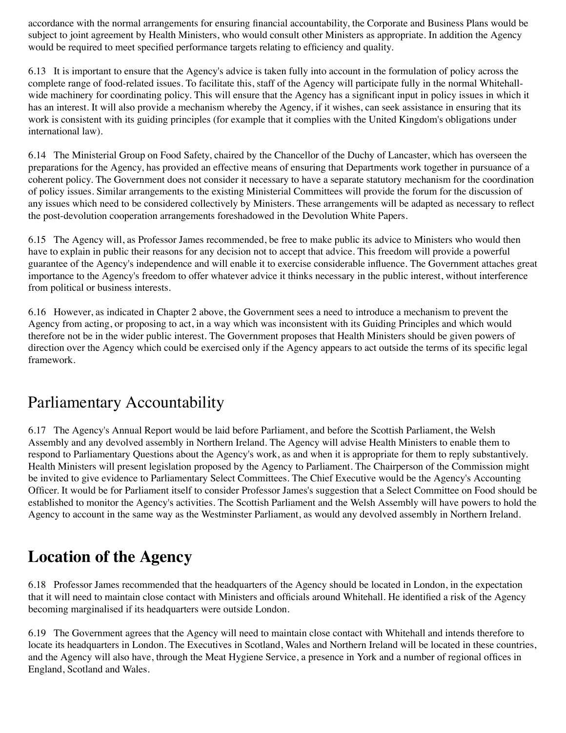accordance with the normal arrangements for ensuring financial accountability, the Corporate and Business Plans would be subject to joint agreement by Health Ministers, who would consult other Ministers as appropriate. In addition the Agency would be required to meet specified performance targets relating to efficiency and quality.

6.13 It is important to ensure that the Agency's advice is taken fully into account in the formulation of policy across the complete range of food-related issues. To facilitate this, staff of the Agency will participate fully in the normal Whitehall-wide machinery for coordinating policy. This will ensure that the Agency has a significant input in policy issues in which it has an interest. It will also provide a mechanism whereby the Agency, if it wishes, can seek assistance in ensuring that its work is consistent with its guiding principles (for example that it complies with the United Kingdom's obligations under international law).

6.14 The Ministerial Group on Food Safety, chaired by the Chancellor of the Duchy of Lancaster, which has overseen the preparations for the Agency, has provided an effective means of ensuring that Departments work together in pursuance of a coherent policy. The Government does not consider it necessary to have a separate statutory mechanism for the coordination of policy issues. Similar arrangements to the existing Ministerial Committees will provide the forum for the discussion of any issues which need to be considered collectively by Ministers. These arrangements will be adapted as necessary to reflect the post-devolution cooperation arrangements foreshadowed in the Devolution White Papers.

6.15 The Agency will, as Professor James recommended, be free to make public its advice to Ministers who would then have to explain in public their reasons for any decision not to accept that advice. This freedom will provide a powerful guarantee of the Agency's independence and will enable it to exercise considerable influence. The Government attaches great importance to the Agency's freedom to offer whatever advice it thinks necessary in the public interest, without interference from political or business interests.

6.16 However, as indicated in Chapter 2 above, the Government sees a need to introduce a mechanism to prevent the Agency from acting, or proposing to act, in a way which was inconsistent with its Guiding Principles and which would therefore not be in the wider public interest. The Government proposes that Health Ministers should be given powers of direction over the Agency which could be exercised only if the Agency appears to act outside the terms of its specific legal framework.

## Parliamentary Accountability

6.17 The Agency's Annual Report would be laid before Parliament, and before the Scottish Parliament, the Welsh Assembly and any devolved assembly in Northern Ireland. The Agency will advise Health Ministers to enable them to respond to Parliamentary Questions about the Agency's work, as and when it is appropriate for them to reply substantively. Health Ministers will present legislation proposed by the Agency to Parliament. The Chairperson of the Commission might be invited to give evidence to Parliamentary Select Committees. The Chief Executive would be the Agency's Accounting Officer. It would be for Parliament itself to consider Professor James's suggestion that a Select Committee on Food should be established to monitor the Agency's activities. The Scottish Parliament and the Welsh Assembly will have powers to hold the Agency to account in the same way as the Westminster Parliament, as would any devolved assembly in Northern Ireland.

## **Location of the Agency**

6.18 Professor James recommended that the headquarters of the Agency should be located in London, in the expectation that it will need to maintain close contact with Ministers and officials around Whitehall. He identified a risk of the Agency becoming marginalised if its headquarters were outside London.

6.19 The Government agrees that the Agency will need to maintain close contact with Whitehall and intends therefore to locate its headquarters in London. The Executives in Scotland, Wales and Northern Ireland will be located in these countries, and the Agency will also have, through the Meat Hygiene Service, a presence in York and a number of regional offices in England, Scotland and Wales.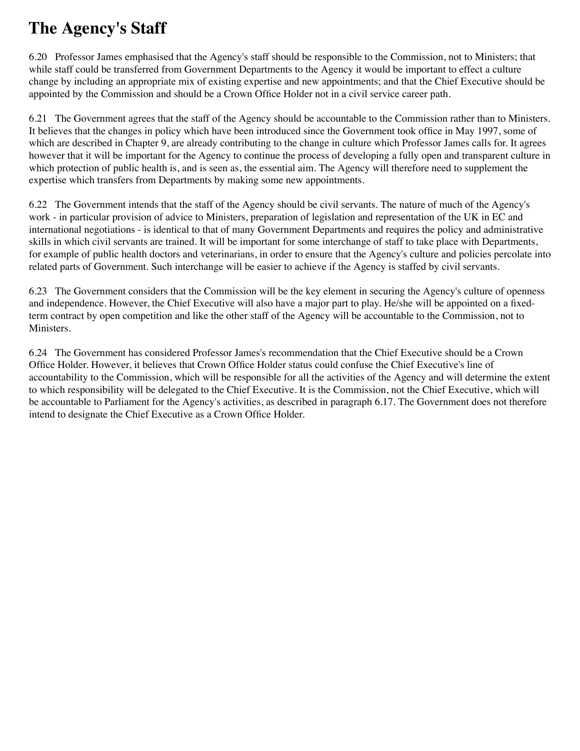# The Agency's Staff

6.20 Professor James emphasised that the Agency's staff should be responsible to the Commission, not to Ministers; that while staff could be transferred from Government Departments to the Agency it would be important to effect a culture change by including an appropriate mix of existing expertise and new appointments; and that the Chief Executive should be appointed by the Commission and should be a Crown Office Holder not in a civil service career path.

6.21 The Government agrees that the staff of the Agency should be accountable to the Commission rather than to Ministers. It believes that the changes in policy which have been introduced since the Government took office in May 1997, some of which are described in Chapter 9, are already contributing to the change in culture which Professor James calls for. It agrees however that it will be important for the Agency to continue the process of developing a fully open and transparent culture in which protection of public health is, and is seen as, the essential aim. The Agency will therefore need to supplement the expertise which transfers from Departments by making some new appointments.

6.22 The Government intends that the staff of the Agency should be civil servants. The nature of much of the Agency's work - in particular provision of advice to Ministers, preparation of legislation and representation of the UK in EC and international negotiations - is identical to that of many Government Departments and requires the policy and administrative skills in which civil servants are trained. It will be important for some interchange of staff to take place with Departments, for example of public health doctors and veterinarians, in order to ensure that the Agency's culture and policies percolate into related parts of Government. Such interchange will be easier to achieve if the Agency is staffed by civil servants.

6.23 The Government considers that the Commission will be the key element in securing the Agency's culture of openness and independence. However, the Chief Executive will also have a major part to play. He/she will be appointed on a fixed-term contract by open competition and like the other staff of the Agency will be accountable to the Commission, not to Ministers.

6.24 The Government has considered Professor James's recommendation that the Chief Executive should be a Crown Office Holder. However, it believes that Crown Office Holder status could confuse the Chief Executive's line of accountability to the Commission, which will be responsible for all the activities of the Agency and will determine the extent to which responsibility will be delegated to the Chief Executive. It is the Commission, not the Chief Executive, which will be accountable to Parliament for the Agency's activities, as described in paragraph 6.17. The Government does not therefore intend to designate the Chief Executive as a Crown Office Holder.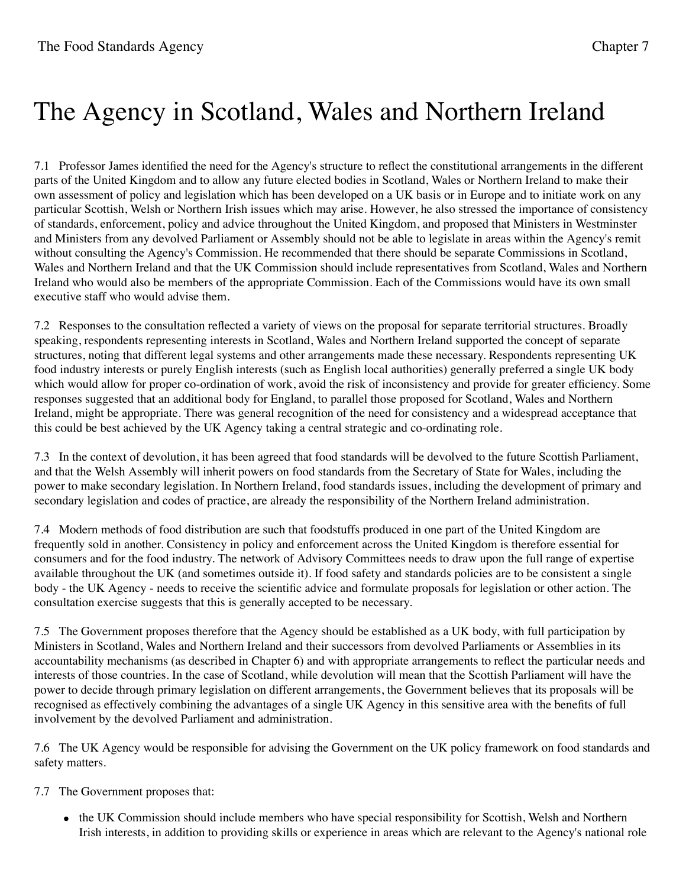# The Agency in Scotland, Wales and Northern Ireland

7.1 Professor James identified the need for the Agency's structure to reflect the constitutional arrangements in the different parts of the United Kingdom and to allow any future elected bodies in Scotland, Wales or Northern Ireland to make their own assessment of policy and legislation which has been developed on a UK basis or in Europe and to initiate work on any particular Scottish, Welsh or Northern Irish issues which may arise. However, he also stressed the importance of consistency of standards, enforcement, policy and advice throughout the United Kingdom, and proposed that Ministers in Westminster and Ministers from any devolved Parliament or Assembly should not be able to legislate in areas within the Agency's remit without consulting the Agency's Commission. He recommended that there should be separate Commissions in Scotland, Wales and Northern Ireland and that the UK Commission should include representatives from Scotland, Wales and Northern Ireland who would also be members of the appropriate Commission. Each of the Commissions would have its own small executive staff who would advise them.

7.2 Responses to the consultation reflected a variety of views on the proposal for separate territorial structures. Broadly speaking, respondents representing interests in Scotland, Wales and Northern Ireland supported the concept of separate structures, noting that different legal systems and other arrangements made these necessary. Respondents representing UK food industry interests or purely English interests (such as English local authorities) generally preferred a single UK body which would allow for proper co-ordination of work, avoid the risk of inconsistency and provide for greater efficiency. Some responses suggested that an additional body for England, to parallel those proposed for Scotland, Wales and Northern Ireland, might be appropriate. There was general recognition of the need for consistency and a widespread acceptance that this could be best achieved by the UK Agency taking a central strategic and co-ordinating role.

7.3 In the context of devolution, it has been agreed that food standards will be devolved to the future Scottish Parliament, and that the Welsh Assembly will inherit powers on food standards from the Secretary of State for Wales, including the power to make secondary legislation. In Northern Ireland, food standards issues, including the development of primary and secondary legislation and codes of practice, are already the responsibility of the Northern Ireland administration.

7.4 Modern methods of food distribution are such that foodstuffs produced in one part of the United Kingdom are frequently sold in another. Consistency in policy and enforcement across the United Kingdom is therefore essential for consumers and for the food industry. The network of Advisory Committees needs to draw upon the full range of expertise available throughout the UK (and sometimes outside it). If food safety and standards policies are to be consistent a single body - the UK Agency - needs to receive the scientific advice and formulate proposals for legislation or other action. The consultation exercise suggests that this is generally accepted to be necessary.

7.5 The Government proposes therefore that the Agency should be established as a UK body, with full participation by Ministers in Scotland, Wales and Northern Ireland and their successors from devolved Parliaments or Assemblies in its accountability mechanisms (as described in Chapter 6) and with appropriate arrangements to reflect the particular needs and interests of those countries. In the case of Scotland, while devolution will mean that the Scottish Parliament will have the power to decide through primary legislation on different arrangements, the Government believes that its proposals will be recognised as effectively combining the advantages of a single UK Agency in this sensitive area with the benefits of full involvement by the devolved Parliament and administration.

7.6 The UK Agency would be responsible for advising the Government on the UK policy framework on food standards and safety matters.

7.7 The Government proposes that:

- the UK Commission should include members who have special responsibility for Scottish, Welsh and Northern Irish interests, in addition to providing skills or experience in areas which are relevant to the Agency's national role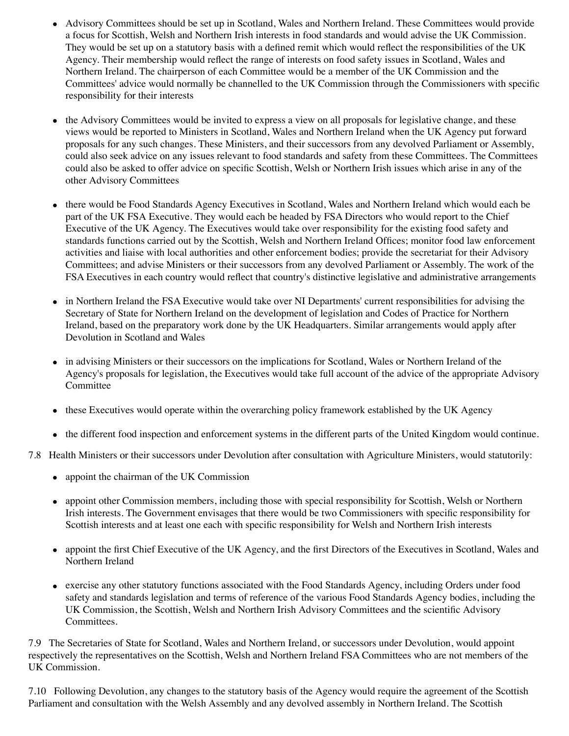- Advisory Committees should be set up in Scotland, Wales and Northern Ireland. These Committees would provide a focus for Scottish, Welsh and Northern Irish interests in food standards and would advise the UK Commission. They would be set up on a statutory basis with a defined remit which would reflect the responsibilities of the UK Agency. Their membership would reflect the range of interests on food safety issues in Scotland, Wales and Northern Ireland. The chairperson of each Committee would be a member of the UK Commission and the Committees' advice would normally be channelled to the UK Commission through the Commissioners with specific responsibility for their interests

- the Advisory Committees would be invited to express a view on all proposals for legislative change, and these views would be reported to Ministers in Scotland, Wales and Northern Ireland when the UK Agency put forward proposals for any such changes. These Ministers, and their successors from any devolved Parliament or Assembly, could also seek advice on any issues relevant to food standards and safety from these Committees. The Committees could also be asked to offer advice on specific Scottish, Welsh or Northern Irish issues which arise in any of the other Advisory Committees

- there would be Food Standards Agency Executives in Scotland, Wales and Northern Ireland which would each be part of the UK FSA Executive. They would each be headed by FSA Directors who would report to the Chief Executive of the UK Agency. The Executives would take over responsibility for the existing food safety and standards functions carried out by the Scottish, Welsh and Northern Ireland Offices; monitor food law enforcement activities and liaise with local authorities and other enforcement bodies; provide the secretariat for their Advisory Committees; and advise Ministers or their successors from any devolved Parliament or Assembly. The work of the FSA Executives in each country would reflect that country's distinctive legislative and administrative arrangements

- in Northern Ireland the FSA Executive would take over NI Departments' current responsibilities for advising the Secretary of State for Northern Ireland on the development of legislation and Codes of Practice for Northern Ireland, based on the preparatory work done by the UK Headquarters. Similar arrangements would apply after Devolution in Scotland and Wales

- in advising Ministers or their successors on the implications for Scotland, Wales or Northern Ireland of the Agency's proposals for legislation, the Executives would take full account of the advice of the appropriate Advisory Committee

- these Executives would operate within the overarching policy framework established by the UK Agency

- the different food inspection and enforcement systems in the different parts of the United Kingdom would continue.

7.8 Health Ministers or their successors under Devolution after consultation with Agriculture Ministers, would statutorily:

- appoint the chairman of the UK Commission

- appoint other Commission members, including those with special responsibility for Scottish, Welsh or Northern Irish interests. The Government envisages that there would be two Commissioners with specific responsibility for Scottish interests and at least one each with specific responsibility for Welsh and Northern Irish interests

- appoint the first Chief Executive of the UK Agency, and the first Directors of the Executives in Scotland, Wales and Northern Ireland

- exercise any other statutory functions associated with the Food Standards Agency, including Orders under food safety and standards legislation and terms of reference of the various Food Standards Agency bodies, including the UK Commission, the Scottish, Welsh and Northern Irish Advisory Committees and the scientific Advisory Committees.

7.9 The Secretaries of State for Scotland, Wales and Northern Ireland, or successors under Devolution, would appoint respectively the representatives on the Scottish, Welsh and Northern Ireland FSA Committees who are not members of the UK Commission.

7.10 Following Devolution, any changes to the statutory basis of the Agency would require the agreement of the Scottish Parliament and consultation with the Welsh Assembly and any devolved assembly in Northern Ireland. The Scottish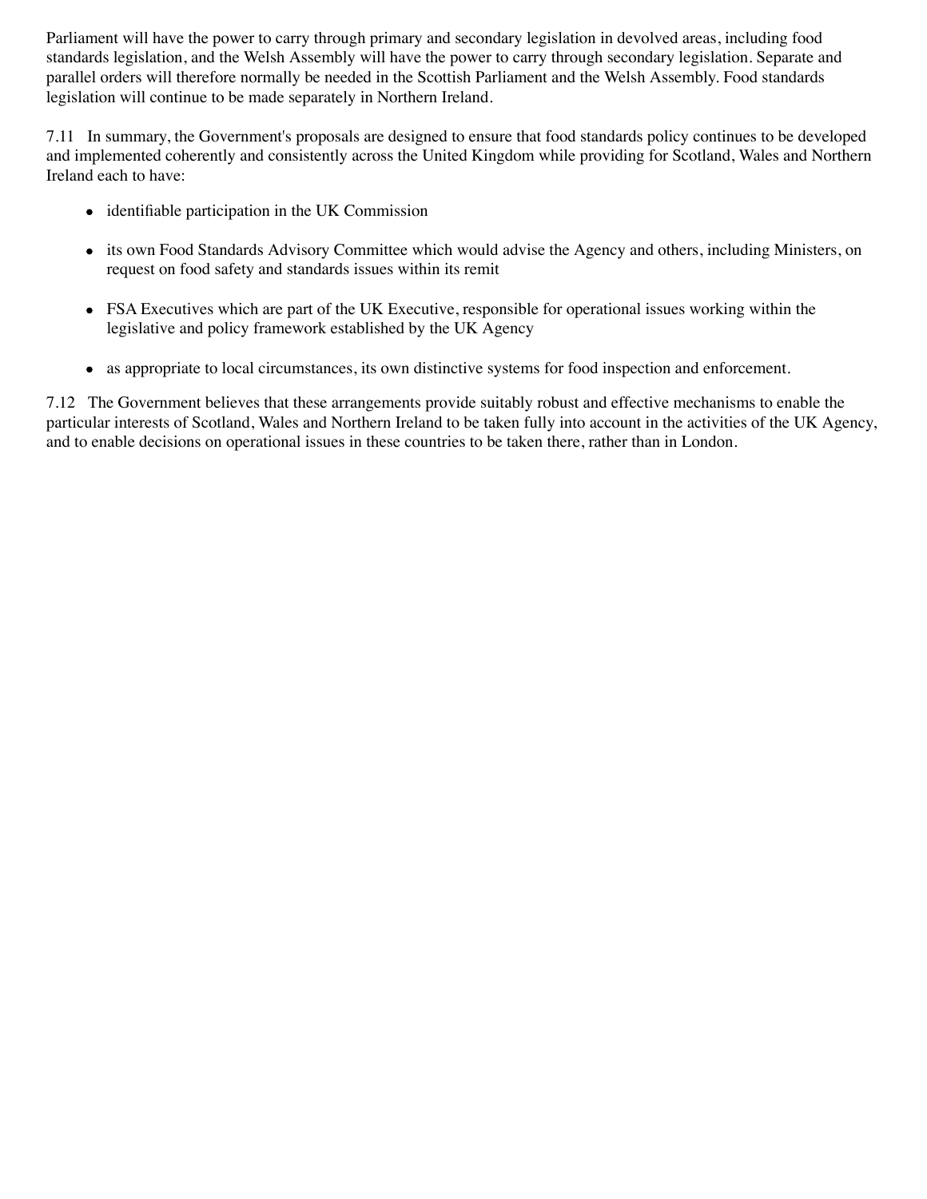Parliament will have the power to carry through primary and secondary legislation in devolved areas, including food standards legislation, and the Welsh Assembly will have the power to carry through secondary legislation. Separate and parallel orders will therefore normally be needed in the Scottish Parliament and the Welsh Assembly. Food standards legislation will continue to be made separately in Northern Ireland.

7.11 In summary, the Government's proposals are designed to ensure that food standards policy continues to be developed and implemented coherently and consistently across the United Kingdom while providing for Scotland, Wales and Northern Ireland each to have:

- identifiable participation in the UK Commission
- its own Food Standards Advisory Committee which would advise the Agency and others, including Ministers, on request on food safety and standards issues within its remit
- FSA Executives which are part of the UK Executive, responsible for operational issues working within the legislative and policy framework established by the UK Agency
- as appropriate to local circumstances, its own distinctive systems for food inspection and enforcement.

7.12 The Government believes that these arrangements provide suitably robust and effective mechanisms to enable the particular interests of Scotland, Wales and Northern Ireland to be taken fully into account in the activities of the UK Agency, and to enable decisions on operational issues in these countries to be taken there, rather than in London.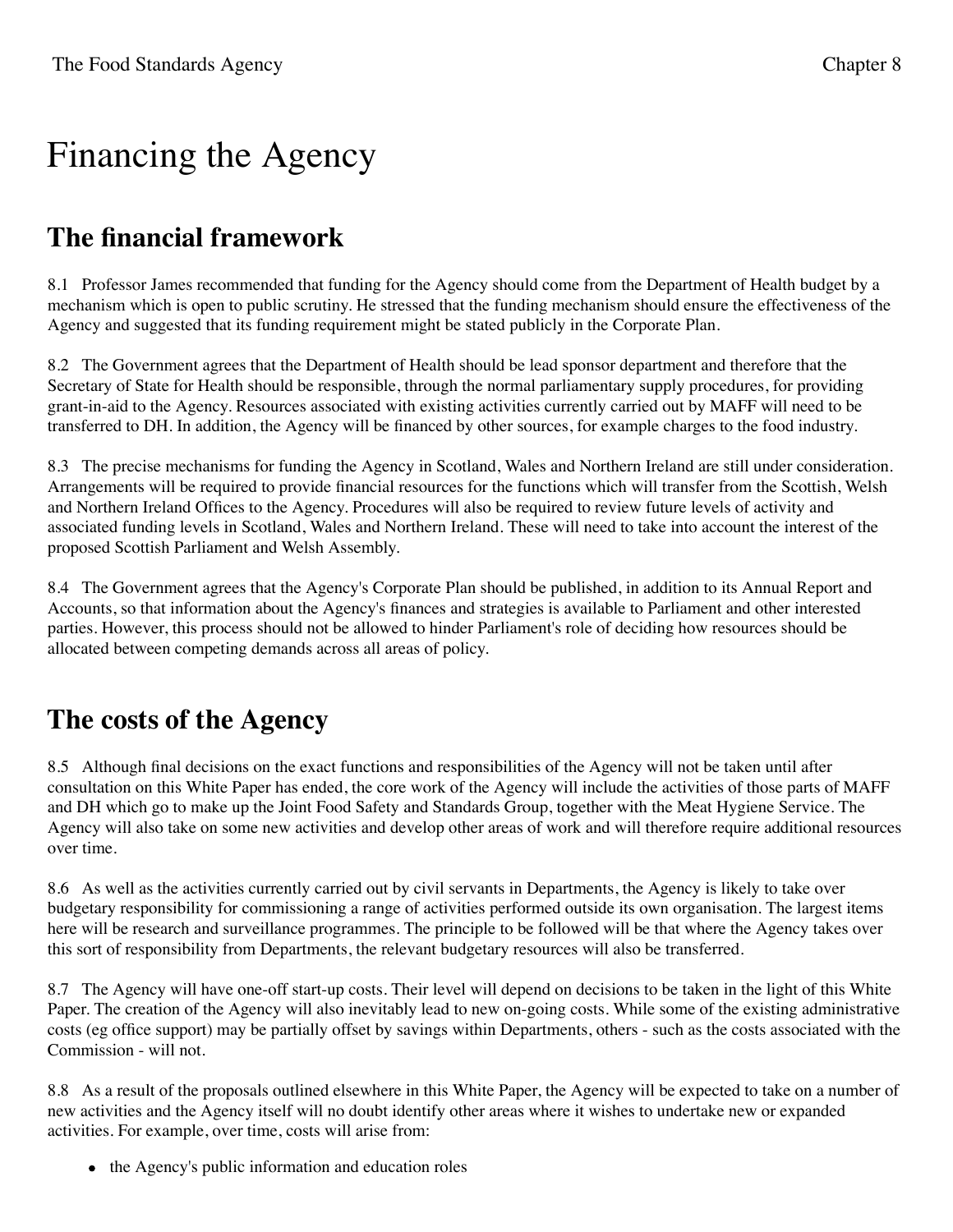# Financing the Agency

## The financial framework

8.1 Professor James recommended that funding for the Agency should come from the Department of Health budget by a mechanism which is open to public scrutiny. He stressed that the funding mechanism should ensure the effectiveness of the Agency and suggested that its funding requirement might be stated publicly in the Corporate Plan.

8.2 The Government agrees that the Department of Health should be lead sponsor department and therefore that the Secretary of State for Health should be responsible, through the normal parliamentary supply procedures, for providing grant-in-aid to the Agency. Resources associated with existing activities currently carried out by MAFF will need to be transferred to DH. In addition, the Agency will be financed by other sources, for example charges to the food industry.

8.3 The precise mechanisms for funding the Agency in Scotland, Wales and Northern Ireland are still under consideration. Arrangements will be required to provide financial resources for the functions which will transfer from the Scottish, Welsh and Northern Ireland Offices to the Agency. Procedures will also be required to review future levels of activity and associated funding levels in Scotland, Wales and Northern Ireland. These will need to take into account the interest of the proposed Scottish Parliament and Welsh Assembly.

8.4 The Government agrees that the Agency's Corporate Plan should be published, in addition to its Annual Report and Accounts, so that information about the Agency's finances and strategies is available to Parliament and other interested parties. However, this process should not be allowed to hinder Parliament's role of deciding how resources should be allocated between competing demands across all areas of policy.

## The costs of the Agency

8.5 Although final decisions on the exact functions and responsibilities of the Agency will not be taken until after consultation on this White Paper has ended, the core work of the Agency will include the activities of those parts of MAFF and DH which go to make up the Joint Food Safety and Standards Group, together with the Meat Hygiene Service. The Agency will also take on some new activities and develop other areas of work and will therefore require additional resources over time.

8.6 As well as the activities currently carried out by civil servants in Departments, the Agency is likely to take over budgetary responsibility for commissioning a range of activities performed outside its own organisation. The largest items here will be research and surveillance programmes. The principle to be followed will be that where the Agency takes over this sort of responsibility from Departments, the relevant budgetary resources will also be transferred.

8.7 The Agency will have one-off start-up costs. Their level will depend on decisions to be taken in the light of this White Paper. The creation of the Agency will also inevitably lead to new on-going costs. While some of the existing administrative costs (eg office support) may be partially offset by savings within Departments, others - such as the costs associated with the Commission - will not.

8.8 As a result of the proposals outlined elsewhere in this White Paper, the Agency will be expected to take on a number of new activities and the Agency itself will no doubt identify other areas where it wishes to undertake new or expanded activities. For example, over time, costs will arise from:

- the Agency's public information and education roles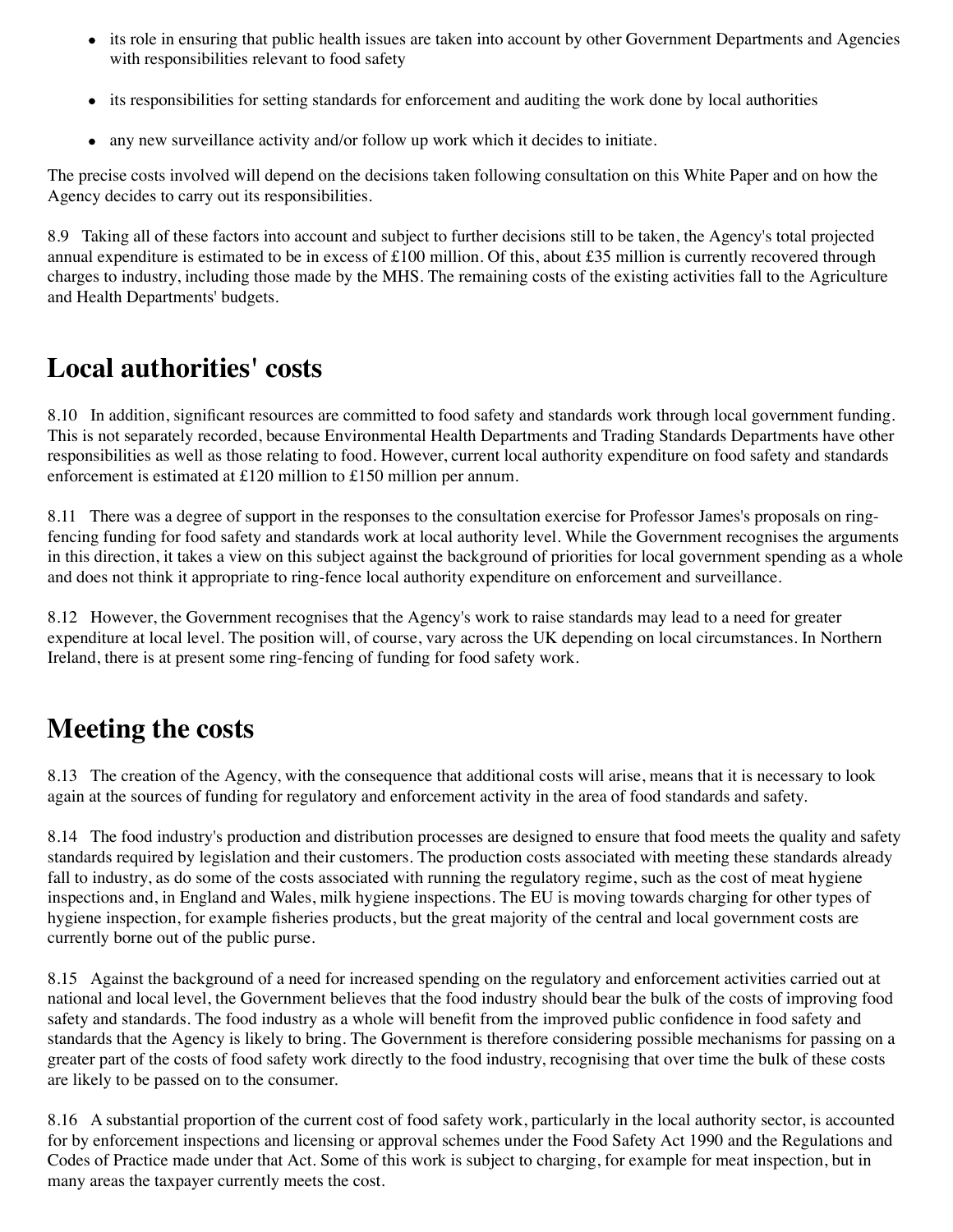- its role in ensuring that public health issues are taken into account by other Government Departments and Agencies with responsibilities relevant to food safety
- its responsibilities for setting standards for enforcement and auditing the work done by local authorities
- any new surveillance activity and/or follow up work which it decides to initiate.

The precise costs involved will depend on the decisions taken following consultation on this White Paper and on how the Agency decides to carry out its responsibilities.

8.9 Taking all of these factors into account and subject to further decisions still to be taken, the Agency's total projected annual expenditure is estimated to be in excess of £100 million. Of this, about £35 million is currently recovered through charges to industry, including those made by the MHS. The remaining costs of the existing activities fall to the Agriculture and Health Departments' budgets.

## Local authorities' costs

8.10 In addition, significant resources are committed to food safety and standards work through local government funding. This is not separately recorded, because Environmental Health Departments and Trading Standards Departments have other responsibilities as well as those relating to food. However, current local authority expenditure on food safety and standards enforcement is estimated at £120 million to £150 million per annum.

8.11 There was a degree of support in the responses to the consultation exercise for Professor James's proposals on ring-fencing funding for food safety and standards work at local authority level. While the Government recognises the arguments in this direction, it takes a view on this subject against the background of priorities for local government spending as a whole and does not think it appropriate to ring-fence local authority expenditure on enforcement and surveillance.

8.12 However, the Government recognises that the Agency's work to raise standards may lead to a need for greater expenditure at local level. The position will, of course, vary across the UK depending on local circumstances. In Northern Ireland, there is at present some ring-fencing of funding for food safety work.

## Meeting the costs

8.13 The creation of the Agency, with the consequence that additional costs will arise, means that it is necessary to look again at the sources of funding for regulatory and enforcement activity in the area of food standards and safety.

8.14 The food industry's production and distribution processes are designed to ensure that food meets the quality and safety standards required by legislation and their customers. The production costs associated with meeting these standards already fall to industry, as do some of the costs associated with running the regulatory regime, such as the cost of meat hygiene inspections and, in England and Wales, milk hygiene inspections. The EU is moving towards charging for other types of hygiene inspection, for example fisheries products, but the great majority of the central and local government costs are currently borne out of the public purse.

8.15 Against the background of a need for increased spending on the regulatory and enforcement activities carried out at national and local level, the Government believes that the food industry should bear the bulk of the costs of improving food safety and standards. The food industry as a whole will benefit from the improved public confidence in food safety and standards that the Agency is likely to bring. The Government is therefore considering possible mechanisms for passing on a greater part of the costs of food safety work directly to the food industry, recognising that over time the bulk of these costs are likely to be passed on to the consumer.

8.16 A substantial proportion of the current cost of food safety work, particularly in the local authority sector, is accounted for by enforcement inspections and licensing or approval schemes under the Food Safety Act 1990 and the Regulations and Codes of Practice made under that Act. Some of this work is subject to charging, for example for meat inspection, but in many areas the taxpayer currently meets the cost.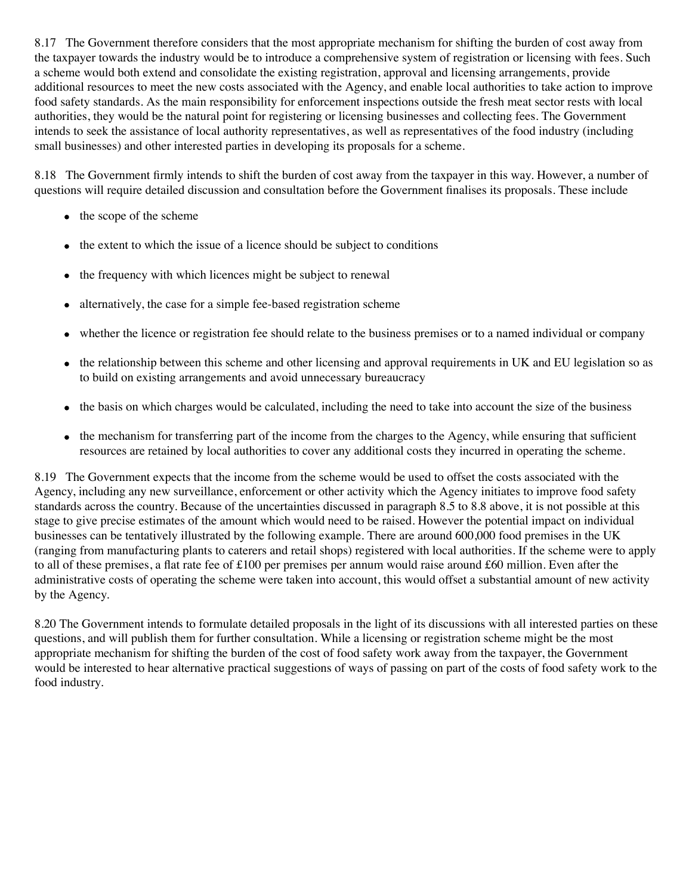8.17 The Government therefore considers that the most appropriate mechanism for shifting the burden of cost away from the taxpayer towards the industry would be to introduce a comprehensive system of registration or licensing with fees. Such a scheme would both extend and consolidate the existing registration, approval and licensing arrangements, provide additional resources to meet the new costs associated with the Agency, and enable local authorities to take action to improve food safety standards. As the main responsibility for enforcement inspections outside the fresh meat sector rests with local authorities, they would be the natural point for registering or licensing businesses and collecting fees. The Government intends to seek the assistance of local authority representatives, as well as representatives of the food industry (including small businesses) and other interested parties in developing its proposals for a scheme.

8.18 The Government firmly intends to shift the burden of cost away from the taxpayer in this way. However, a number of questions will require detailed discussion and consultation before the Government finalises its proposals. These include

- the scope of the scheme
- the extent to which the issue of a licence should be subject to conditions
- the frequency with which licences might be subject to renewal
- alternatively, the case for a simple fee-based registration scheme
- whether the licence or registration fee should relate to the business premises or to a named individual or company
- the relationship between this scheme and other licensing and approval requirements in UK and EU legislation so as to build on existing arrangements and avoid unnecessary bureaucracy
- the basis on which charges would be calculated, including the need to take into account the size of the business
- the mechanism for transferring part of the income from the charges to the Agency, while ensuring that sufficient resources are retained by local authorities to cover any additional costs they incurred in operating the scheme.

8.19 The Government expects that the income from the scheme would be used to offset the costs associated with the Agency, including any new surveillance, enforcement or other activity which the Agency initiates to improve food safety standards across the country. Because of the uncertainties discussed in paragraph 8.5 to 8.8 above, it is not possible at this stage to give precise estimates of the amount which would need to be raised. However the potential impact on individual businesses can be tentatively illustrated by the following example. There are around 600,000 food premises in the UK (ranging from manufacturing plants to caterers and retail shops) registered with local authorities. If the scheme were to apply to all of these premises, a flat rate fee of £100 per premises per annum would raise around £60 million. Even after the administrative costs of operating the scheme were taken into account, this would offset a substantial amount of new activity by the Agency.

8.20 The Government intends to formulate detailed proposals in the light of its discussions with all interested parties on these questions, and will publish them for further consultation. While a licensing or registration scheme might be the most appropriate mechanism for shifting the burden of the cost of food safety work away from the taxpayer, the Government would be interested to hear alternative practical suggestions of ways of passing on part of the costs of food safety work to the food industry.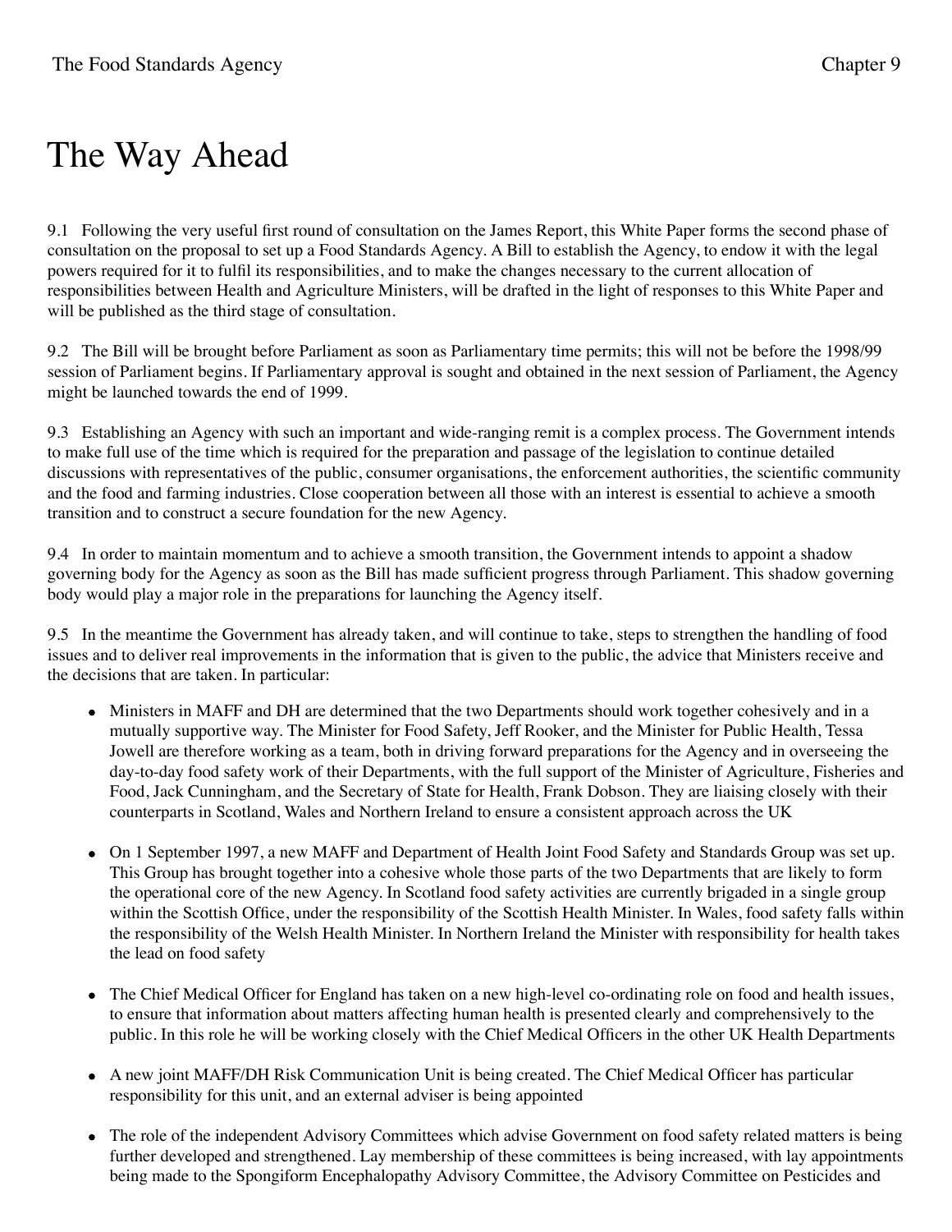# The Way Ahead

9.1 Following the very useful first round of consultation on the James Report, this White Paper forms the second phase of consultation on the proposal to set up a Food Standards Agency. A Bill to establish the Agency, to endow it with the legal powers required for it to fulfil its responsibilities, and to make the changes necessary to the current allocation of responsibilities between Health and Agriculture Ministers, will be drafted in the light of responses to this White Paper and will be published as the third stage of consultation.

9.2 The Bill will be brought before Parliament as soon as Parliamentary time permits; this will not be before the 1998/99 session of Parliament begins. If Parliamentary approval is sought and obtained in the next session of Parliament, the Agency might be launched towards the end of 1999.

9.3 Establishing an Agency with such an important and wide-ranging remit is a complex process. The Government intends to make full use of the time which is required for the preparation and passage of the legislation to continue detailed discussions with representatives of the public, consumer organisations, the enforcement authorities, the scientific community and the food and farming industries. Close cooperation between all those with an interest is essential to achieve a smooth transition and to construct a secure foundation for the new Agency.

9.4 In order to maintain momentum and to achieve a smooth transition, the Government intends to appoint a shadow governing body for the Agency as soon as the Bill has made sufficient progress through Parliament. This shadow governing body would play a major role in the preparations for launching the Agency itself.

9.5 In the meantime the Government has already taken, and will continue to take, steps to strengthen the handling of food issues and to deliver real improvements in the information that is given to the public, the advice that Ministers receive and the decisions that are taken. In particular:

- Ministers in MAFF and DH are determined that the two Departments should work together cohesively and in a mutually supportive way. The Minister for Food Safety, Jeff Rooker, and the Minister for Public Health, Tessa Jowell are therefore working as a team, both in driving forward preparations for the Agency and in overseeing the day-to-day food safety work of their Departments, with the full support of the Minister of Agriculture, Fisheries and Food, Jack Cunningham, and the Secretary of State for Health, Frank Dobson. They are liaising closely with their counterparts in Scotland, Wales and Northern Ireland to ensure a consistent approach across the UK

- On 1 September 1997, a new MAFF and Department of Health Joint Food Safety and Standards Group was set up. This Group has brought together into a cohesive whole those parts of the two Departments that are likely to form the operational core of the new Agency. In Scotland food safety activities are currently brigaded in a single group within the Scottish Office, under the responsibility of the Scottish Health Minister. In Wales, food safety falls within the responsibility of the Welsh Health Minister. In Northern Ireland the Minister with responsibility for health takes the lead on food safety

- The Chief Medical Officer for England has taken on a new high-level co-ordinating role on food and health issues, to ensure that information about matters affecting human health is presented clearly and comprehensively to the public. In this role he will be working closely with the Chief Medical Officers in the other UK Health Departments

- A new joint MAFF/DH Risk Communication Unit is being created. The Chief Medical Officer has particular responsibility for this unit, and an external adviser is being appointed

- The role of the independent Advisory Committees which advise Government on food safety related matters is being further developed and strengthened. Lay membership of these committees is being increased, with lay appointments being made to the Spongiform Encephalopathy Advisory Committee, the Advisory Committee on Pesticides and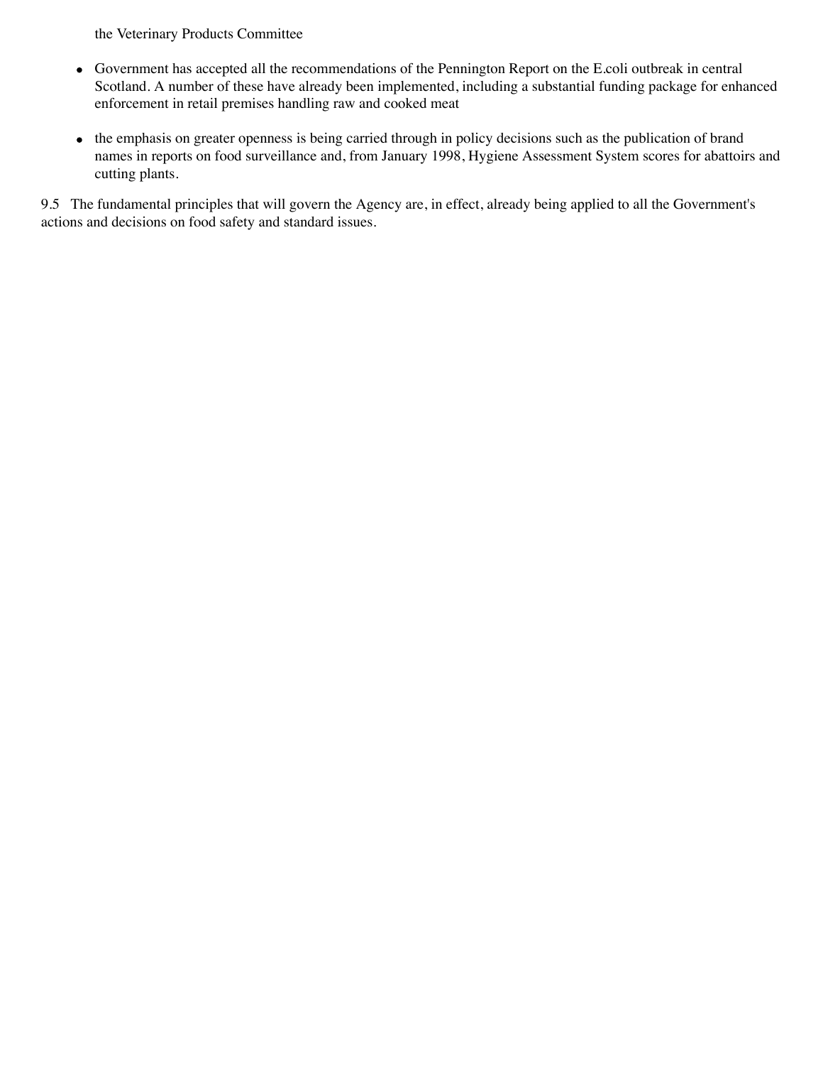the Veterinary Products Committee

- Government has accepted all the recommendations of the Pennington Report on the E.coli outbreak in central Scotland. A number of these have already been implemented, including a substantial funding package for enhanced enforcement in retail premises handling raw and cooked meat
- the emphasis on greater openness is being carried through in policy decisions such as the publication of brand names in reports on food surveillance and, from January 1998, Hygiene Assessment System scores for abattoirs and cutting plants.

9.5 The fundamental principles that will govern the Agency are, in effect, already being applied to all the Government's actions and decisions on food safety and standard issues.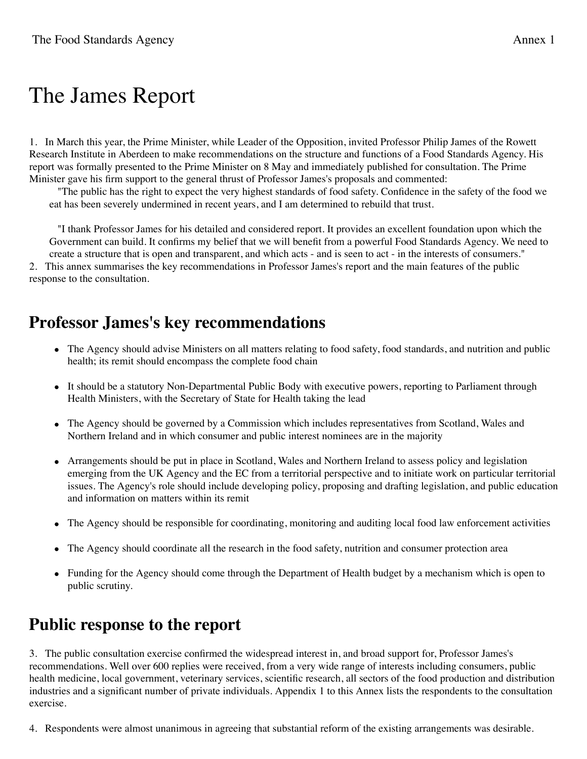# The James Report

1. In March this year, the Prime Minister, while Leader of the Opposition, invited Professor Philip James of the Rowett Research Institute in Aberdeen to make recommendations on the structure and functions of a Food Standards Agency. His report was formally presented to the Prime Minister on 8 May and immediately published for consultation. The Prime Minister gave his firm support to the general thrust of Professor James's proposals and commented:

> "The public has the right to expect the very highest standards of food safety. Confidence in the safety of the food we eat has been severely undermined in recent years, and I am determined to rebuild that trust.
>
> "I thank Professor James for his detailed and considered report. It provides an excellent foundation upon which the Government can build. It confirms my belief that we will benefit from a powerful Food Standards Agency. We need to create a structure that is open and transparent, and which acts - and is seen to act - in the interests of consumers."

2. This annex summarises the key recommendations in Professor James's report and the main features of the public response to the consultation.

## Professor James's key recommendations

- The Agency should advise Ministers on all matters relating to food safety, food standards, and nutrition and public health; its remit should encompass the complete food chain
- It should be a statutory Non-Departmental Public Body with executive powers, reporting to Parliament through Health Ministers, with the Secretary of State for Health taking the lead
- The Agency should be governed by a Commission which includes representatives from Scotland, Wales and Northern Ireland and in which consumer and public interest nominees are in the majority
- Arrangements should be put in place in Scotland, Wales and Northern Ireland to assess policy and legislation emerging from the UK Agency and the EC from a territorial perspective and to initiate work on particular territorial issues. The Agency's role should include developing policy, proposing and drafting legislation, and public education and information on matters within its remit
- The Agency should be responsible for coordinating, monitoring and auditing local food law enforcement activities
- The Agency should coordinate all the research in the food safety, nutrition and consumer protection area
- Funding for the Agency should come through the Department of Health budget by a mechanism which is open to public scrutiny.

## Public response to the report

3. The public consultation exercise confirmed the widespread interest in, and broad support for, Professor James's recommendations. Well over 600 replies were received, from a very wide range of interests including consumers, public health medicine, local government, veterinary services, scientific research, all sectors of the food production and distribution industries and a significant number of private individuals. Appendix 1 to this Annex lists the respondents to the consultation exercise.

4. Respondents were almost unanimous in agreeing that substantial reform of the existing arrangements was desirable.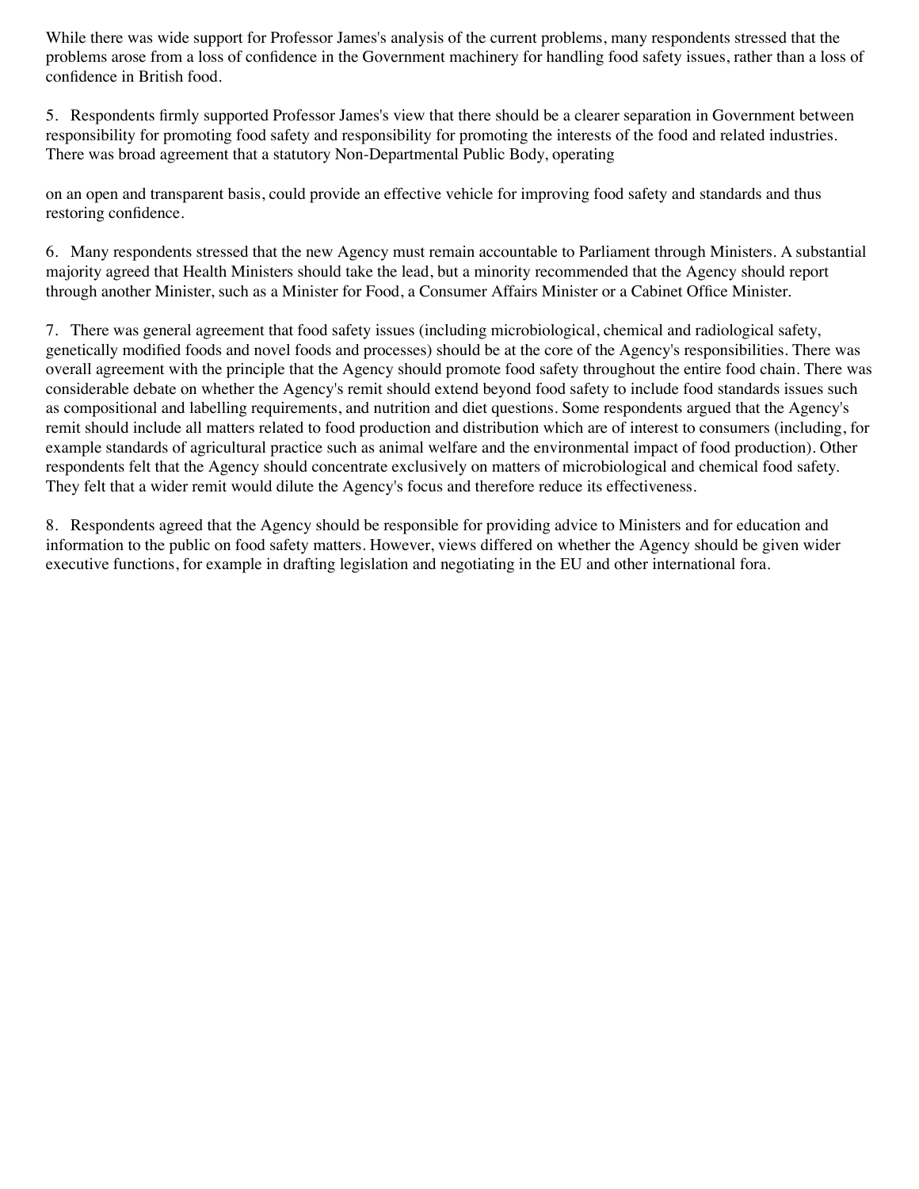While there was wide support for Professor James's analysis of the current problems, many respondents stressed that the problems arose from a loss of confidence in the Government machinery for handling food safety issues, rather than a loss of confidence in British food.

5. Respondents firmly supported Professor James's view that there should be a clearer separation in Government between responsibility for promoting food safety and responsibility for promoting the interests of the food and related industries. There was broad agreement that a statutory Non-Departmental Public Body, operating on an open and transparent basis, could provide an effective vehicle for improving food safety and standards and thus restoring confidence.

6. Many respondents stressed that the new Agency must remain accountable to Parliament through Ministers. A substantial majority agreed that Health Ministers should take the lead, but a minority recommended that the Agency should report through another Minister, such as a Minister for Food, a Consumer Affairs Minister or a Cabinet Office Minister.

7. There was general agreement that food safety issues (including microbiological, chemical and radiological safety, genetically modified foods and novel foods and processes) should be at the core of the Agency's responsibilities. There was overall agreement with the principle that the Agency should promote food safety throughout the entire food chain. There was considerable debate on whether the Agency's remit should extend beyond food safety to include food standards issues such as compositional and labelling requirements, and nutrition and diet questions. Some respondents argued that the Agency's remit should include all matters related to food production and distribution which are of interest to consumers (including, for example standards of agricultural practice such as animal welfare and the environmental impact of food production). Other respondents felt that the Agency should concentrate exclusively on matters of microbiological and chemical food safety. They felt that a wider remit would dilute the Agency's focus and therefore reduce its effectiveness.

8. Respondents agreed that the Agency should be responsible for providing advice to Ministers and for education and information to the public on food safety matters. However, views differed on whether the Agency should be given wider executive functions, for example in drafting legislation and negotiating in the EU and other international fora.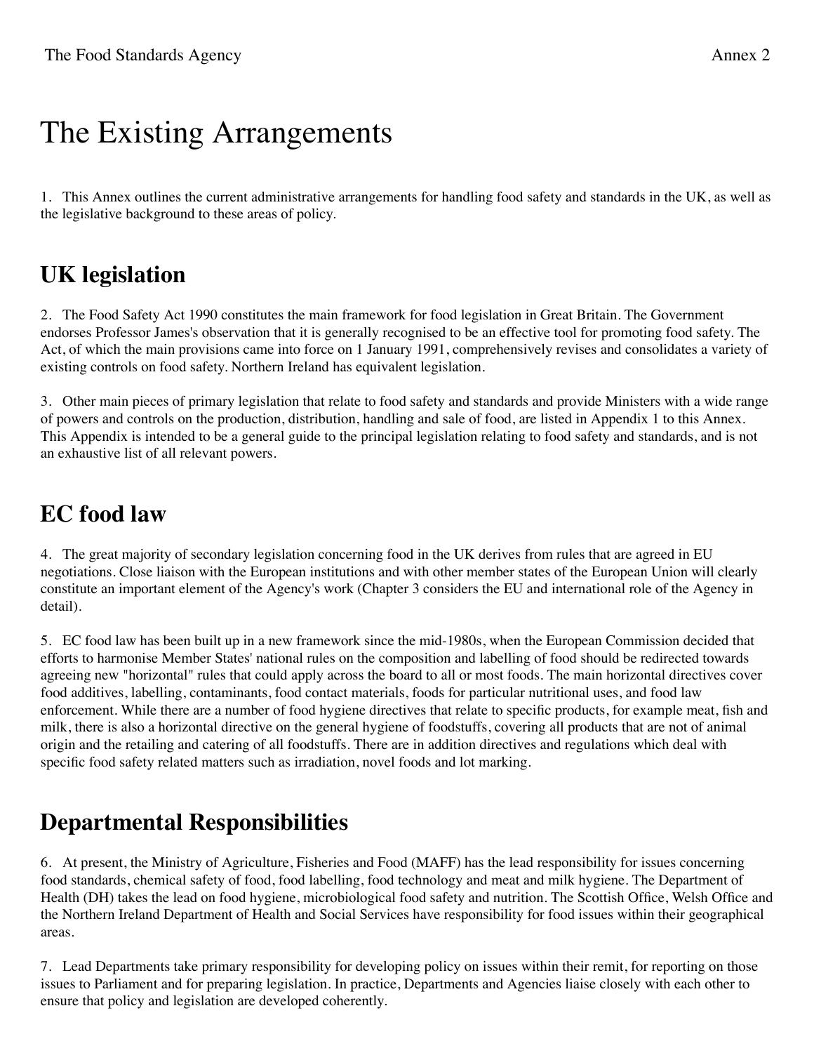# The Existing Arrangements

1. This Annex outlines the current administrative arrangements for handling food safety and standards in the UK, as well as the legislative background to these areas of policy.

## UK legislation

2. The Food Safety Act 1990 constitutes the main framework for food legislation in Great Britain. The Government endorses Professor James's observation that it is generally recognised to be an effective tool for promoting food safety. The Act, of which the main provisions came into force on 1 January 1991, comprehensively revises and consolidates a variety of existing controls on food safety. Northern Ireland has equivalent legislation.

3. Other main pieces of primary legislation that relate to food safety and standards and provide Ministers with a wide range of powers and controls on the production, distribution, handling and sale of food, are listed in Appendix 1 to this Annex. This Appendix is intended to be a general guide to the principal legislation relating to food safety and standards, and is not an exhaustive list of all relevant powers.

## EC food law

4. The great majority of secondary legislation concerning food in the UK derives from rules that are agreed in EU negotiations. Close liaison with the European institutions and with other member states of the European Union will clearly constitute an important element of the Agency's work (Chapter 3 considers the EU and international role of the Agency in detail).

5. EC food law has been built up in a new framework since the mid-1980s, when the European Commission decided that efforts to harmonise Member States' national rules on the composition and labelling of food should be redirected towards agreeing new "horizontal" rules that could apply across the board to all or most foods. The main horizontal directives cover food additives, labelling, contaminants, food contact materials, foods for particular nutritional uses, and food law enforcement. While there are a number of food hygiene directives that relate to specific products, for example meat, fish and milk, there is also a horizontal directive on the general hygiene of foodstuffs, covering all products that are not of animal origin and the retailing and catering of all foodstuffs. There are in addition directives and regulations which deal with specific food safety related matters such as irradiation, novel foods and lot marking.

## Departmental Responsibilities

6. At present, the Ministry of Agriculture, Fisheries and Food (MAFF) has the lead responsibility for issues concerning food standards, chemical safety of food, food labelling, food technology and meat and milk hygiene. The Department of Health (DH) takes the lead on food hygiene, microbiological food safety and nutrition. The Scottish Office, Welsh Office and the Northern Ireland Department of Health and Social Services have responsibility for food issues within their geographical areas.

7. Lead Departments take primary responsibility for developing policy on issues within their remit, for reporting on those issues to Parliament and for preparing legislation. In practice, Departments and Agencies liaise closely with each other to ensure that policy and legislation are developed coherently.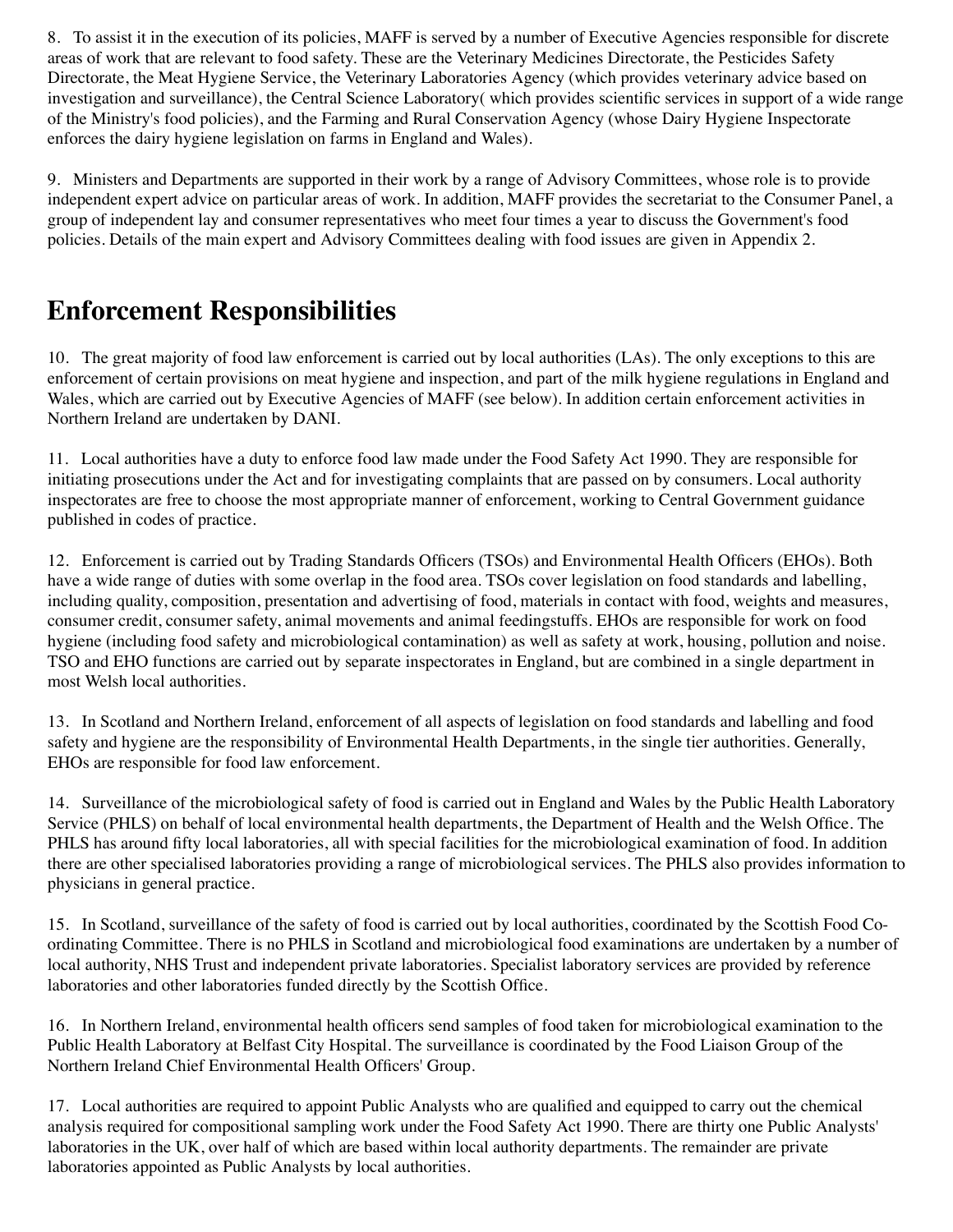8. To assist it in the execution of its policies, MAFF is served by a number of Executive Agencies responsible for discrete areas of work that are relevant to food safety. These are the Veterinary Medicines Directorate, the Pesticides Safety Directorate, the Meat Hygiene Service, the Veterinary Laboratories Agency (which provides veterinary advice based on investigation and surveillance), the Central Science Laboratory( which provides scientific services in support of a wide range of the Ministry's food policies), and the Farming and Rural Conservation Agency (whose Dairy Hygiene Inspectorate enforces the dairy hygiene legislation on farms in England and Wales).

9. Ministers and Departments are supported in their work by a range of Advisory Committees, whose role is to provide independent expert advice on particular areas of work. In addition, MAFF provides the secretariat to the Consumer Panel, a group of independent lay and consumer representatives who meet four times a year to discuss the Government's food policies. Details of the main expert and Advisory Committees dealing with food issues are given in Appendix 2.

## Enforcement Responsibilities

10. The great majority of food law enforcement is carried out by local authorities (LAs). The only exceptions to this are enforcement of certain provisions on meat hygiene and inspection, and part of the milk hygiene regulations in England and Wales, which are carried out by Executive Agencies of MAFF (see below). In addition certain enforcement activities in Northern Ireland are undertaken by DANI.

11. Local authorities have a duty to enforce food law made under the Food Safety Act 1990. They are responsible for initiating prosecutions under the Act and for investigating complaints that are passed on by consumers. Local authority inspectorates are free to choose the most appropriate manner of enforcement, working to Central Government guidance published in codes of practice.

12. Enforcement is carried out by Trading Standards Officers (TSOs) and Environmental Health Officers (EHOs). Both have a wide range of duties with some overlap in the food area. TSOs cover legislation on food standards and labelling, including quality, composition, presentation and advertising of food, materials in contact with food, weights and measures, consumer credit, consumer safety, animal movements and animal feedingstuffs. EHOs are responsible for work on food hygiene (including food safety and microbiological contamination) as well as safety at work, housing, pollution and noise. TSO and EHO functions are carried out by separate inspectorates in England, but are combined in a single department in most Welsh local authorities.

13. In Scotland and Northern Ireland, enforcement of all aspects of legislation on food standards and labelling and food safety and hygiene are the responsibility of Environmental Health Departments, in the single tier authorities. Generally, EHOs are responsible for food law enforcement.

14. Surveillance of the microbiological safety of food is carried out in England and Wales by the Public Health Laboratory Service (PHLS) on behalf of local environmental health departments, the Department of Health and the Welsh Office. The PHLS has around fifty local laboratories, all with special facilities for the microbiological examination of food. In addition there are other specialised laboratories providing a range of microbiological services. The PHLS also provides information to physicians in general practice.

15. In Scotland, surveillance of the safety of food is carried out by local authorities, coordinated by the Scottish Food Co-ordinating Committee. There is no PHLS in Scotland and microbiological food examinations are undertaken by a number of local authority, NHS Trust and independent private laboratories. Specialist laboratory services are provided by reference laboratories and other laboratories funded directly by the Scottish Office.

16. In Northern Ireland, environmental health officers send samples of food taken for microbiological examination to the Public Health Laboratory at Belfast City Hospital. The surveillance is coordinated by the Food Liaison Group of the Northern Ireland Chief Environmental Health Officers' Group.

17. Local authorities are required to appoint Public Analysts who are qualified and equipped to carry out the chemical analysis required for compositional sampling work under the Food Safety Act 1990. There are thirty one Public Analysts' laboratories in the UK, over half of which are based within local authority departments. The remainder are private laboratories appointed as Public Analysts by local authorities.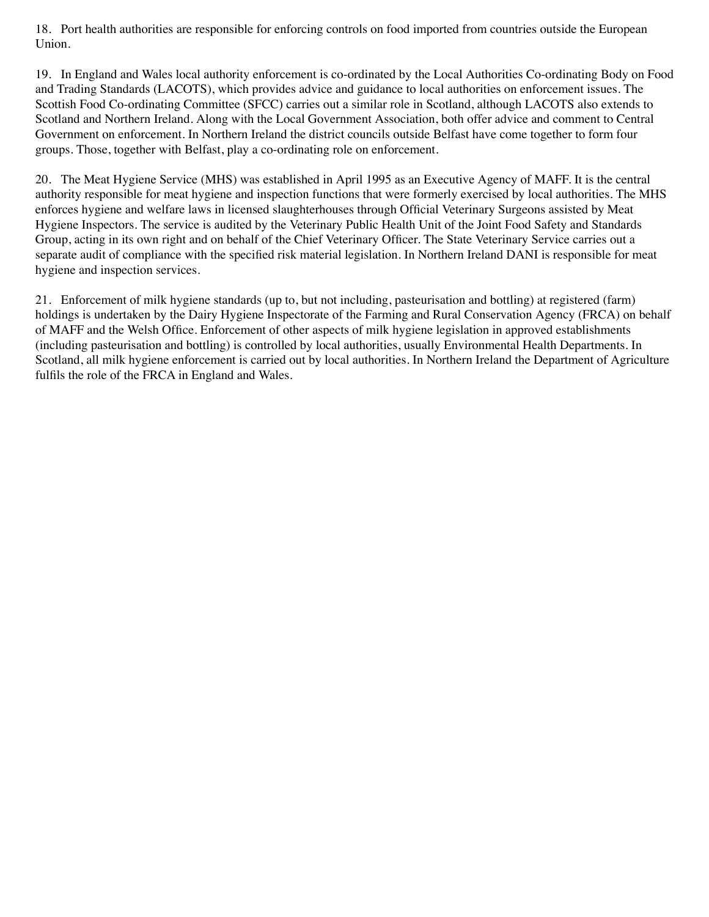18. Port health authorities are responsible for enforcing controls on food imported from countries outside the European Union.

19. In England and Wales local authority enforcement is co-ordinated by the Local Authorities Co-ordinating Body on Food and Trading Standards (LACOTS), which provides advice and guidance to local authorities on enforcement issues. The Scottish Food Co-ordinating Committee (SFCC) carries out a similar role in Scotland, although LACOTS also extends to Scotland and Northern Ireland. Along with the Local Government Association, both offer advice and comment to Central Government on enforcement. In Northern Ireland the district councils outside Belfast have come together to form four groups. Those, together with Belfast, play a co-ordinating role on enforcement.

20. The Meat Hygiene Service (MHS) was established in April 1995 as an Executive Agency of MAFF. It is the central authority responsible for meat hygiene and inspection functions that were formerly exercised by local authorities. The MHS enforces hygiene and welfare laws in licensed slaughterhouses through Official Veterinary Surgeons assisted by Meat Hygiene Inspectors. The service is audited by the Veterinary Public Health Unit of the Joint Food Safety and Standards Group, acting in its own right and on behalf of the Chief Veterinary Officer. The State Veterinary Service carries out a separate audit of compliance with the specified risk material legislation. In Northern Ireland DANI is responsible for meat hygiene and inspection services.

21. Enforcement of milk hygiene standards (up to, but not including, pasteurisation and bottling) at registered (farm) holdings is undertaken by the Dairy Hygiene Inspectorate of the Farming and Rural Conservation Agency (FRCA) on behalf of MAFF and the Welsh Office. Enforcement of other aspects of milk hygiene legislation in approved establishments (including pasteurisation and bottling) is controlled by local authorities, usually Environmental Health Departments. In Scotland, all milk hygiene enforcement is carried out by local authorities. In Northern Ireland the Department of Agriculture fulfils the role of the FRCA in England and Wales.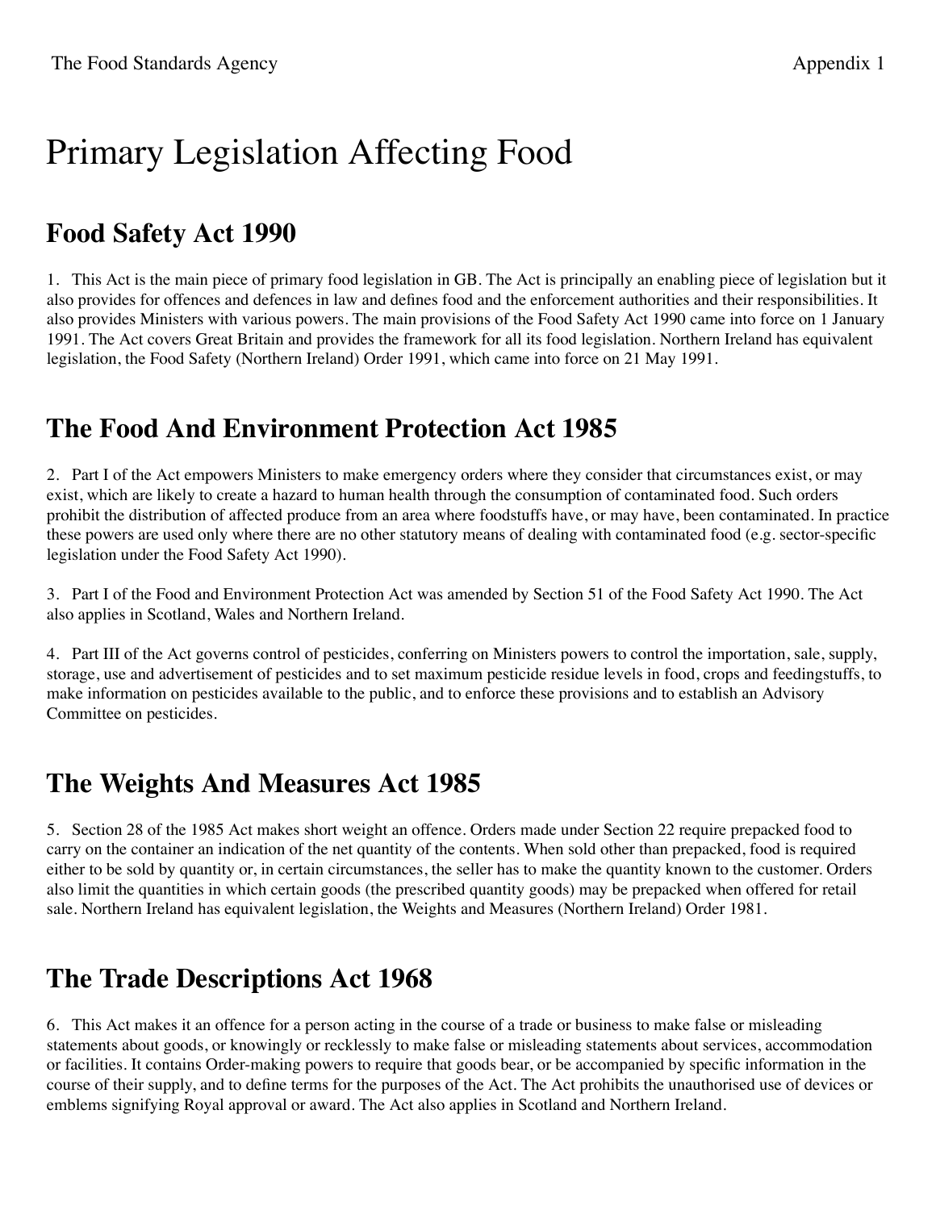# Primary Legislation Affecting Food

## Food Safety Act 1990

1. This Act is the main piece of primary food legislation in GB. The Act is principally an enabling piece of legislation but it also provides for offences and defences in law and defines food and the enforcement authorities and their responsibilities. It also provides Ministers with various powers. The main provisions of the Food Safety Act 1990 came into force on 1 January 1991. The Act covers Great Britain and provides the framework for all its food legislation. Northern Ireland has equivalent legislation, the Food Safety (Northern Ireland) Order 1991, which came into force on 21 May 1991.

## The Food And Environment Protection Act 1985

2. Part I of the Act empowers Ministers to make emergency orders where they consider that circumstances exist, or may exist, which are likely to create a hazard to human health through the consumption of contaminated food. Such orders prohibit the distribution of affected produce from an area where foodstuffs have, or may have, been contaminated. In practice these powers are used only where there are no other statutory means of dealing with contaminated food (e.g. sector-specific legislation under the Food Safety Act 1990).

3. Part I of the Food and Environment Protection Act was amended by Section 51 of the Food Safety Act 1990. The Act also applies in Scotland, Wales and Northern Ireland.

4. Part III of the Act governs control of pesticides, conferring on Ministers powers to control the importation, sale, supply, storage, use and advertisement of pesticides and to set maximum pesticide residue levels in food, crops and feedingstuffs, to make information on pesticides available to the public, and to enforce these provisions and to establish an Advisory Committee on pesticides.

## The Weights And Measures Act 1985

5. Section 28 of the 1985 Act makes short weight an offence. Orders made under Section 22 require prepacked food to carry on the container an indication of the net quantity of the contents. When sold other than prepacked, food is required either to be sold by quantity or, in certain circumstances, the seller has to make the quantity known to the customer. Orders also limit the quantities in which certain goods (the prescribed quantity goods) may be prepacked when offered for retail sale. Northern Ireland has equivalent legislation, the Weights and Measures (Northern Ireland) Order 1981.

## The Trade Descriptions Act 1968

6. This Act makes it an offence for a person acting in the course of a trade or business to make false or misleading statements about goods, or knowingly or recklessly to make false or misleading statements about services, accommodation or facilities. It contains Order-making powers to require that goods bear, or be accompanied by specific information in the course of their supply, and to define terms for the purposes of the Act. The Act prohibits the unauthorised use of devices or emblems signifying Royal approval or award. The Act also applies in Scotland and Northern Ireland.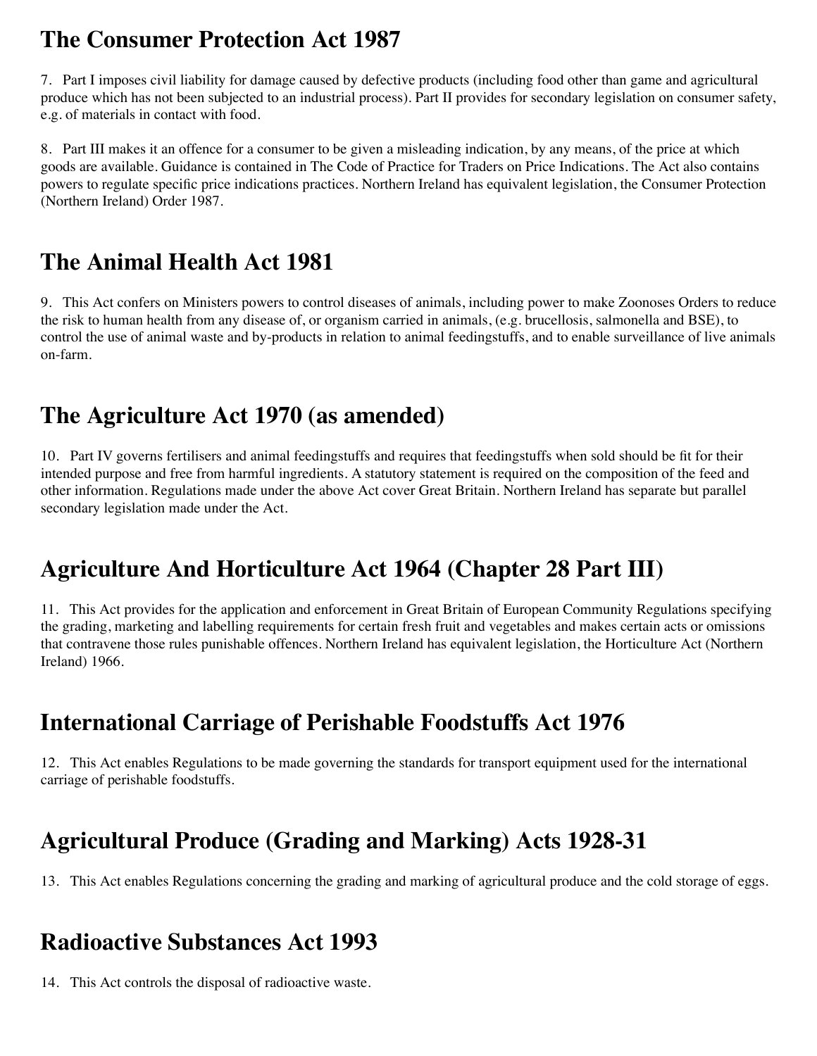## The Consumer Protection Act 1987

7. Part I imposes civil liability for damage caused by defective products (including food other than game and agricultural produce which has not been subjected to an industrial process). Part II provides for secondary legislation on consumer safety, e.g. of materials in contact with food.

8. Part III makes it an offence for a consumer to be given a misleading indication, by any means, of the price at which goods are available. Guidance is contained in The Code of Practice for Traders on Price Indications. The Act also contains powers to regulate specific price indications practices. Northern Ireland has equivalent legislation, the Consumer Protection (Northern Ireland) Order 1987.

## The Animal Health Act 1981

9. This Act confers on Ministers powers to control diseases of animals, including power to make Zoonoses Orders to reduce the risk to human health from any disease of, or organism carried in animals, (e.g. brucellosis, salmonella and BSE), to control the use of animal waste and by-products in relation to animal feedingstuffs, and to enable surveillance of live animals on-farm.

## The Agriculture Act 1970 (as amended)

10. Part IV governs fertilisers and animal feedingstuffs and requires that feedingstuffs when sold should be fit for their intended purpose and free from harmful ingredients. A statutory statement is required on the composition of the feed and other information. Regulations made under the above Act cover Great Britain. Northern Ireland has separate but parallel secondary legislation made under the Act.

## Agriculture And Horticulture Act 1964 (Chapter 28 Part III)

11. This Act provides for the application and enforcement in Great Britain of European Community Regulations specifying the grading, marketing and labelling requirements for certain fresh fruit and vegetables and makes certain acts or omissions that contravene those rules punishable offences. Northern Ireland has equivalent legislation, the Horticulture Act (Northern Ireland) 1966.

## International Carriage of Perishable Foodstuffs Act 1976

12. This Act enables Regulations to be made governing the standards for transport equipment used for the international carriage of perishable foodstuffs.

## Agricultural Produce (Grading and Marking) Acts 1928-31

13. This Act enables Regulations concerning the grading and marking of agricultural produce and the cold storage of eggs.

## Radioactive Substances Act 1993

14. This Act controls the disposal of radioactive waste.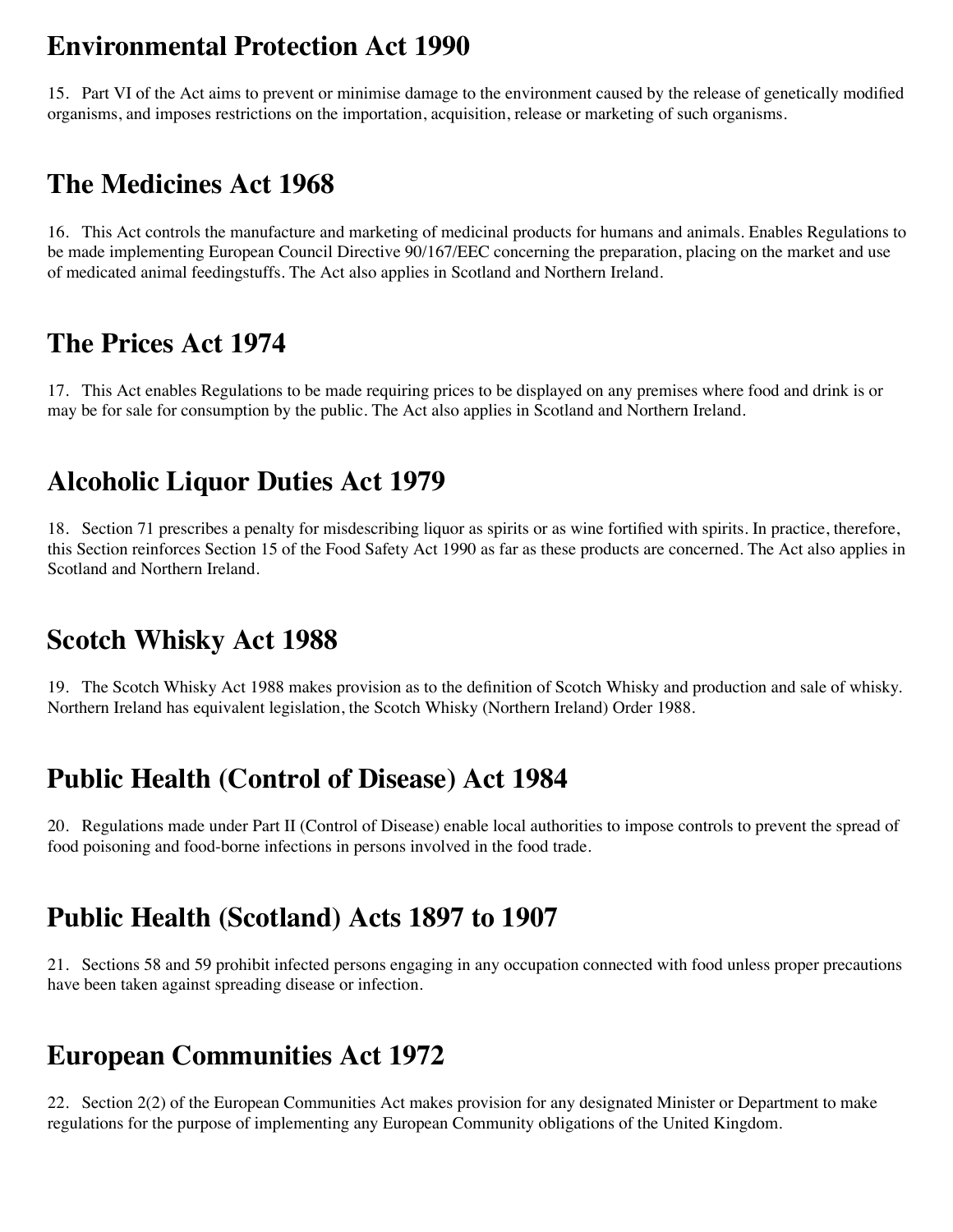## Environmental Protection Act 1990

15. Part VI of the Act aims to prevent or minimise damage to the environment caused by the release of genetically modified organisms, and imposes restrictions on the importation, acquisition, release or marketing of such organisms.

## The Medicines Act 1968

16. This Act controls the manufacture and marketing of medicinal products for humans and animals. Enables Regulations to be made implementing European Council Directive 90/167/EEC concerning the preparation, placing on the market and use of medicated animal feedingstuffs. The Act also applies in Scotland and Northern Ireland.

## The Prices Act 1974

17. This Act enables Regulations to be made requiring prices to be displayed on any premises where food and drink is or may be for sale for consumption by the public. The Act also applies in Scotland and Northern Ireland.

## Alcoholic Liquor Duties Act 1979

18. Section 71 prescribes a penalty for misdescribing liquor as spirits or as wine fortified with spirits. In practice, therefore, this Section reinforces Section 15 of the Food Safety Act 1990 as far as these products are concerned. The Act also applies in Scotland and Northern Ireland.

## Scotch Whisky Act 1988

19. The Scotch Whisky Act 1988 makes provision as to the definition of Scotch Whisky and production and sale of whisky. Northern Ireland has equivalent legislation, the Scotch Whisky (Northern Ireland) Order 1988.

## Public Health (Control of Disease) Act 1984

20. Regulations made under Part II (Control of Disease) enable local authorities to impose controls to prevent the spread of food poisoning and food-borne infections in persons involved in the food trade.

## Public Health (Scotland) Acts 1897 to 1907

21. Sections 58 and 59 prohibit infected persons engaging in any occupation connected with food unless proper precautions have been taken against spreading disease or infection.

## European Communities Act 1972

22. Section 2(2) of the European Communities Act makes provision for any designated Minister or Department to make regulations for the purpose of implementing any European Community obligations of the United Kingdom.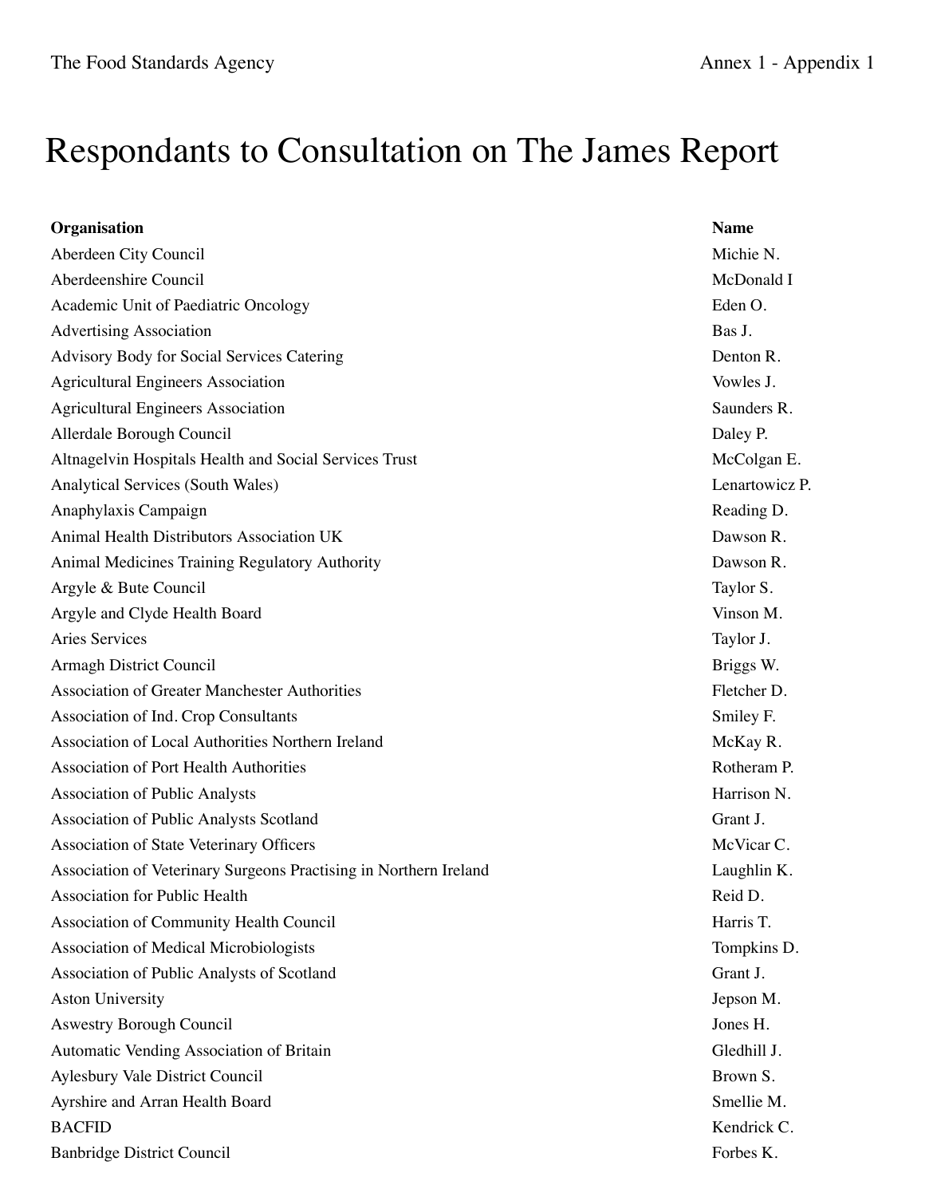# Respondants to Consultation on The James Report

| Organisation | Name |
| --- | --- |
| Aberdeen City Council | Michie N. |
| Aberdeenshire Council | McDonald I |
| Academic Unit of Paediatric Oncology | Eden O. |
| Advertising Association | Bas J. |
| Advisory Body for Social Services Catering | Denton R. |
| Agricultural Engineers Association | Vowles J. |
| Agricultural Engineers Association | Saunders R. |
| Allerdale Borough Council | Daley P. |
| Altnagelvin Hospitals Health and Social Services Trust | McColgan E. |
| Analytical Services (South Wales) | Lenartowicz P. |
| Anaphylaxis Campaign | Reading D. |
| Animal Health Distributors Association UK | Dawson R. |
| Animal Medicines Training Regulatory Authority | Dawson R. |
| Argyle & Bute Council | Taylor S. |
| Argyle and Clyde Health Board | Vinson M. |
| Aries Services | Taylor J. |
| Armagh District Council | Briggs W. |
| Association of Greater Manchester Authorities | Fletcher D. |
| Association of Ind. Crop Consultants | Smiley F. |
| Association of Local Authorities Northern Ireland | McKay R. |
| Association of Port Health Authorities | Rotheram P. |
| Association of Public Analysts | Harrison N. |
| Association of Public Analysts Scotland | Grant J. |
| Association of State Veterinary Officers | McVicar C. |
| Association of Veterinary Surgeons Practising in Northern Ireland | Laughlin K. |
| Association for Public Health | Reid D. |
| Association of Community Health Council | Harris T. |
| Association of Medical Microbiologists | Tompkins D. |
| Association of Public Analysts of Scotland | Grant J. |
| Aston University | Jepson M. |
| Aswestry Borough Council | Jones H. |
| Automatic Vending Association of Britain | Gledhill J. |
| Aylesbury Vale District Council | Brown S. |
| Ayrshire and Arran Health Board | Smellie M. |
| BACFID | Kendrick C. |
| Banbridge District Council | Forbes K. |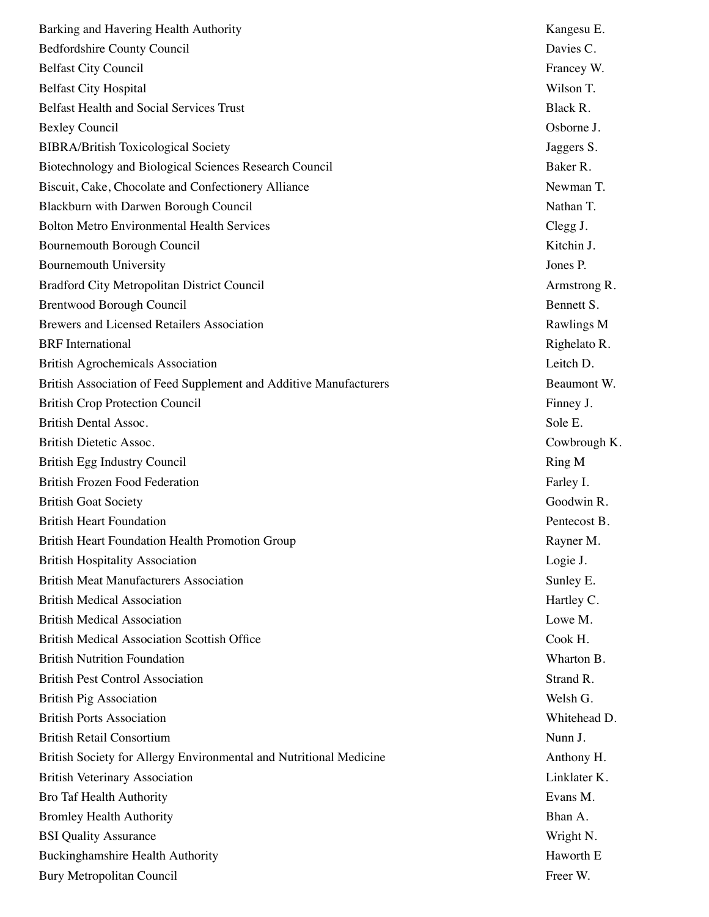| | |
|---|---|
| Barking and Havering Health Authority | Kangesu E. |
| Bedfordshire County Council | Davies C. |
| Belfast City Council | Francey W. |
| Belfast City Hospital | Wilson T. |
| Belfast Health and Social Services Trust | Black R. |
| Bexley Council | Osborne J. |
| BIBRA/British Toxicological Society | Jaggers S. |
| Biotechnology and Biological Sciences Research Council | Baker R. |
| Biscuit, Cake, Chocolate and Confectionery Alliance | Newman T. |
| Blackburn with Darwen Borough Council | Nathan T. |
| Bolton Metro Environmental Health Services | Clegg J. |
| Bournemouth Borough Council | Kitchin J. |
| Bournemouth University | Jones P. |
| Bradford City Metropolitan District Council | Armstrong R. |
| Brentwood Borough Council | Bennett S. |
| Brewers and Licensed Retailers Association | Rawlings M |
| BRF International | Righelato R. |
| British Agrochemicals Association | Leitch D. |
| British Association of Feed Supplement and Additive Manufacturers | Beaumont W. |
| British Crop Protection Council | Finney J. |
| British Dental Assoc. | Sole E. |
| British Dietetic Assoc. | Cowbrough K. |
| British Egg Industry Council | Ring M |
| British Frozen Food Federation | Farley I. |
| British Goat Society | Goodwin R. |
| British Heart Foundation | Pentecost B. |
| British Heart Foundation Health Promotion Group | Rayner M. |
| British Hospitality Association | Logie J. |
| British Meat Manufacturers Association | Sunley E. |
| British Medical Association | Hartley C. |
| British Medical Association | Lowe M. |
| British Medical Association Scottish Office | Cook H. |
| British Nutrition Foundation | Wharton B. |
| British Pest Control Association | Strand R. |
| British Pig Association | Welsh G. |
| British Ports Association | Whitehead D. |
| British Retail Consortium | Nunn J. |
| British Society for Allergy Environmental and Nutritional Medicine | Anthony H. |
| British Veterinary Association | Linklater K. |
| Bro Taf Health Authority | Evans M. |
| Bromley Health Authority | Bhan A. |
| BSI Quality Assurance | Wright N. |
| Buckinghamshire Health Authority | Haworth E |
| Bury Metropolitan Council | Freer W. |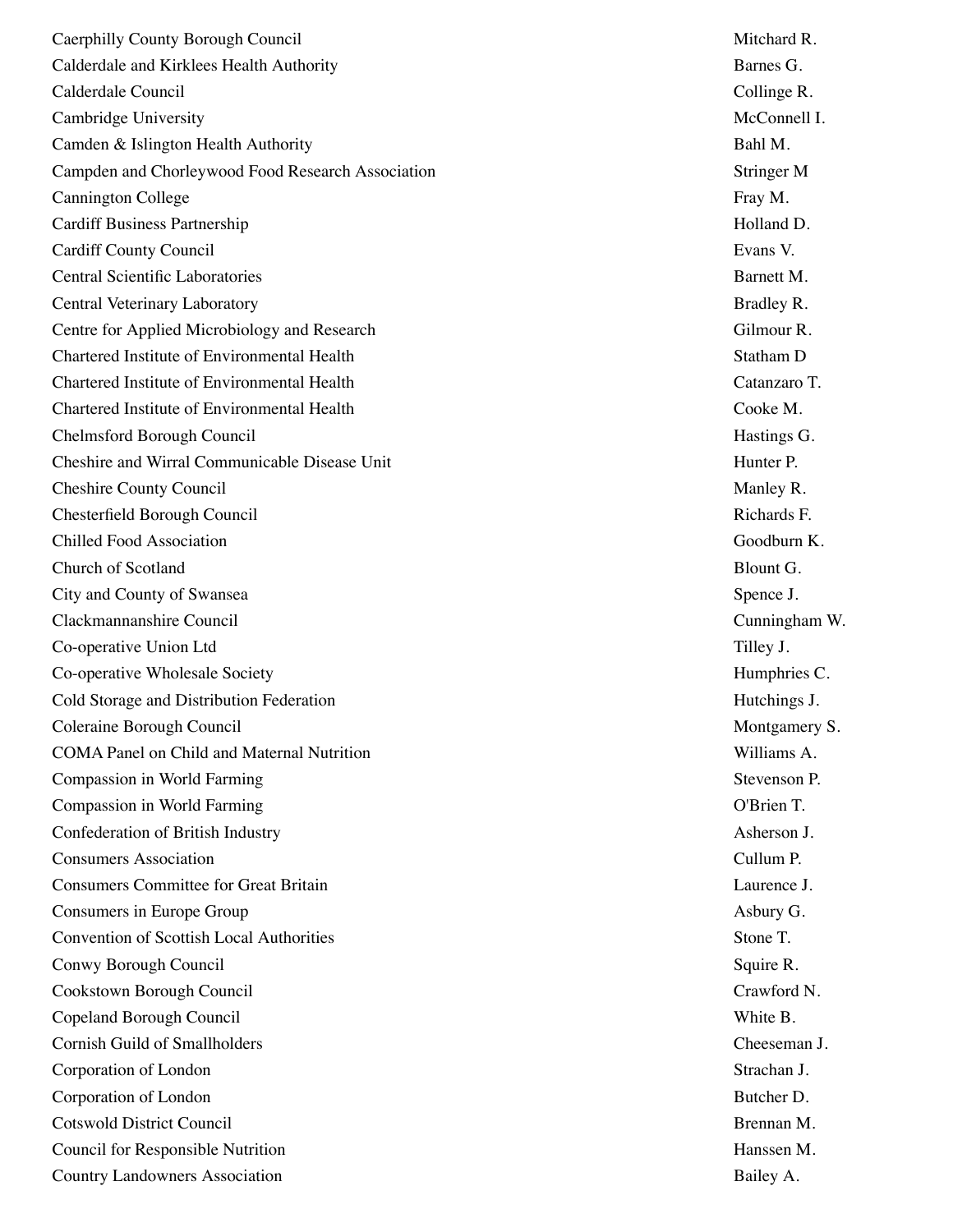| | |
|---|---|
| Caerphilly County Borough Council | Mitchard R. |
| Calderdale and Kirklees Health Authority | Barnes G. |
| Calderdale Council | Collinge R. |
| Cambridge University | McConnell I. |
| Camden & Islington Health Authority | Bahl M. |
| Campden and Chorleywood Food Research Association | Stringer M |
| Cannington College | Fray M. |
| Cardiff Business Partnership | Holland D. |
| Cardiff County Council | Evans V. |
| Central Scientific Laboratories | Barnett M. |
| Central Veterinary Laboratory | Bradley R. |
| Centre for Applied Microbiology and Research | Gilmour R. |
| Chartered Institute of Environmental Health | Statham D |
| Chartered Institute of Environmental Health | Catanzaro T. |
| Chartered Institute of Environmental Health | Cooke M. |
| Chelmsford Borough Council | Hastings G. |
| Cheshire and Wirral Communicable Disease Unit | Hunter P. |
| Cheshire County Council | Manley R. |
| Chesterfield Borough Council | Richards F. |
| Chilled Food Association | Goodburn K. |
| Church of Scotland | Blount G. |
| City and County of Swansea | Spence J. |
| Clackmannanshire Council | Cunningham W. |
| Co-operative Union Ltd | Tilley J. |
| Co-operative Wholesale Society | Humphries C. |
| Cold Storage and Distribution Federation | Hutchings J. |
| Coleraine Borough Council | Montgamery S. |
| COMA Panel on Child and Maternal Nutrition | Williams A. |
| Compassion in World Farming | Stevenson P. |
| Compassion in World Farming | O'Brien T. |
| Confederation of British Industry | Asherson J. |
| Consumers Association | Cullum P. |
| Consumers Committee for Great Britain | Laurence J. |
| Consumers in Europe Group | Asbury G. |
| Convention of Scottish Local Authorities | Stone T. |
| Conwy Borough Council | Squire R. |
| Cookstown Borough Council | Crawford N. |
| Copeland Borough Council | White B. |
| Cornish Guild of Smallholders | Cheeseman J. |
| Corporation of London | Strachan J. |
| Corporation of London | Butcher D. |
| Cotswold District Council | Brennan M. |
| Council for Responsible Nutrition | Hanssen M. |
| Country Landowners Association | Bailey A. |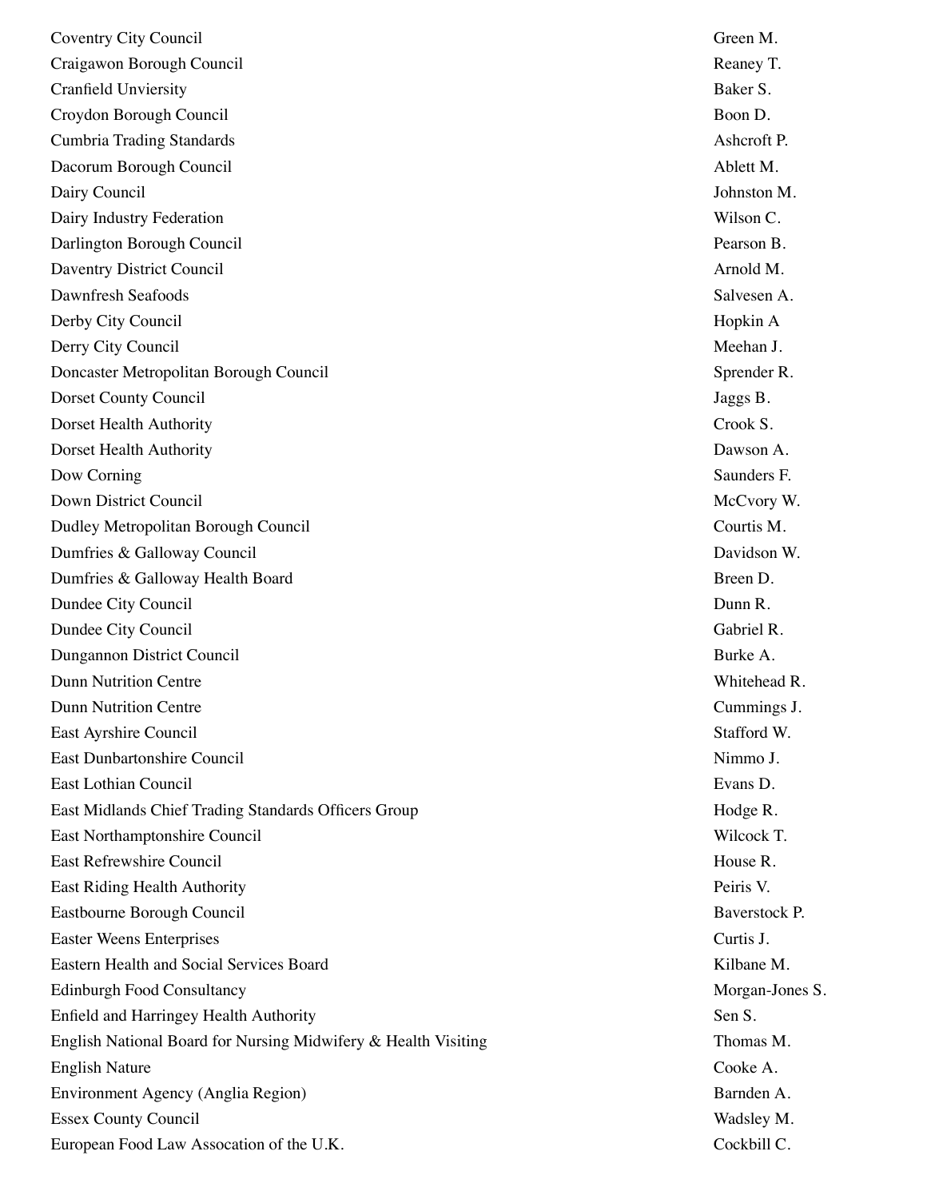| | |
|---|---|
| Coventry City Council | Green M. |
| Craigawon Borough Council | Reaney T. |
| Cranfield Unviersity | Baker S. |
| Croydon Borough Council | Boon D. |
| Cumbria Trading Standards | Ashcroft P. |
| Dacorum Borough Council | Ablett M. |
| Dairy Council | Johnston M. |
| Dairy Industry Federation | Wilson C. |
| Darlington Borough Council | Pearson B. |
| Daventry District Council | Arnold M. |
| Dawnfresh Seafoods | Salvesen A. |
| Derby City Council | Hopkin A |
| Derry City Council | Meehan J. |
| Doncaster Metropolitan Borough Council | Sprender R. |
| Dorset County Council | Jaggs B. |
| Dorset Health Authority | Crook S. |
| Dorset Health Authority | Dawson A. |
| Dow Corning | Saunders F. |
| Down District Council | McCvory W. |
| Dudley Metropolitan Borough Council | Courtis M. |
| Dumfries & Galloway Council | Davidson W. |
| Dumfries & Galloway Health Board | Breen D. |
| Dundee City Council | Dunn R. |
| Dundee City Council | Gabriel R. |
| Dungannon District Council | Burke A. |
| Dunn Nutrition Centre | Whitehead R. |
| Dunn Nutrition Centre | Cummings J. |
| East Ayrshire Council | Stafford W. |
| East Dunbartonshire Council | Nimmo J. |
| East Lothian Council | Evans D. |
| East Midlands Chief Trading Standards Officers Group | Hodge R. |
| East Northamptonshire Council | Wilcock T. |
| East Refrewshire Council | House R. |
| East Riding Health Authority | Peiris V. |
| Eastbourne Borough Council | Baverstock P. |
| Easter Weens Enterprises | Curtis J. |
| Eastern Health and Social Services Board | Kilbane M. |
| Edinburgh Food Consultancy | Morgan-Jones S. |
| Enfield and Harringey Health Authority | Sen S. |
| English National Board for Nursing Midwifery & Health Visiting | Thomas M. |
| English Nature | Cooke A. |
| Environment Agency (Anglia Region) | Barnden A. |
| Essex County Council | Wadsley M. |
| European Food Law Assocation of the U.K. | Cockbill C. |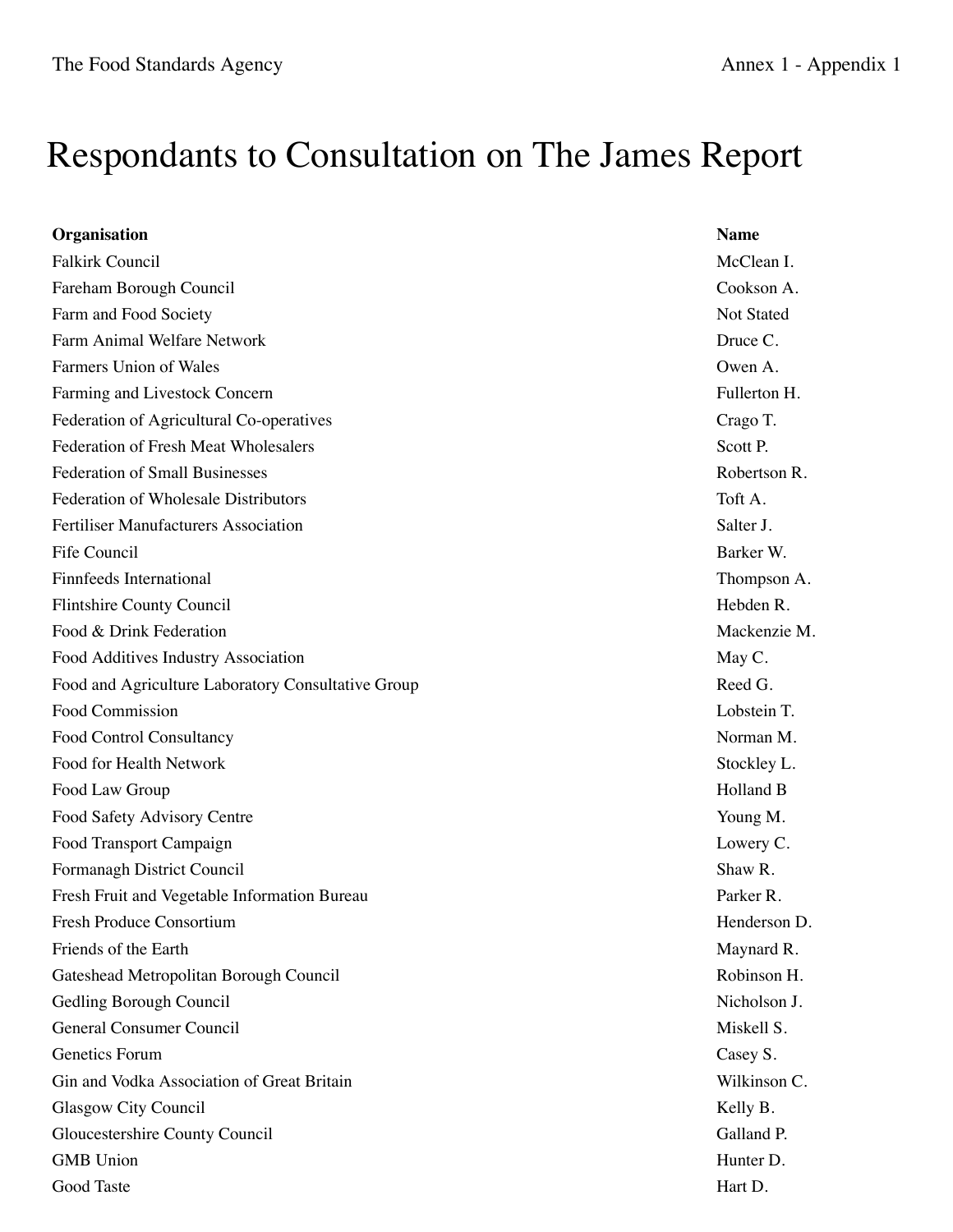# Respondants to Consultation on The James Report

| Organisation | Name |
|---|---|
| Falkirk Council | McClean I. |
| Fareham Borough Council | Cookson A. |
| Farm and Food Society | Not Stated |
| Farm Animal Welfare Network | Druce C. |
| Farmers Union of Wales | Owen A. |
| Farming and Livestock Concern | Fullerton H. |
| Federation of Agricultural Co-operatives | Crago T. |
| Federation of Fresh Meat Wholesalers | Scott P. |
| Federation of Small Businesses | Robertson R. |
| Federation of Wholesale Distributors | Toft A. |
| Fertiliser Manufacturers Association | Salter J. |
| Fife Council | Barker W. |
| Finnfeeds International | Thompson A. |
| Flintshire County Council | Hebden R. |
| Food & Drink Federation | Mackenzie M. |
| Food Additives Industry Association | May C. |
| Food and Agriculture Laboratory Consultative Group | Reed G. |
| Food Commission | Lobstein T. |
| Food Control Consultancy | Norman M. |
| Food for Health Network | Stockley L. |
| Food Law Group | Holland B |
| Food Safety Advisory Centre | Young M. |
| Food Transport Campaign | Lowery C. |
| Formanagh District Council | Shaw R. |
| Fresh Fruit and Vegetable Information Bureau | Parker R. |
| Fresh Produce Consortium | Henderson D. |
| Friends of the Earth | Maynard R. |
| Gateshead Metropolitan Borough Council | Robinson H. |
| Gedling Borough Council | Nicholson J. |
| General Consumer Council | Miskell S. |
| Genetics Forum | Casey S. |
| Gin and Vodka Association of Great Britain | Wilkinson C. |
| Glasgow City Council | Kelly B. |
| Gloucestershire County Council | Galland P. |
| GMB Union | Hunter D. |
| Good Taste | Hart D. |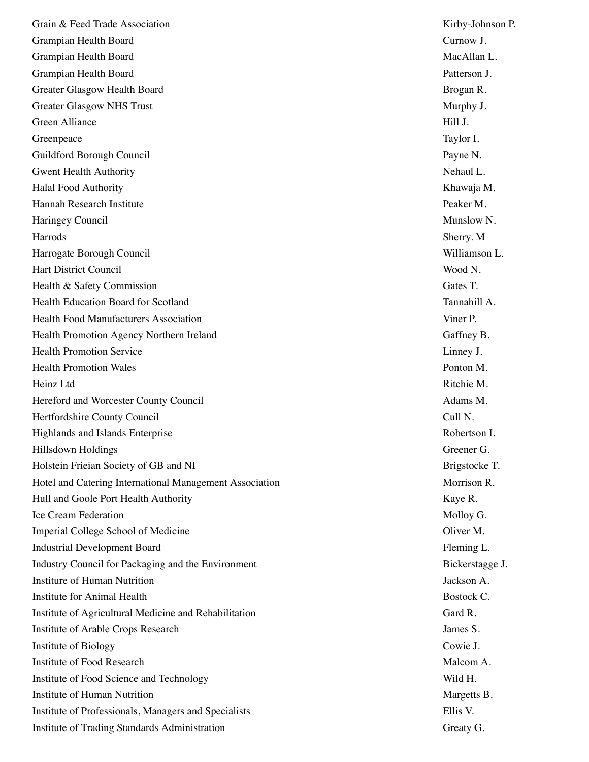| | |
|---|---|
| Grain & Feed Trade Association | Kirby-Johnson P. |
| Grampian Health Board | Curnow J. |
| Grampian Health Board | MacAllan L. |
| Grampian Health Board | Patterson J. |
| Greater Glasgow Health Board | Brogan R. |
| Greater Glasgow NHS Trust | Murphy J. |
| Green Alliance | Hill J. |
| Greenpeace | Taylor I. |
| Guildford Borough Council | Payne N. |
| Gwent Health Authority | Nehaul L. |
| Halal Food Authority | Khawaja M. |
| Hannah Research Institute | Peaker M. |
| Haringey Council | Munslow N. |
| Harrods | Sherry. M |
| Harrogate Borough Council | Williamson L. |
| Hart District Council | Wood N. |
| Health & Safety Commission | Gates T. |
| Health Education Board for Scotland | Tannahill A. |
| Health Food Manufacturers Association | Viner P. |
| Health Promotion Agency Northern Ireland | Gaffney B. |
| Health Promotion Service | Linney J. |
| Health Promotion Wales | Ponton M. |
| Heinz Ltd | Ritchie M. |
| Hereford and Worcester County Council | Adams M. |
| Hertfordshire County Council | Cull N. |
| Highlands and Islands Enterprise | Robertson I. |
| Hillsdown Holdings | Greener G. |
| Holstein Frieian Society of GB and NI | Brigstocke T. |
| Hotel and Catering International Management Association | Morrison R. |
| Hull and Goole Port Health Authority | Kaye R. |
| Ice Cream Federation | Molloy G. |
| Imperial College School of Medicine | Oliver M. |
| Industrial Development Board | Fleming L. |
| Industry Council for Packaging and the Environment | Bickerstagge J. |
| Institure of Human Nutrition | Jackson A. |
| Institute for Animal Health | Bostock C. |
| Institute of Agricultural Medicine and Rehabilitation | Gard R. |
| Institute of Arable Crops Research | James S. |
| Institute of Biology | Cowie J. |
| Institute of Food Research | Malcom A. |
| Institute of Food Science and Technology | Wild H. |
| Institute of Human Nutrition | Margetts B. |
| Institute of Professionals, Managers and Specialists | Ellis V. |
| Institute of Trading Standards Administration | Greaty G. |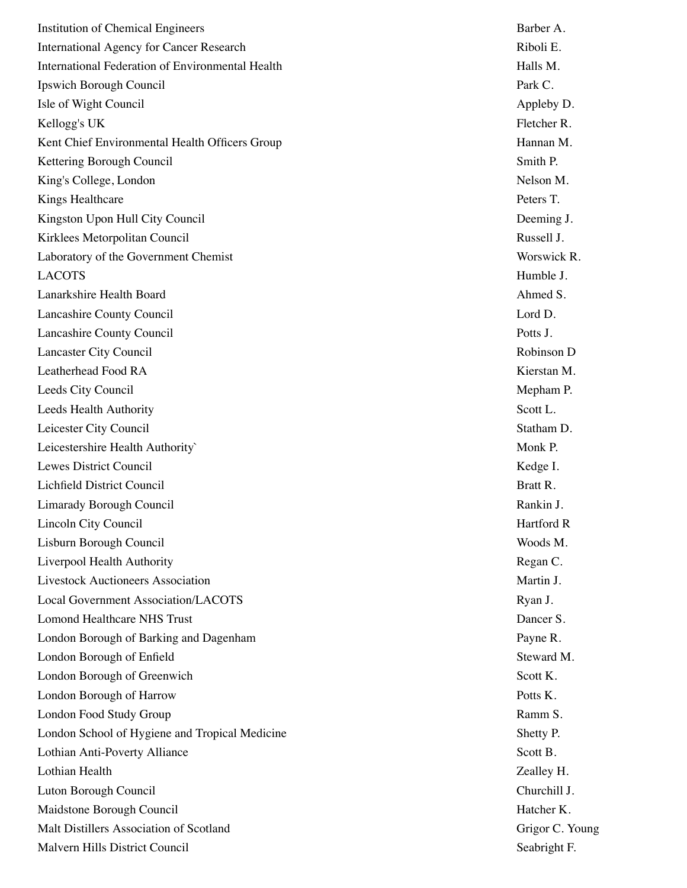| | |
|---|---|
| Institution of Chemical Engineers | Barber A. |
| International Agency for Cancer Research | Riboli E. |
| International Federation of Environmental Health | Halls M. |
| Ipswich Borough Council | Park C. |
| Isle of Wight Council | Appleby D. |
| Kellogg's UK | Fletcher R. |
| Kent Chief Environmental Health Officers Group | Hannan M. |
| Kettering Borough Council | Smith P. |
| King's College, London | Nelson M. |
| Kings Healthcare | Peters T. |
| Kingston Upon Hull City Council | Deeming J. |
| Kirklees Metorpolitan Council | Russell J. |
| Laboratory of the Government Chemist | Worswick R. |
| LACOTS | Humble J. |
| Lanarkshire Health Board | Ahmed S. |
| Lancashire County Council | Lord D. |
| Lancashire County Council | Potts J. |
| Lancaster City Council | Robinson D |
| Leatherhead Food RA | Kierstan M. |
| Leeds City Council | Mepham P. |
| Leeds Health Authority | Scott L. |
| Leicester City Council | Statham D. |
| Leicestershire Health Authority` | Monk P. |
| Lewes District Council | Kedge I. |
| Lichfield District Council | Bratt R. |
| Limarady Borough Council | Rankin J. |
| Lincoln City Council | Hartford R |
| Lisburn Borough Council | Woods M. |
| Liverpool Health Authority | Regan C. |
| Livestock Auctioneers Association | Martin J. |
| Local Government Association/LACOTS | Ryan J. |
| Lomond Healthcare NHS Trust | Dancer S. |
| London Borough of Barking and Dagenham | Payne R. |
| London Borough of Enfield | Steward M. |
| London Borough of Greenwich | Scott K. |
| London Borough of Harrow | Potts K. |
| London Food Study Group | Ramm S. |
| London School of Hygiene and Tropical Medicine | Shetty P. |
| Lothian Anti-Poverty Alliance | Scott B. |
| Lothian Health | Zealley H. |
| Luton Borough Council | Churchill J. |
| Maidstone Borough Council | Hatcher K. |
| Malt Distillers Association of Scotland | Grigor C. Young |
| Malvern Hills District Council | Seabright F. |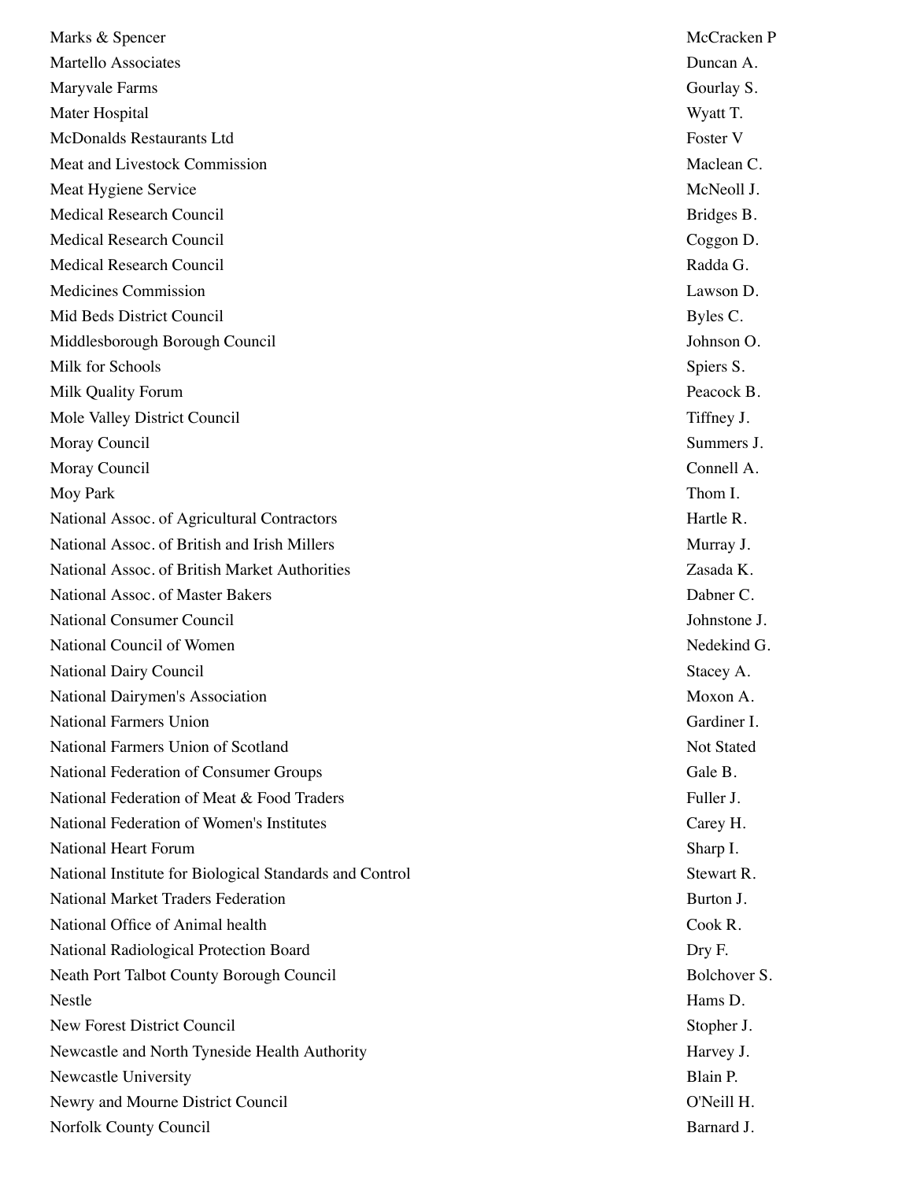| | |
|---|---|
| Marks & Spencer | McCracken P |
| Martello Associates | Duncan A. |
| Maryvale Farms | Gourlay S. |
| Mater Hospital | Wyatt T. |
| McDonalds Restaurants Ltd | Foster V |
| Meat and Livestock Commission | Maclean C. |
| Meat Hygiene Service | McNeoll J. |
| Medical Research Council | Bridges B. |
| Medical Research Council | Coggon D. |
| Medical Research Council | Radda G. |
| Medicines Commission | Lawson D. |
| Mid Beds District Council | Byles C. |
| Middlesborough Borough Council | Johnson O. |
| Milk for Schools | Spiers S. |
| Milk Quality Forum | Peacock B. |
| Mole Valley District Council | Tiffney J. |
| Moray Council | Summers J. |
| Moray Council | Connell A. |
| Moy Park | Thom I. |
| National Assoc. of Agricultural Contractors | Hartle R. |
| National Assoc. of British and Irish Millers | Murray J. |
| National Assoc. of British Market Authorities | Zasada K. |
| National Assoc. of Master Bakers | Dabner C. |
| National Consumer Council | Johnstone J. |
| National Council of Women | Nedekind G. |
| National Dairy Council | Stacey A. |
| National Dairymen's Association | Moxon A. |
| National Farmers Union | Gardiner I. |
| National Farmers Union of Scotland | Not Stated |
| National Federation of Consumer Groups | Gale B. |
| National Federation of Meat & Food Traders | Fuller J. |
| National Federation of Women's Institutes | Carey H. |
| National Heart Forum | Sharp I. |
| National Institute for Biological Standards and Control | Stewart R. |
| National Market Traders Federation | Burton J. |
| National Office of Animal health | Cook R. |
| National Radiological Protection Board | Dry F. |
| Neath Port Talbot County Borough Council | Bolchover S. |
| Nestle | Hams D. |
| New Forest District Council | Stopher J. |
| Newcastle and North Tyneside Health Authority | Harvey J. |
| Newcastle University | Blain P. |
| Newry and Mourne District Council | O'Neill H. |
| Norfolk County Council | Barnard J. |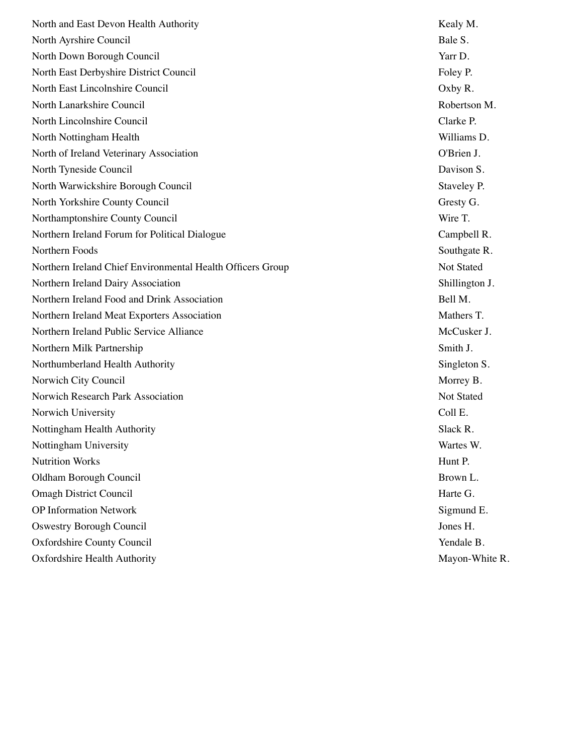| | |
|---|---|
| North and East Devon Health Authority | Kealy M. |
| North Ayrshire Council | Bale S. |
| North Down Borough Council | Yarr D. |
| North East Derbyshire District Council | Foley P. |
| North East Lincolnshire Council | Oxby R. |
| North Lanarkshire Council | Robertson M. |
| North Lincolnshire Council | Clarke P. |
| North Nottingham Health | Williams D. |
| North of Ireland Veterinary Association | O'Brien J. |
| North Tyneside Council | Davison S. |
| North Warwickshire Borough Council | Staveley P. |
| North Yorkshire County Council | Gresty G. |
| Northamptonshire County Council | Wire T. |
| Northern Ireland Forum for Political Dialogue | Campbell R. |
| Northern Foods | Southgate R. |
| Northern Ireland Chief Environmental Health Officers Group | Not Stated |
| Northern Ireland Dairy Association | Shillington J. |
| Northern Ireland Food and Drink Association | Bell M. |
| Northern Ireland Meat Exporters Association | Mathers T. |
| Northern Ireland Public Service Alliance | McCusker J. |
| Northern Milk Partnership | Smith J. |
| Northumberland Health Authority | Singleton S. |
| Norwich City Council | Morrey B. |
| Norwich Research Park Association | Not Stated |
| Norwich University | Coll E. |
| Nottingham Health Authority | Slack R. |
| Nottingham University | Wartes W. |
| Nutrition Works | Hunt P. |
| Oldham Borough Council | Brown L. |
| Omagh District Council | Harte G. |
| OP Information Network | Sigmund E. |
| Oswestry Borough Council | Jones H. |
| Oxfordshire County Council | Yendale B. |
| Oxfordshire Health Authority | Mayon-White R. |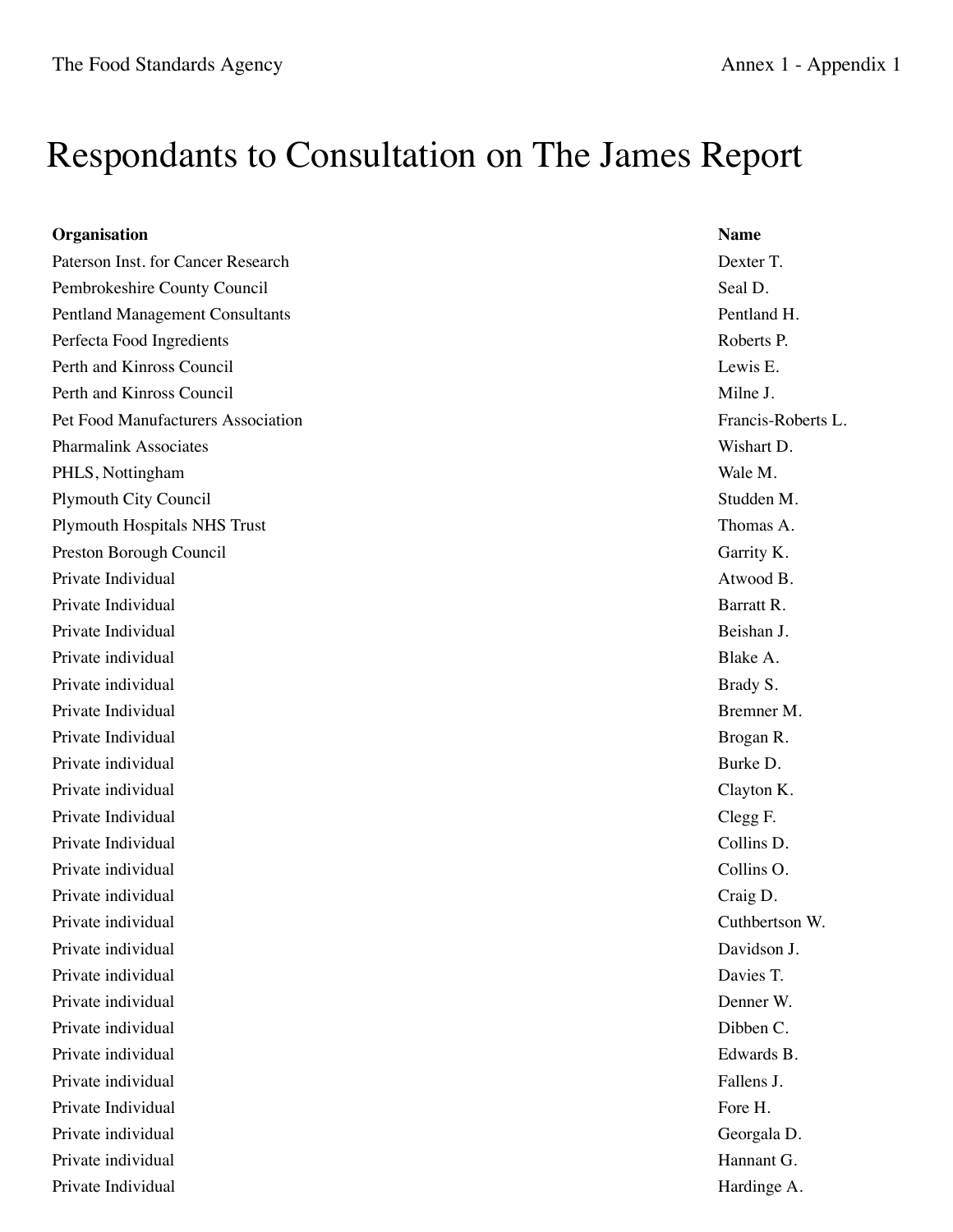# Respondants to Consultation on The James Report

| Organisation | Name |
|---|---|
| Paterson Inst. for Cancer Research | Dexter T. |
| Pembrokeshire County Council | Seal D. |
| Pentland Management Consultants | Pentland H. |
| Perfecta Food Ingredients | Roberts P. |
| Perth and Kinross Council | Lewis E. |
| Perth and Kinross Council | Milne J. |
| Pet Food Manufacturers Association | Francis-Roberts L. |
| Pharmalink Associates | Wishart D. |
| PHLS, Nottingham | Wale M. |
| Plymouth City Council | Studden M. |
| Plymouth Hospitals NHS Trust | Thomas A. |
| Preston Borough Council | Garrity K. |
| Private Individual | Atwood B. |
| Private Individual | Barratt R. |
| Private Individual | Beishan J. |
| Private individual | Blake A. |
| Private individual | Brady S. |
| Private Individual | Bremner M. |
| Private Individual | Brogan R. |
| Private individual | Burke D. |
| Private individual | Clayton K. |
| Private Individual | Clegg F. |
| Private Individual | Collins D. |
| Private individual | Collins O. |
| Private individual | Craig D. |
| Private individual | Cuthbertson W. |
| Private individual | Davidson J. |
| Private individual | Davies T. |
| Private individual | Denner W. |
| Private individual | Dibben C. |
| Private individual | Edwards B. |
| Private individual | Fallens J. |
| Private Individual | Fore H. |
| Private individual | Georgala D. |
| Private individual | Hannant G. |
| Private Individual | Hardinge A. |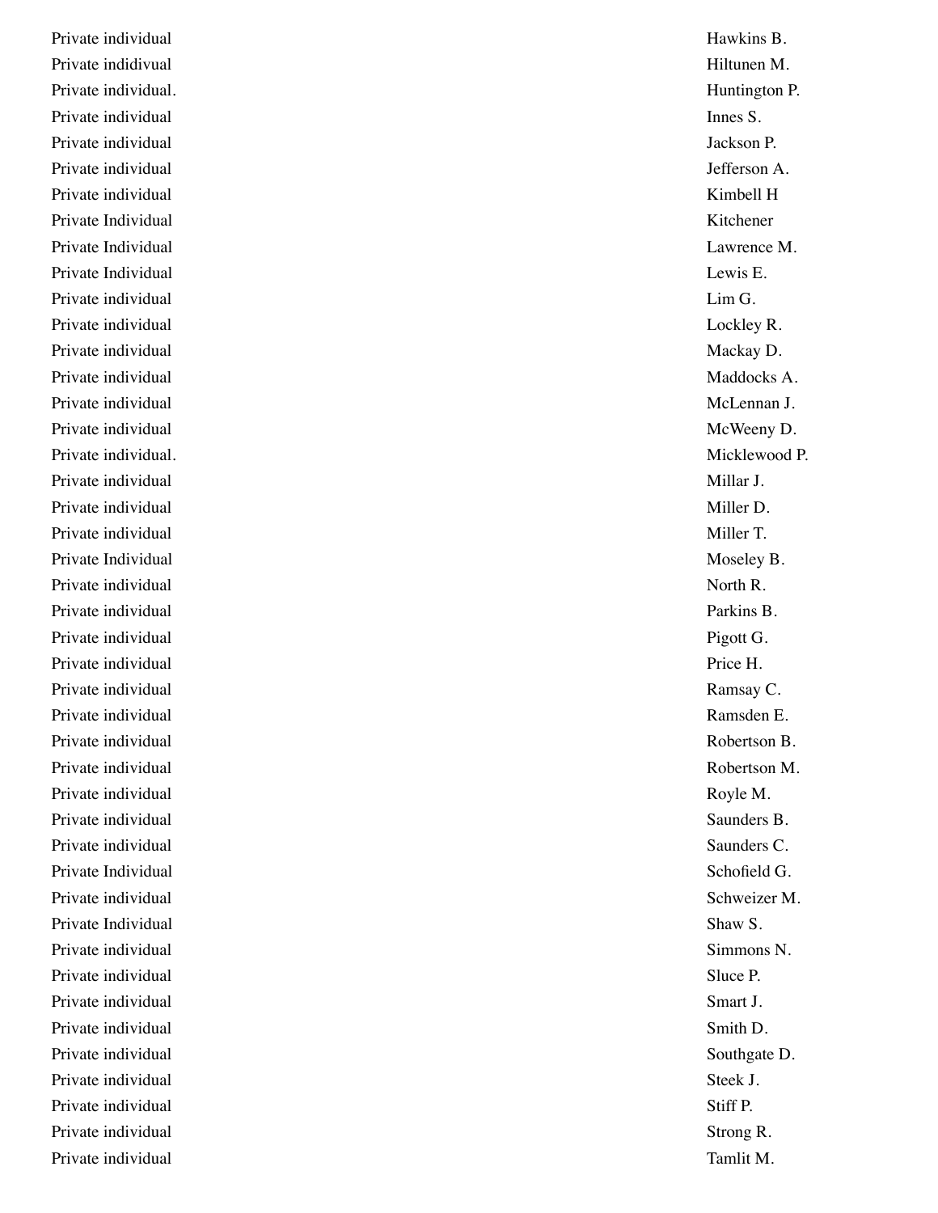| | |
|---|---|
| Private individual | Hawkins B. |
| Private indidivual | Hiltunen M. |
| Private individual. | Huntington P. |
| Private individual | Innes S. |
| Private individual | Jackson P. |
| Private individual | Jefferson A. |
| Private individual | Kimbell H |
| Private Individual | Kitchener |
| Private Individual | Lawrence M. |
| Private Individual | Lewis E. |
| Private individual | Lim G. |
| Private individual | Lockley R. |
| Private individual | Mackay D. |
| Private individual | Maddocks A. |
| Private individual | McLennan J. |
| Private individual | McWeeny D. |
| Private individual. | Micklewood P. |
| Private individual | Millar J. |
| Private individual | Miller D. |
| Private individual | Miller T. |
| Private Individual | Moseley B. |
| Private individual | North R. |
| Private individual | Parkins B. |
| Private individual | Pigott G. |
| Private individual | Price H. |
| Private individual | Ramsay C. |
| Private individual | Ramsden E. |
| Private individual | Robertson B. |
| Private individual | Robertson M. |
| Private individual | Royle M. |
| Private individual | Saunders B. |
| Private individual | Saunders C. |
| Private Individual | Schofield G. |
| Private individual | Schweizer M. |
| Private Individual | Shaw S. |
| Private individual | Simmons N. |
| Private individual | Sluce P. |
| Private individual | Smart J. |
| Private individual | Smith D. |
| Private individual | Southgate D. |
| Private individual | Steek J. |
| Private individual | Stiff P. |
| Private individual | Strong R. |
| Private individual | Tamlit M. |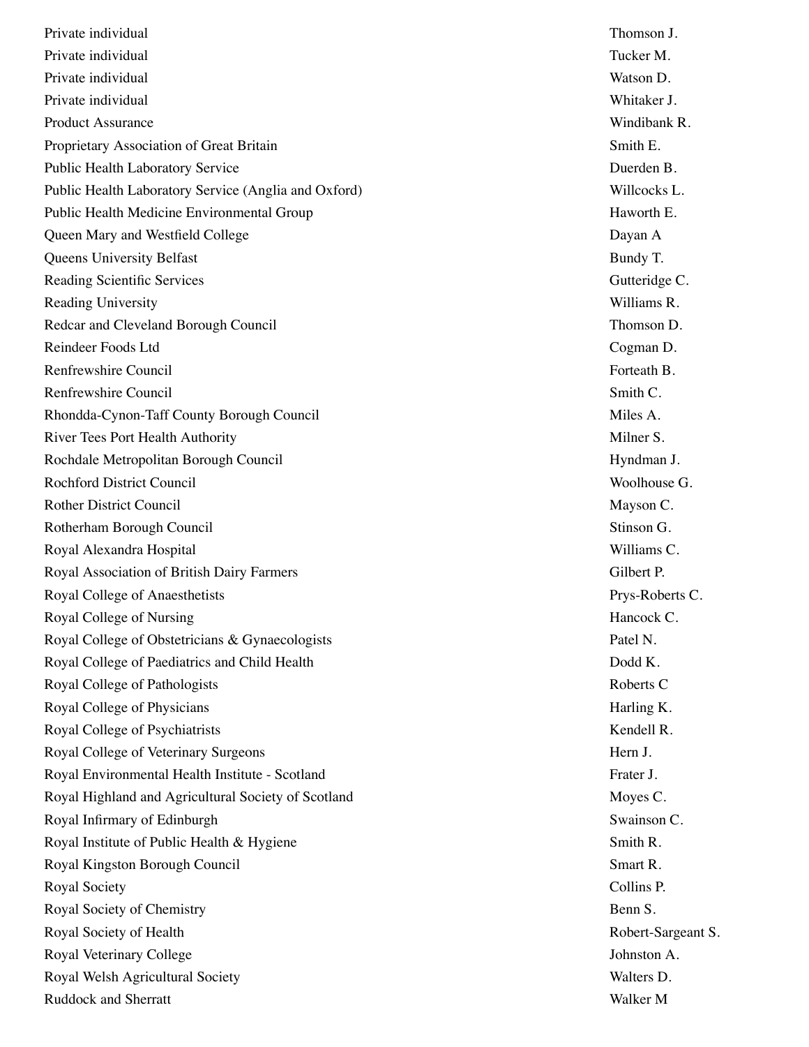| | |
|---|---|
| Private individual | Thomson J. |
| Private individual | Tucker M. |
| Private individual | Watson D. |
| Private individual | Whitaker J. |
| Product Assurance | Windibank R. |
| Proprietary Association of Great Britain | Smith E. |
| Public Health Laboratory Service | Duerden B. |
| Public Health Laboratory Service (Anglia and Oxford) | Willcocks L. |
| Public Health Medicine Environmental Group | Haworth E. |
| Queen Mary and Westfield College | Dayan A |
| Queens University Belfast | Bundy T. |
| Reading Scientific Services | Gutteridge C. |
| Reading University | Williams R. |
| Redcar and Cleveland Borough Council | Thomson D. |
| Reindeer Foods Ltd | Cogman D. |
| Renfrewshire Council | Forteath B. |
| Renfrewshire Council | Smith C. |
| Rhondda-Cynon-Taff County Borough Council | Miles A. |
| River Tees Port Health Authority | Milner S. |
| Rochdale Metropolitan Borough Council | Hyndman J. |
| Rochford District Council | Woolhouse G. |
| Rother District Council | Mayson C. |
| Rotherham Borough Council | Stinson G. |
| Royal Alexandra Hospital | Williams C. |
| Royal Association of British Dairy Farmers | Gilbert P. |
| Royal College of Anaesthetists | Prys-Roberts C. |
| Royal College of Nursing | Hancock C. |
| Royal College of Obstetricians & Gynaecologists | Patel N. |
| Royal College of Paediatrics and Child Health | Dodd K. |
| Royal College of Pathologists | Roberts C |
| Royal College of Physicians | Harling K. |
| Royal College of Psychiatrists | Kendell R. |
| Royal College of Veterinary Surgeons | Hern J. |
| Royal Environmental Health Institute - Scotland | Frater J. |
| Royal Highland and Agricultural Society of Scotland | Moyes C. |
| Royal Infirmary of Edinburgh | Swainson C. |
| Royal Institute of Public Health & Hygiene | Smith R. |
| Royal Kingston Borough Council | Smart R. |
| Royal Society | Collins P. |
| Royal Society of Chemistry | Benn S. |
| Royal Society of Health | Robert-Sargeant S. |
| Royal Veterinary College | Johnston A. |
| Royal Welsh Agricultural Society | Walters D. |
| Ruddock and Sherratt | Walker M |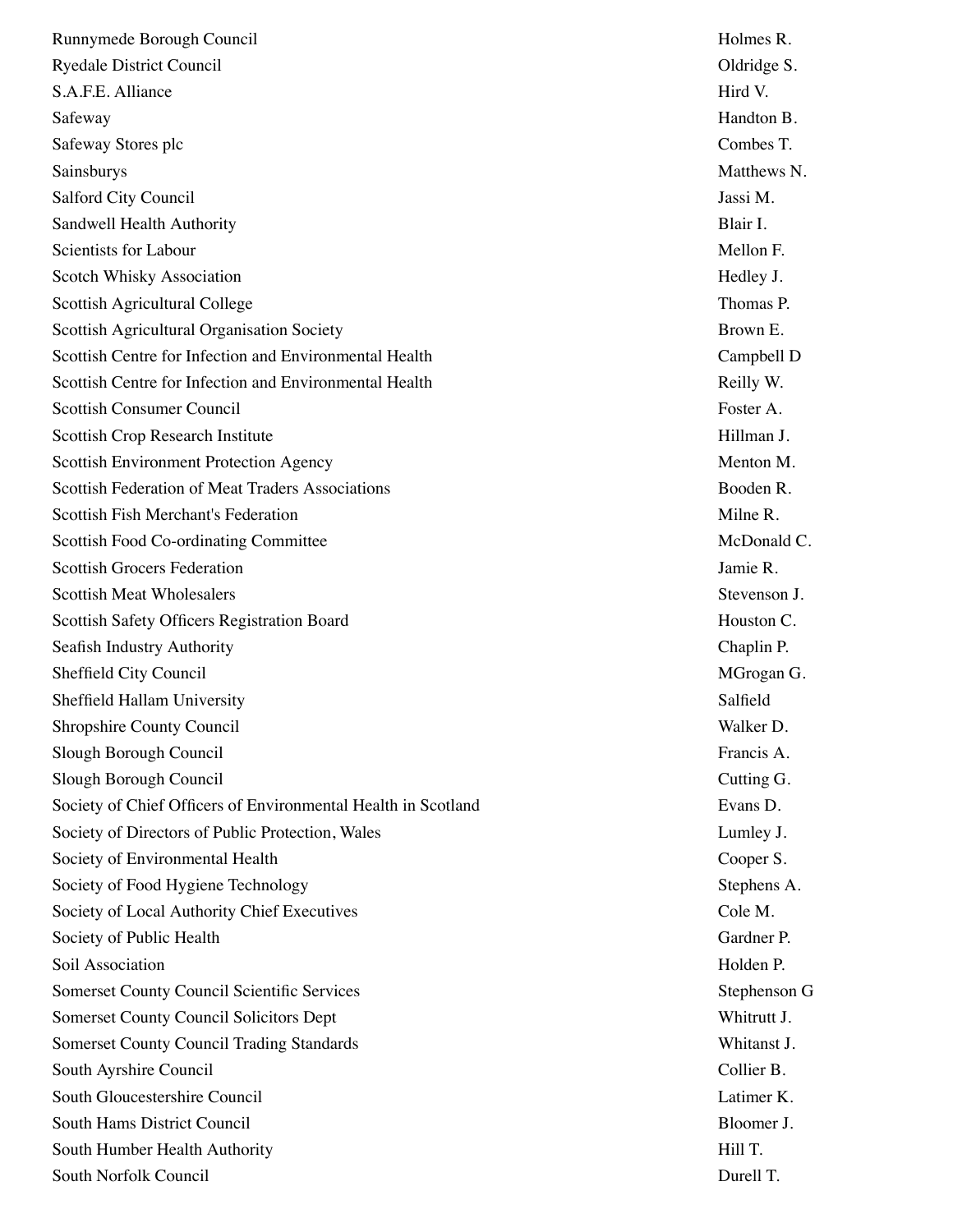| | |
|---|---|
| Runnymede Borough Council | Holmes R. |
| Ryedale District Council | Oldridge S. |
| S.A.F.E. Alliance | Hird V. |
| Safeway | Handton B. |
| Safeway Stores plc | Combes T. |
| Sainsburys | Matthews N. |
| Salford City Council | Jassi M. |
| Sandwell Health Authority | Blair I. |
| Scientists for Labour | Mellon F. |
| Scotch Whisky Association | Hedley J. |
| Scottish Agricultural College | Thomas P. |
| Scottish Agricultural Organisation Society | Brown E. |
| Scottish Centre for Infection and Environmental Health | Campbell D |
| Scottish Centre for Infection and Environmental Health | Reilly W. |
| Scottish Consumer Council | Foster A. |
| Scottish Crop Research Institute | Hillman J. |
| Scottish Environment Protection Agency | Menton M. |
| Scottish Federation of Meat Traders Associations | Booden R. |
| Scottish Fish Merchant's Federation | Milne R. |
| Scottish Food Co-ordinating Committee | McDonald C. |
| Scottish Grocers Federation | Jamie R. |
| Scottish Meat Wholesalers | Stevenson J. |
| Scottish Safety Officers Registration Board | Houston C. |
| Seafish Industry Authority | Chaplin P. |
| Sheffield City Council | MGrogan G. |
| Sheffield Hallam University | Salfield |
| Shropshire County Council | Walker D. |
| Slough Borough Council | Francis A. |
| Slough Borough Council | Cutting G. |
| Society of Chief Officers of Environmental Health in Scotland | Evans D. |
| Society of Directors of Public Protection, Wales | Lumley J. |
| Society of Environmental Health | Cooper S. |
| Society of Food Hygiene Technology | Stephens A. |
| Society of Local Authority Chief Executives | Cole M. |
| Society of Public Health | Gardner P. |
| Soil Association | Holden P. |
| Somerset County Council Scientific Services | Stephenson G |
| Somerset County Council Solicitors Dept | Whitrutt J. |
| Somerset County Council Trading Standards | Whitanst J. |
| South Ayrshire Council | Collier B. |
| South Gloucestershire Council | Latimer K. |
| South Hams District Council | Bloomer J. |
| South Humber Health Authority | Hill T. |
| South Norfolk Council | Durell T. |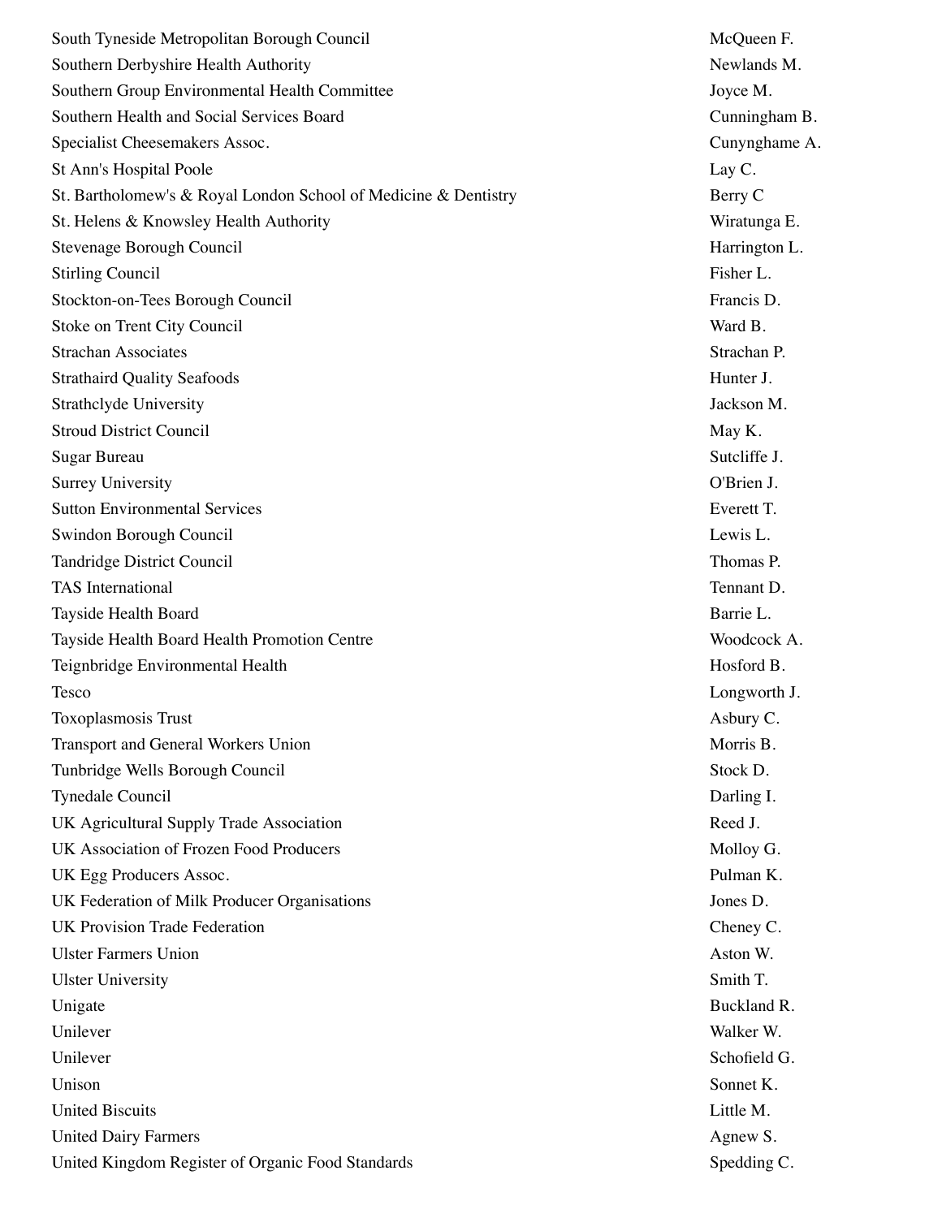| | |
|---|---|
| South Tyneside Metropolitan Borough Council | McQueen F. |
| Southern Derbyshire Health Authority | Newlands M. |
| Southern Group Environmental Health Committee | Joyce M. |
| Southern Health and Social Services Board | Cunningham B. |
| Specialist Cheesemakers Assoc. | Cunynghame A. |
| St Ann's Hospital Poole | Lay C. |
| St. Bartholomew's & Royal London School of Medicine & Dentistry | Berry C |
| St. Helens & Knowsley Health Authority | Wiratunga E. |
| Stevenage Borough Council | Harrington L. |
| Stirling Council | Fisher L. |
| Stockton-on-Tees Borough Council | Francis D. |
| Stoke on Trent City Council | Ward B. |
| Strachan Associates | Strachan P. |
| Strathaird Quality Seafoods | Hunter J. |
| Strathclyde University | Jackson M. |
| Stroud District Council | May K. |
| Sugar Bureau | Sutcliffe J. |
| Surrey University | O'Brien J. |
| Sutton Environmental Services | Everett T. |
| Swindon Borough Council | Lewis L. |
| Tandridge District Council | Thomas P. |
| TAS International | Tennant D. |
| Tayside Health Board | Barrie L. |
| Tayside Health Board Health Promotion Centre | Woodcock A. |
| Teignbridge Environmental Health | Hosford B. |
| Tesco | Longworth J. |
| Toxoplasmosis Trust | Asbury C. |
| Transport and General Workers Union | Morris B. |
| Tunbridge Wells Borough Council | Stock D. |
| Tynedale Council | Darling I. |
| UK Agricultural Supply Trade Association | Reed J. |
| UK Association of Frozen Food Producers | Molloy G. |
| UK Egg Producers Assoc. | Pulman K. |
| UK Federation of Milk Producer Organisations | Jones D. |
| UK Provision Trade Federation | Cheney C. |
| Ulster Farmers Union | Aston W. |
| Ulster University | Smith T. |
| Unigate | Buckland R. |
| Unilever | Walker W. |
| Unilever | Schofield G. |
| Unison | Sonnet K. |
| United Biscuits | Little M. |
| United Dairy Farmers | Agnew S. |
| United Kingdom Register of Organic Food Standards | Spedding C. |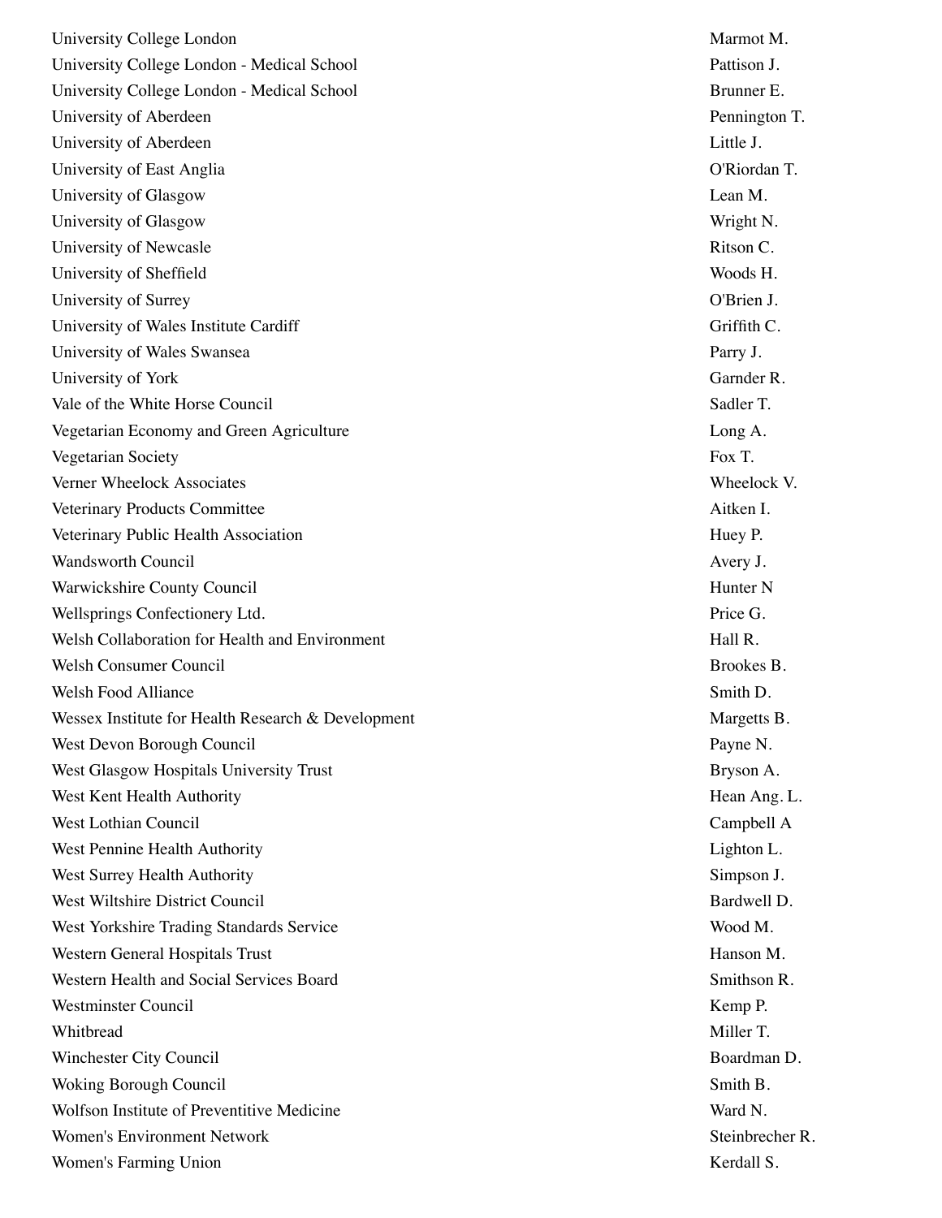| | |
|---|---|
| University College London | Marmot M. |
| University College London - Medical School | Pattison J. |
| University College London - Medical School | Brunner E. |
| University of Aberdeen | Pennington T. |
| University of Aberdeen | Little J. |
| University of East Anglia | O'Riordan T. |
| University of Glasgow | Lean M. |
| University of Glasgow | Wright N. |
| University of Newcasle | Ritson C. |
| University of Sheffield | Woods H. |
| University of Surrey | O'Brien J. |
| University of Wales Institute Cardiff | Griffith C. |
| University of Wales Swansea | Parry J. |
| University of York | Garnder R. |
| Vale of the White Horse Council | Sadler T. |
| Vegetarian Economy and Green Agriculture | Long A. |
| Vegetarian Society | Fox T. |
| Verner Wheelock Associates | Wheelock V. |
| Veterinary Products Committee | Aitken I. |
| Veterinary Public Health Association | Huey P. |
| Wandsworth Council | Avery J. |
| Warwickshire County Council | Hunter N |
| Wellsprings Confectionery Ltd. | Price G. |
| Welsh Collaboration for Health and Environment | Hall R. |
| Welsh Consumer Council | Brookes B. |
| Welsh Food Alliance | Smith D. |
| Wessex Institute for Health Research & Development | Margetts B. |
| West Devon Borough Council | Payne N. |
| West Glasgow Hospitals University Trust | Bryson A. |
| West Kent Health Authority | Hean Ang. L. |
| West Lothian Council | Campbell A |
| West Pennine Health Authority | Lighton L. |
| West Surrey Health Authority | Simpson J. |
| West Wiltshire District Council | Bardwell D. |
| West Yorkshire Trading Standards Service | Wood M. |
| Western General Hospitals Trust | Hanson M. |
| Western Health and Social Services Board | Smithson R. |
| Westminster Council | Kemp P. |
| Whitbread | Miller T. |
| Winchester City Council | Boardman D. |
| Woking Borough Council | Smith B. |
| Wolfson Institute of Preventitive Medicine | Ward N. |
| Women's Environment Network | Steinbrecher R. |
| Women's Farming Union | Kerdall S. |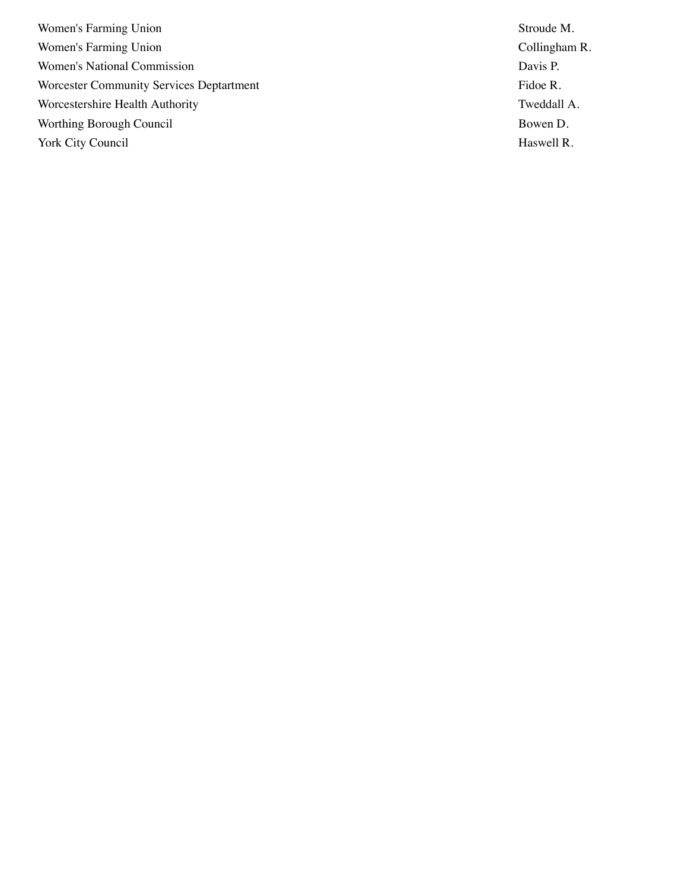| | |
|---|---|
| Women's Farming Union | Stroude M. |
| Women's Farming Union | Collingham R. |
| Women's National Commission | Davis P. |
| Worcester Community Services Deptartment | Fidoe R. |
| Worcestershire Health Authority | Tweddall A. |
| Worthing Borough Council | Bowen D. |
| York City Council | Haswell R. |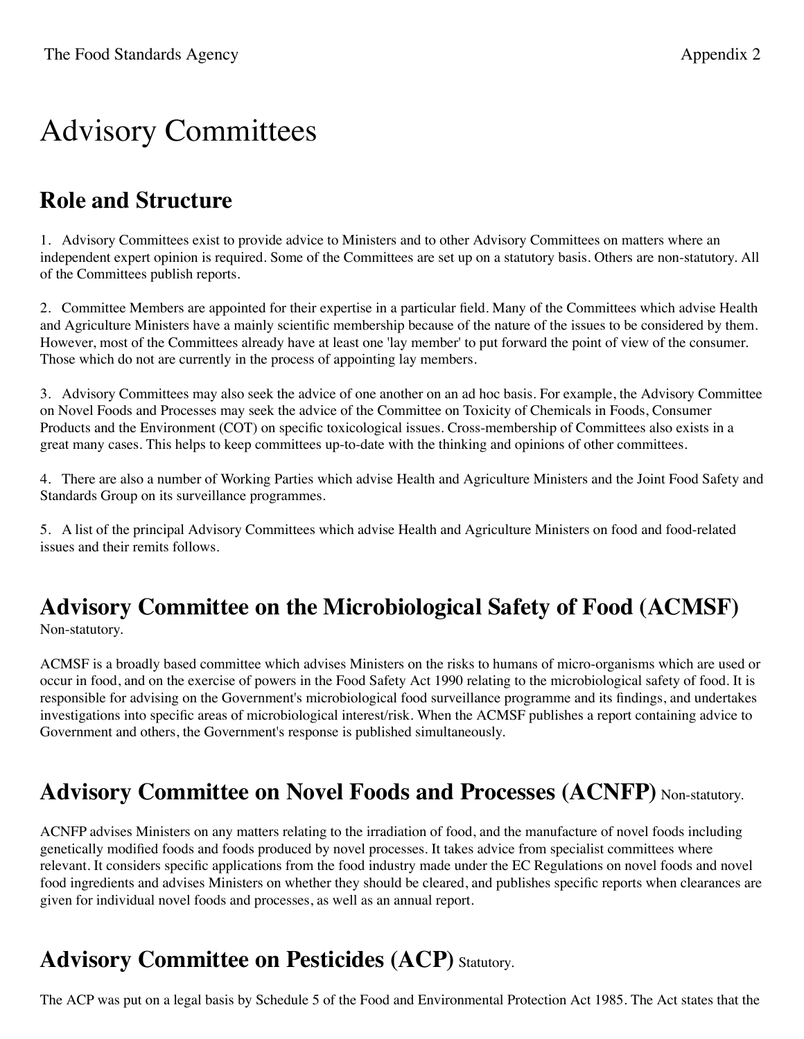# Advisory Committees

## Role and Structure

1. Advisory Committees exist to provide advice to Ministers and to other Advisory Committees on matters where an independent expert opinion is required. Some of the Committees are set up on a statutory basis. Others are non-statutory. All of the Committees publish reports.

2. Committee Members are appointed for their expertise in a particular field. Many of the Committees which advise Health and Agriculture Ministers have a mainly scientific membership because of the nature of the issues to be considered by them. However, most of the Committees already have at least one 'lay member' to put forward the point of view of the consumer. Those which do not are currently in the process of appointing lay members.

3. Advisory Committees may also seek the advice of one another on an ad hoc basis. For example, the Advisory Committee on Novel Foods and Processes may seek the advice of the Committee on Toxicity of Chemicals in Foods, Consumer Products and the Environment (COT) on specific toxicological issues. Cross-membership of Committees also exists in a great many cases. This helps to keep committees up-to-date with the thinking and opinions of other committees.

4. There are also a number of Working Parties which advise Health and Agriculture Ministers and the Joint Food Safety and Standards Group on its surveillance programmes.

5. A list of the principal Advisory Committees which advise Health and Agriculture Ministers on food and food-related issues and their remits follows.

## Advisory Committee on the Microbiological Safety of Food (ACMSF)

Non-statutory.

ACMSF is a broadly based committee which advises Ministers on the risks to humans of micro-organisms which are used or occur in food, and on the exercise of powers in the Food Safety Act 1990 relating to the microbiological safety of food. It is responsible for advising on the Government's microbiological food surveillance programme and its findings, and undertakes investigations into specific areas of microbiological interest/risk. When the ACMSF publishes a report containing advice to Government and others, the Government's response is published simultaneously.

## Advisory Committee on Novel Foods and Processes (ACNFP) Non-statutory.

ACNFP advises Ministers on any matters relating to the irradiation of food, and the manufacture of novel foods including genetically modified foods and foods produced by novel processes. It takes advice from specialist committees where relevant. It considers specific applications from the food industry made under the EC Regulations on novel foods and novel food ingredients and advises Ministers on whether they should be cleared, and publishes specific reports when clearances are given for individual novel foods and processes, as well as an annual report.

## Advisory Committee on Pesticides (ACP) Statutory.

The ACP was put on a legal basis by Schedule 5 of the Food and Environmental Protection Act 1985. The Act states that the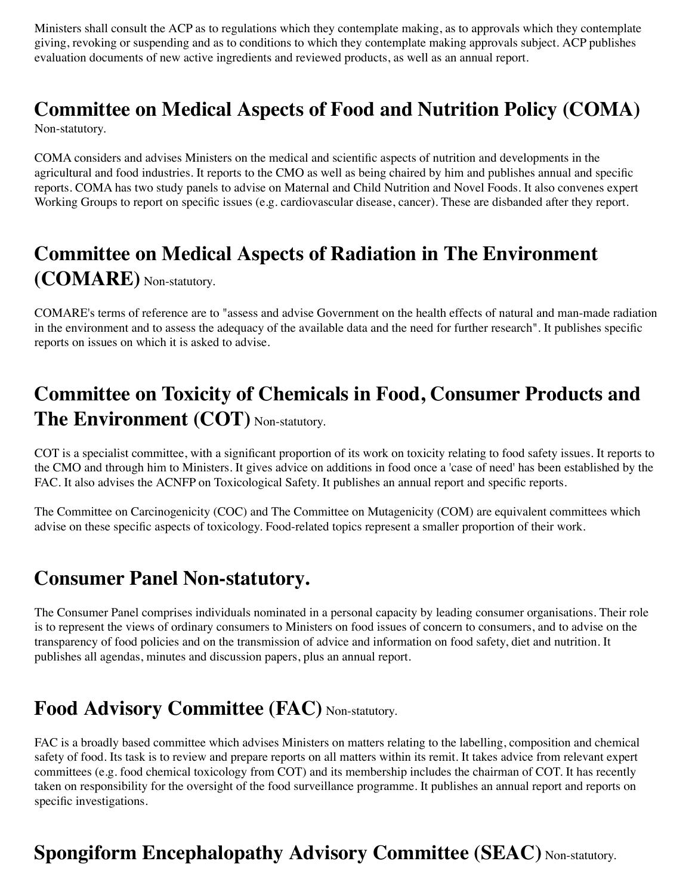Ministers shall consult the ACP as to regulations which they contemplate making, as to approvals which they contemplate giving, revoking or suspending and as to conditions to which they contemplate making approvals subject. ACP publishes evaluation documents of new active ingredients and reviewed products, as well as an annual report.

## Committee on Medical Aspects of Food and Nutrition Policy (COMA)

Non-statutory.

COMA considers and advises Ministers on the medical and scientific aspects of nutrition and developments in the agricultural and food industries. It reports to the CMO as well as being chaired by him and publishes annual and specific reports. COMA has two study panels to advise on Maternal and Child Nutrition and Novel Foods. It also convenes expert Working Groups to report on specific issues (e.g. cardiovascular disease, cancer). These are disbanded after they report.

## Committee on Medical Aspects of Radiation in The Environment (COMARE) Non-statutory.

COMARE's terms of reference are to "assess and advise Government on the health effects of natural and man-made radiation in the environment and to assess the adequacy of the available data and the need for further research". It publishes specific reports on issues on which it is asked to advise.

## Committee on Toxicity of Chemicals in Food, Consumer Products and The Environment (COT) Non-statutory.

COT is a specialist committee, with a significant proportion of its work on toxicity relating to food safety issues. It reports to the CMO and through him to Ministers. It gives advice on additions in food once a 'case of need' has been established by the FAC. It also advises the ACNFP on Toxicological Safety. It publishes an annual report and specific reports.

The Committee on Carcinogenicity (COC) and The Committee on Mutagenicity (COM) are equivalent committees which advise on these specific aspects of toxicology. Food-related topics represent a smaller proportion of their work.

## Consumer Panel Non-statutory.

The Consumer Panel comprises individuals nominated in a personal capacity by leading consumer organisations. Their role is to represent the views of ordinary consumers to Ministers on food issues of concern to consumers, and to advise on the transparency of food policies and on the transmission of advice and information on food safety, diet and nutrition. It publishes all agendas, minutes and discussion papers, plus an annual report.

## Food Advisory Committee (FAC) Non-statutory.

FAC is a broadly based committee which advises Ministers on matters relating to the labelling, composition and chemical safety of food. Its task is to review and prepare reports on all matters within its remit. It takes advice from relevant expert committees (e.g. food chemical toxicology from COT) and its membership includes the chairman of COT. It has recently taken on responsibility for the oversight of the food surveillance programme. It publishes an annual report and reports on specific investigations.

## Spongiform Encephalopathy Advisory Committee (SEAC) Non-statutory.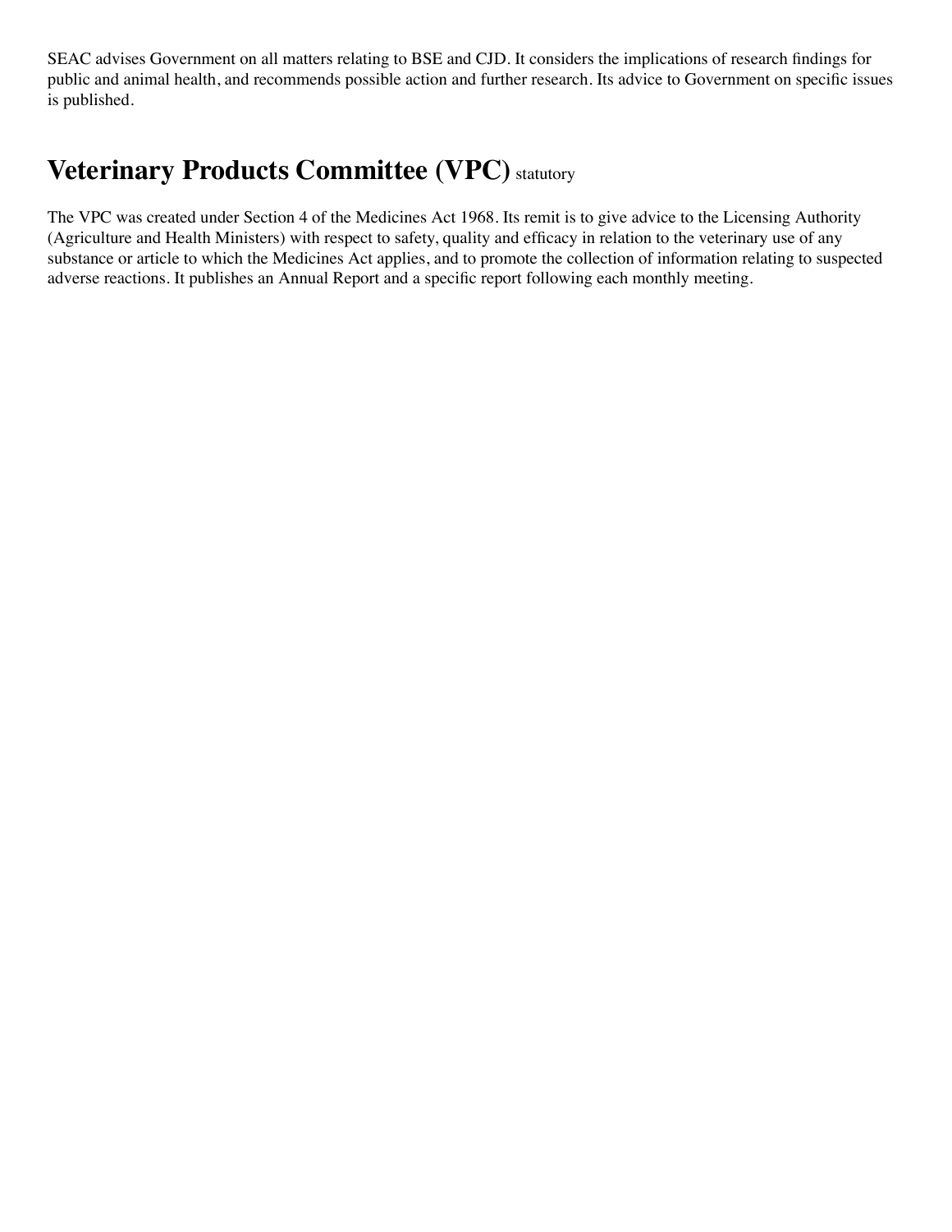SEAC advises Government on all matters relating to BSE and CJD. It considers the implications of research findings for public and animal health, and recommends possible action and further research. Its advice to Government on specific issues is published.

## Veterinary Products Committee (VPC) statutory

The VPC was created under Section 4 of the Medicines Act 1968. Its remit is to give advice to the Licensing Authority (Agriculture and Health Ministers) with respect to safety, quality and efficacy in relation to the veterinary use of any substance or article to which the Medicines Act applies, and to promote the collection of information relating to suspected adverse reactions. It publishes an Annual Report and a specific report following each monthly meeting.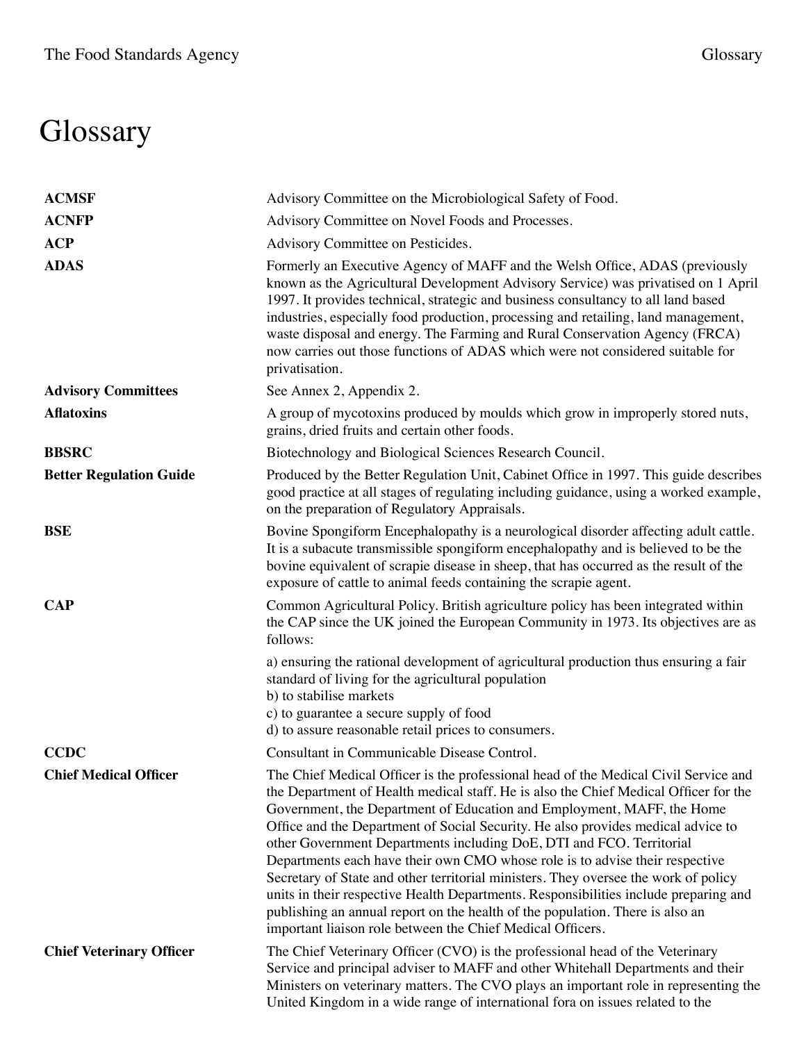# Glossary

| | |
|---|---|
| **ACMSF** | Advisory Committee on the Microbiological Safety of Food. |
| **ACNFP** | Advisory Committee on Novel Foods and Processes. |
| **ACP** | Advisory Committee on Pesticides. |
| **ADAS** | Formerly an Executive Agency of MAFF and the Welsh Office, ADAS (previously known as the Agricultural Development Advisory Service) was privatised on 1 April 1997. It provides technical, strategic and business consultancy to all land based industries, especially food production, processing and retailing, land management, waste disposal and energy. The Farming and Rural Conservation Agency (FRCA) now carries out those functions of ADAS which were not considered suitable for privatisation. |
| **Advisory Committees** | See Annex 2, Appendix 2. |
| **Aflatoxins** | A group of mycotoxins produced by moulds which grow in improperly stored nuts, grains, dried fruits and certain other foods. |
| **BBSRC** | Biotechnology and Biological Sciences Research Council. |
| **Better Regulation Guide** | Produced by the Better Regulation Unit, Cabinet Office in 1997. This guide describes good practice at all stages of regulating including guidance, using a worked example, on the preparation of Regulatory Appraisals. |
| **BSE** | Bovine Spongiform Encephalopathy is a neurological disorder affecting adult cattle. It is a subacute transmissible spongiform encephalopathy and is believed to be the bovine equivalent of scrapie disease in sheep, that has occurred as the result of the exposure of cattle to animal feeds containing the scrapie agent. |
| **CAP** | Common Agricultural Policy. British agriculture policy has been integrated within the CAP since the UK joined the European Community in 1973. Its objectives are as follows:<br><br>a) ensuring the rational development of agricultural production thus ensuring a fair standard of living for the agricultural population<br>b) to stabilise markets<br>c) to guarantee a secure supply of food<br>d) to assure reasonable retail prices to consumers. |
| **CCDC** | Consultant in Communicable Disease Control. |
| **Chief Medical Officer** | The Chief Medical Officer is the professional head of the Medical Civil Service and the Department of Health medical staff. He is also the Chief Medical Officer for the Government, the Department of Education and Employment, MAFF, the Home Office and the Department of Social Security. He also provides medical advice to other Government Departments including DoE, DTI and FCO. Territorial Departments each have their own CMO whose role is to advise their respective Secretary of State and other territorial ministers. They oversee the work of policy units in their respective Health Departments. Responsibilities include preparing and publishing an annual report on the health of the population. There is also an important liaison role between the Chief Medical Officers. |
| **Chief Veterinary Officer** | The Chief Veterinary Officer (CVO) is the professional head of the Veterinary Service and principal adviser to MAFF and other Whitehall Departments and their Ministers on veterinary matters. The CVO plays an important role in representing the United Kingdom in a wide range of international fora on issues related to the |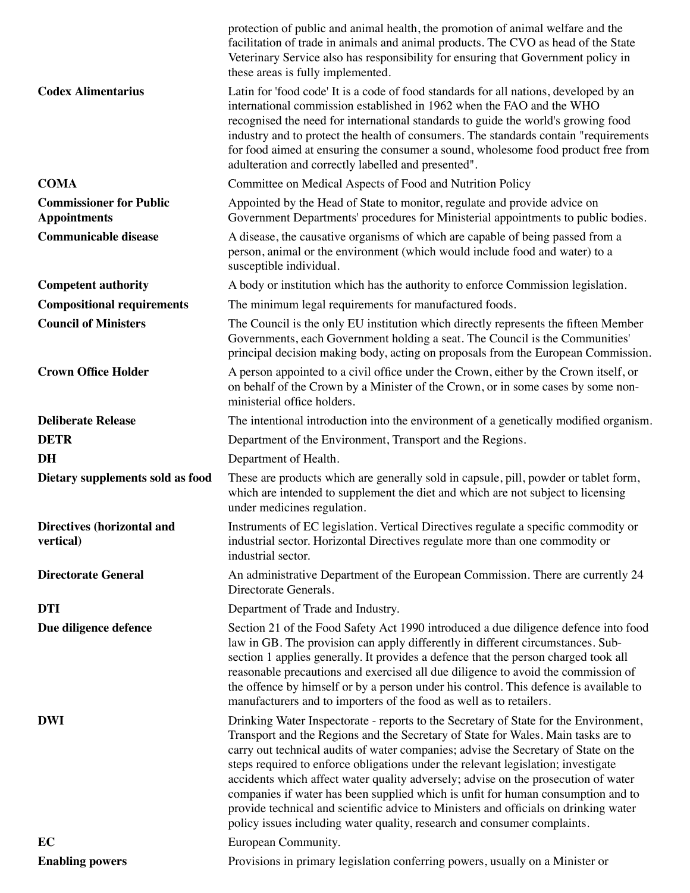| | |
|---|---|
| | protection of public and animal health, the promotion of animal welfare and the facilitation of trade in animals and animal products. The CVO as head of the State Veterinary Service also has responsibility for ensuring that Government policy in these areas is fully implemented. |
| **Codex Alimentarius** | Latin for 'food code' It is a code of food standards for all nations, developed by an international commission established in 1962 when the FAO and the WHO recognised the need for international standards to guide the world's growing food industry and to protect the health of consumers. The standards contain "requirements for food aimed at ensuring the consumer a sound, wholesome food product free from adulteration and correctly labelled and presented". |
| **COMA** | Committee on Medical Aspects of Food and Nutrition Policy |
| **Commissioner for Public Appointments** | Appointed by the Head of State to monitor, regulate and provide advice on Government Departments' procedures for Ministerial appointments to public bodies. |
| **Communicable disease** | A disease, the causative organisms of which are capable of being passed from a person, animal or the environment (which would include food and water) to a susceptible individual. |
| **Competent authority** | A body or institution which has the authority to enforce Commission legislation. |
| **Compositional requirements** | The minimum legal requirements for manufactured foods. |
| **Council of Ministers** | The Council is the only EU institution which directly represents the fifteen Member Governments, each Government holding a seat. The Council is the Communities' principal decision making body, acting on proposals from the European Commission. |
| **Crown Office Holder** | A person appointed to a civil office under the Crown, either by the Crown itself, or on behalf of the Crown by a Minister of the Crown, or in some cases by some non-ministerial office holders. |
| **Deliberate Release** | The intentional introduction into the environment of a genetically modified organism. |
| **DETR** | Department of the Environment, Transport and the Regions. |
| **DH** | Department of Health. |
| **Dietary supplements sold as food** | These are products which are generally sold in capsule, pill, powder or tablet form, which are intended to supplement the diet and which are not subject to licensing under medicines regulation. |
| **Directives (horizontal and vertical)** | Instruments of EC legislation. Vertical Directives regulate a specific commodity or industrial sector. Horizontal Directives regulate more than one commodity or industrial sector. |
| **Directorate General** | An administrative Department of the European Commission. There are currently 24 Directorate Generals. |
| **DTI** | Department of Trade and Industry. |
| **Due diligence defence** | Section 21 of the Food Safety Act 1990 introduced a due diligence defence into food law in GB. The provision can apply differently in different circumstances. Sub-section 1 applies generally. It provides a defence that the person charged took all reasonable precautions and exercised all due diligence to avoid the commission of the offence by himself or by a person under his control. This defence is available to manufacturers and to importers of the food as well as to retailers. |
| **DWI** | Drinking Water Inspectorate - reports to the Secretary of State for the Environment, Transport and the Regions and the Secretary of State for Wales. Main tasks are to carry out technical audits of water companies; advise the Secretary of State on the steps required to enforce obligations under the relevant legislation; investigate accidents which affect water quality adversely; advise on the prosecution of water companies if water has been supplied which is unfit for human consumption and to provide technical and scientific advice to Ministers and officials on drinking water policy issues including water quality, research and consumer complaints. |
| **EC** | European Community. |
| **Enabling powers** | Provisions in primary legislation conferring powers, usually on a Minister or |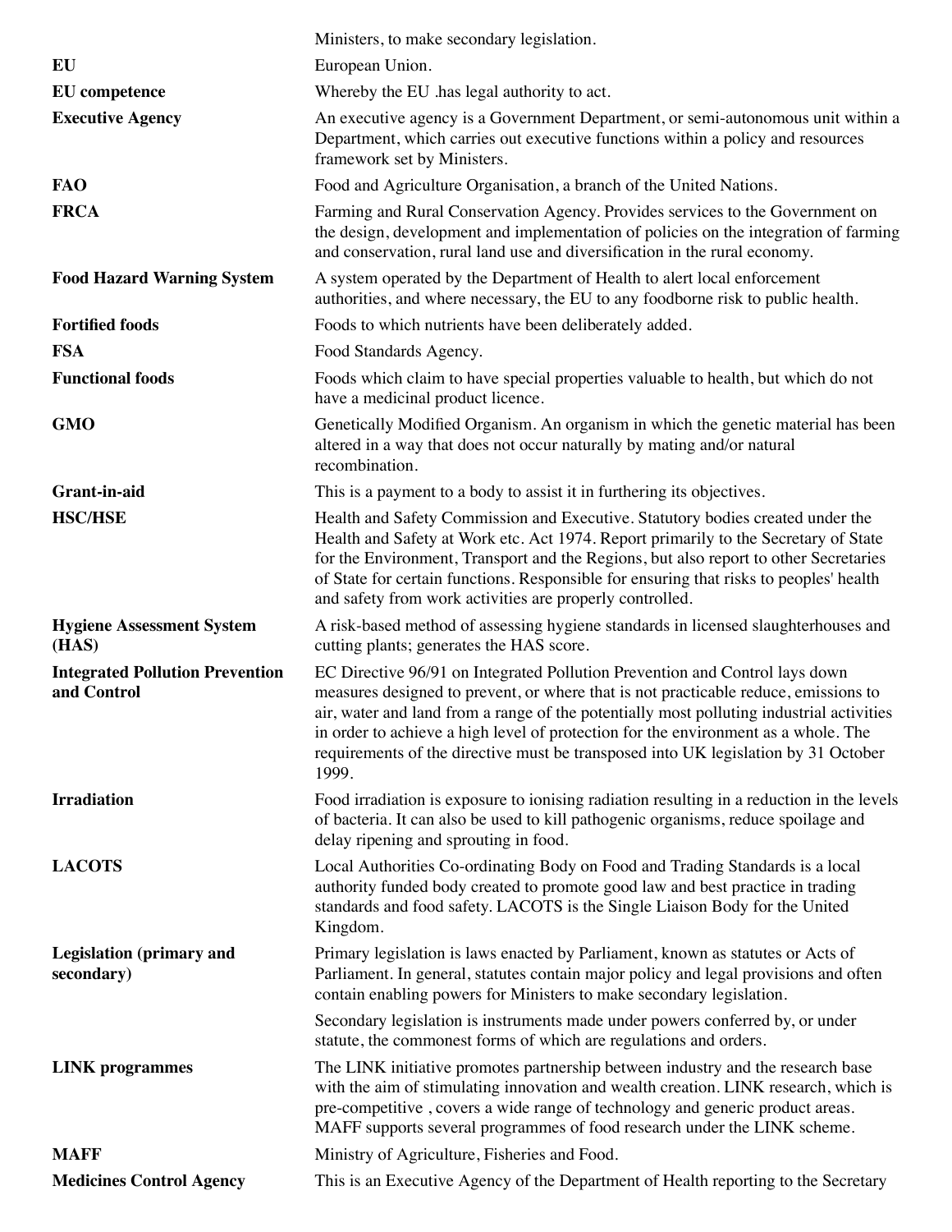| | |
|---|---|
| | Ministers, to make secondary legislation. |
| **EU** | European Union. |
| **EU competence** | Whereby the EU .has legal authority to act. |
| **Executive Agency** | An executive agency is a Government Department, or semi-autonomous unit within a Department, which carries out executive functions within a policy and resources framework set by Ministers. |
| **FAO** | Food and Agriculture Organisation, a branch of the United Nations. |
| **FRCA** | Farming and Rural Conservation Agency. Provides services to the Government on the design, development and implementation of policies on the integration of farming and conservation, rural land use and diversification in the rural economy. |
| **Food Hazard Warning System** | A system operated by the Department of Health to alert local enforcement authorities, and where necessary, the EU to any foodborne risk to public health. |
| **Fortified foods** | Foods to which nutrients have been deliberately added. |
| **FSA** | Food Standards Agency. |
| **Functional foods** | Foods which claim to have special properties valuable to health, but which do not have a medicinal product licence. |
| **GMO** | Genetically Modified Organism. An organism in which the genetic material has been altered in a way that does not occur naturally by mating and/or natural recombination. |
| **Grant-in-aid** | This is a payment to a body to assist it in furthering its objectives. |
| **HSC/HSE** | Health and Safety Commission and Executive. Statutory bodies created under the Health and Safety at Work etc. Act 1974. Report primarily to the Secretary of State for the Environment, Transport and the Regions, but also report to other Secretaries of State for certain functions. Responsible for ensuring that risks to peoples' health and safety from work activities are properly controlled. |
| **Hygiene Assessment System (HAS)** | A risk-based method of assessing hygiene standards in licensed slaughterhouses and cutting plants; generates the HAS score. |
| **Integrated Pollution Prevention and Control** | EC Directive 96/91 on Integrated Pollution Prevention and Control lays down measures designed to prevent, or where that is not practicable reduce, emissions to air, water and land from a range of the potentially most polluting industrial activities in order to achieve a high level of protection for the environment as a whole. The requirements of the directive must be transposed into UK legislation by 31 October 1999. |
| **Irradiation** | Food irradiation is exposure to ionising radiation resulting in a reduction in the levels of bacteria. It can also be used to kill pathogenic organisms, reduce spoilage and delay ripening and sprouting in food. |
| **LACOTS** | Local Authorities Co-ordinating Body on Food and Trading Standards is a local authority funded body created to promote good law and best practice in trading standards and food safety. LACOTS is the Single Liaison Body for the United Kingdom. |
| **Legislation (primary and secondary)** | Primary legislation is laws enacted by Parliament, known as statutes or Acts of Parliament. In general, statutes contain major policy and legal provisions and often contain enabling powers for Ministers to make secondary legislation.<br><br>Secondary legislation is instruments made under powers conferred by, or under statute, the commonest forms of which are regulations and orders. |
| **LINK programmes** | The LINK initiative promotes partnership between industry and the research base with the aim of stimulating innovation and wealth creation. LINK research, which is pre-competitive , covers a wide range of technology and generic product areas. MAFF supports several programmes of food research under the LINK scheme. |
| **MAFF** | Ministry of Agriculture, Fisheries and Food. |
| **Medicines Control Agency** | This is an Executive Agency of the Department of Health reporting to the Secretary |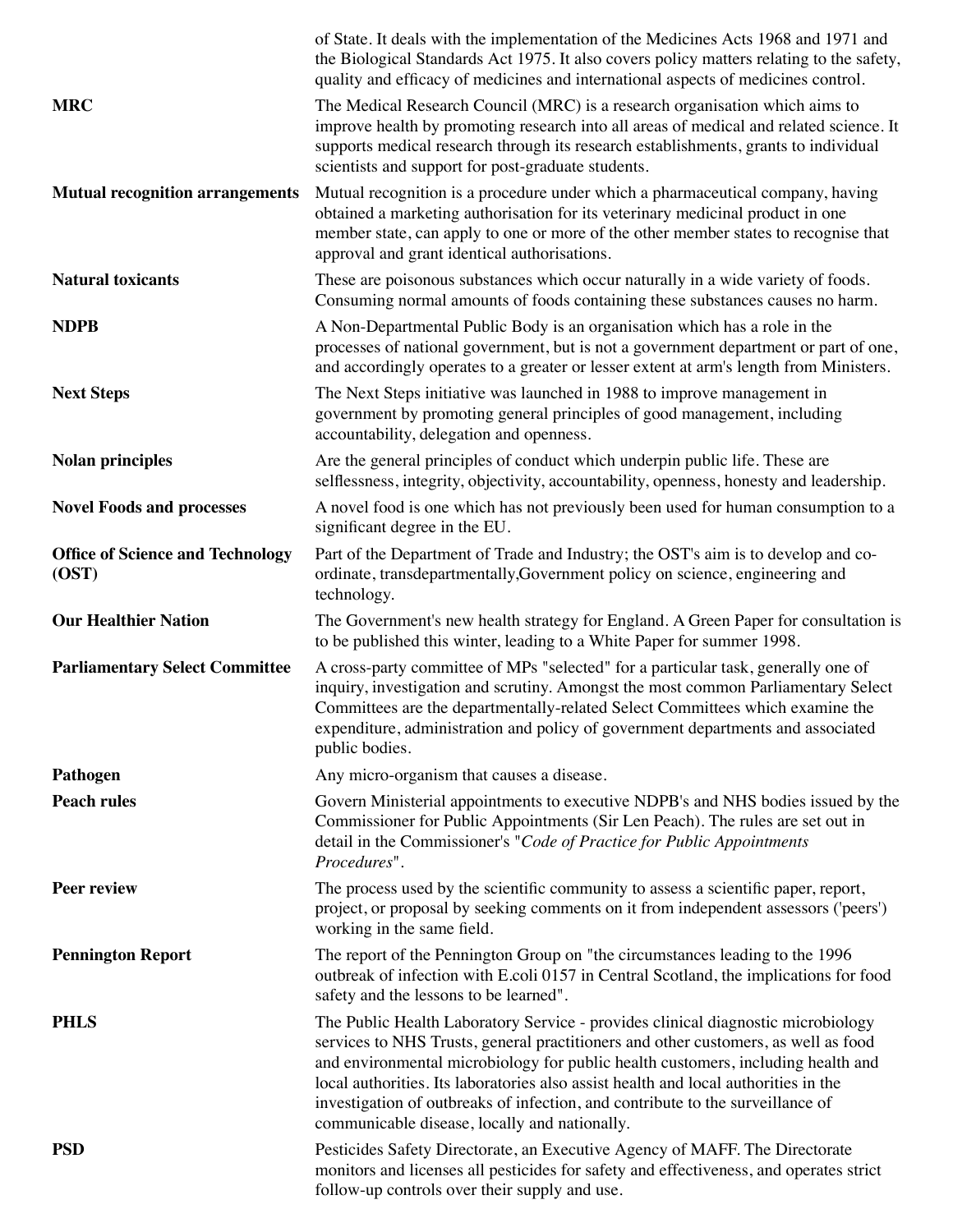| | |
|---|---|
| | of State. It deals with the implementation of the Medicines Acts 1968 and 1971 and the Biological Standards Act 1975. It also covers policy matters relating to the safety, quality and efficacy of medicines and international aspects of medicines control. |
| **MRC** | The Medical Research Council (MRC) is a research organisation which aims to improve health by promoting research into all areas of medical and related science. It supports medical research through its research establishments, grants to individual scientists and support for post-graduate students. |
| **Mutual recognition arrangements** | Mutual recognition is a procedure under which a pharmaceutical company, having obtained a marketing authorisation for its veterinary medicinal product in one member state, can apply to one or more of the other member states to recognise that approval and grant identical authorisations. |
| **Natural toxicants** | These are poisonous substances which occur naturally in a wide variety of foods. Consuming normal amounts of foods containing these substances causes no harm. |
| **NDPB** | A Non-Departmental Public Body is an organisation which has a role in the processes of national government, but is not a government department or part of one, and accordingly operates to a greater or lesser extent at arm's length from Ministers. |
| **Next Steps** | The Next Steps initiative was launched in 1988 to improve management in government by promoting general principles of good management, including accountability, delegation and openness. |
| **Nolan principles** | Are the general principles of conduct which underpin public life. These are selflessness, integrity, objectivity, accountability, openness, honesty and leadership. |
| **Novel Foods and processes** | A novel food is one which has not previously been used for human consumption to a significant degree in the EU. |
| **Office of Science and Technology (OST)** | Part of the Department of Trade and Industry; the OST's aim is to develop and co-ordinate, transdepartmentally,Government policy on science, engineering and technology. |
| **Our Healthier Nation** | The Government's new health strategy for England. A Green Paper for consultation is to be published this winter, leading to a White Paper for summer 1998. |
| **Parliamentary Select Committee** | A cross-party committee of MPs "selected" for a particular task, generally one of inquiry, investigation and scrutiny. Amongst the most common Parliamentary Select Committees are the departmentally-related Select Committees which examine the expenditure, administration and policy of government departments and associated public bodies. |
| **Pathogen** | Any micro-organism that causes a disease. |
| **Peach rules** | Govern Ministerial appointments to executive NDPB's and NHS bodies issued by the Commissioner for Public Appointments (Sir Len Peach). The rules are set out in detail in the Commissioner's "*Code of Practice for Public Appointments Procedures*". |
| **Peer review** | The process used by the scientific community to assess a scientific paper, report, project, or proposal by seeking comments on it from independent assessors ('peers') working in the same field. |
| **Pennington Report** | The report of the Pennington Group on "the circumstances leading to the 1996 outbreak of infection with E.coli 0157 in Central Scotland, the implications for food safety and the lessons to be learned". |
| **PHLS** | The Public Health Laboratory Service - provides clinical diagnostic microbiology services to NHS Trusts, general practitioners and other customers, as well as food and environmental microbiology for public health customers, including health and local authorities. Its laboratories also assist health and local authorities in the investigation of outbreaks of infection, and contribute to the surveillance of communicable disease, locally and nationally. |
| **PSD** | Pesticides Safety Directorate, an Executive Agency of MAFF. The Directorate monitors and licenses all pesticides for safety and effectiveness, and operates strict follow-up controls over their supply and use. |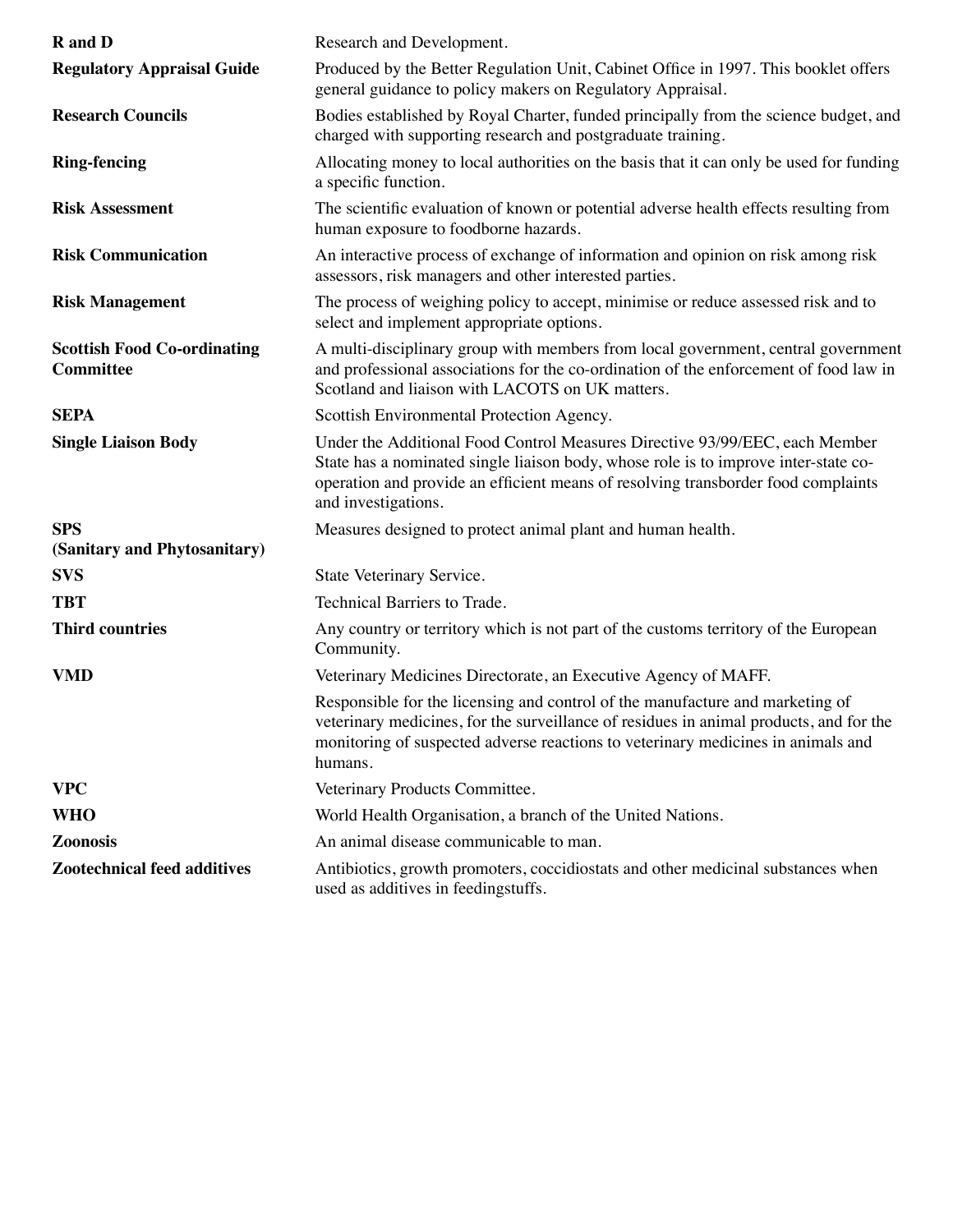| | |
|---|---|
| **R and D** | Research and Development. |
| **Regulatory Appraisal Guide** | Produced by the Better Regulation Unit, Cabinet Office in 1997. This booklet offers general guidance to policy makers on Regulatory Appraisal. |
| **Research Councils** | Bodies established by Royal Charter, funded principally from the science budget, and charged with supporting research and postgraduate training. |
| **Ring-fencing** | Allocating money to local authorities on the basis that it can only be used for funding a specific function. |
| **Risk Assessment** | The scientific evaluation of known or potential adverse health effects resulting from human exposure to foodborne hazards. |
| **Risk Communication** | An interactive process of exchange of information and opinion on risk among risk assessors, risk managers and other interested parties. |
| **Risk Management** | The process of weighing policy to accept, minimise or reduce assessed risk and to select and implement appropriate options. |
| **Scottish Food Co-ordinating Committee** | A multi-disciplinary group with members from local government, central government and professional associations for the co-ordination of the enforcement of food law in Scotland and liaison with LACOTS on UK matters. |
| **SEPA** | Scottish Environmental Protection Agency. |
| **Single Liaison Body** | Under the Additional Food Control Measures Directive 93/99/EEC, each Member State has a nominated single liaison body, whose role is to improve inter-state co-operation and provide an efficient means of resolving transborder food complaints and investigations. |
| **SPS (Sanitary and Phytosanitary)** | Measures designed to protect animal plant and human health. |
| **SVS** | State Veterinary Service. |
| **TBT** | Technical Barriers to Trade. |
| **Third countries** | Any country or territory which is not part of the customs territory of the European Community. |
| **VMD** | Veterinary Medicines Directorate, an Executive Agency of MAFF. Responsible for the licensing and control of the manufacture and marketing of veterinary medicines, for the surveillance of residues in animal products, and for the monitoring of suspected adverse reactions to veterinary medicines in animals and humans. |
| **VPC** | Veterinary Products Committee. |
| **WHO** | World Health Organisation, a branch of the United Nations. |
| **Zoonosis** | An animal disease communicable to man. |
| **Zootechnical feed additives** | Antibiotics, growth promoters, coccidiostats and other medicinal substances when used as additives in feedingstuffs. |